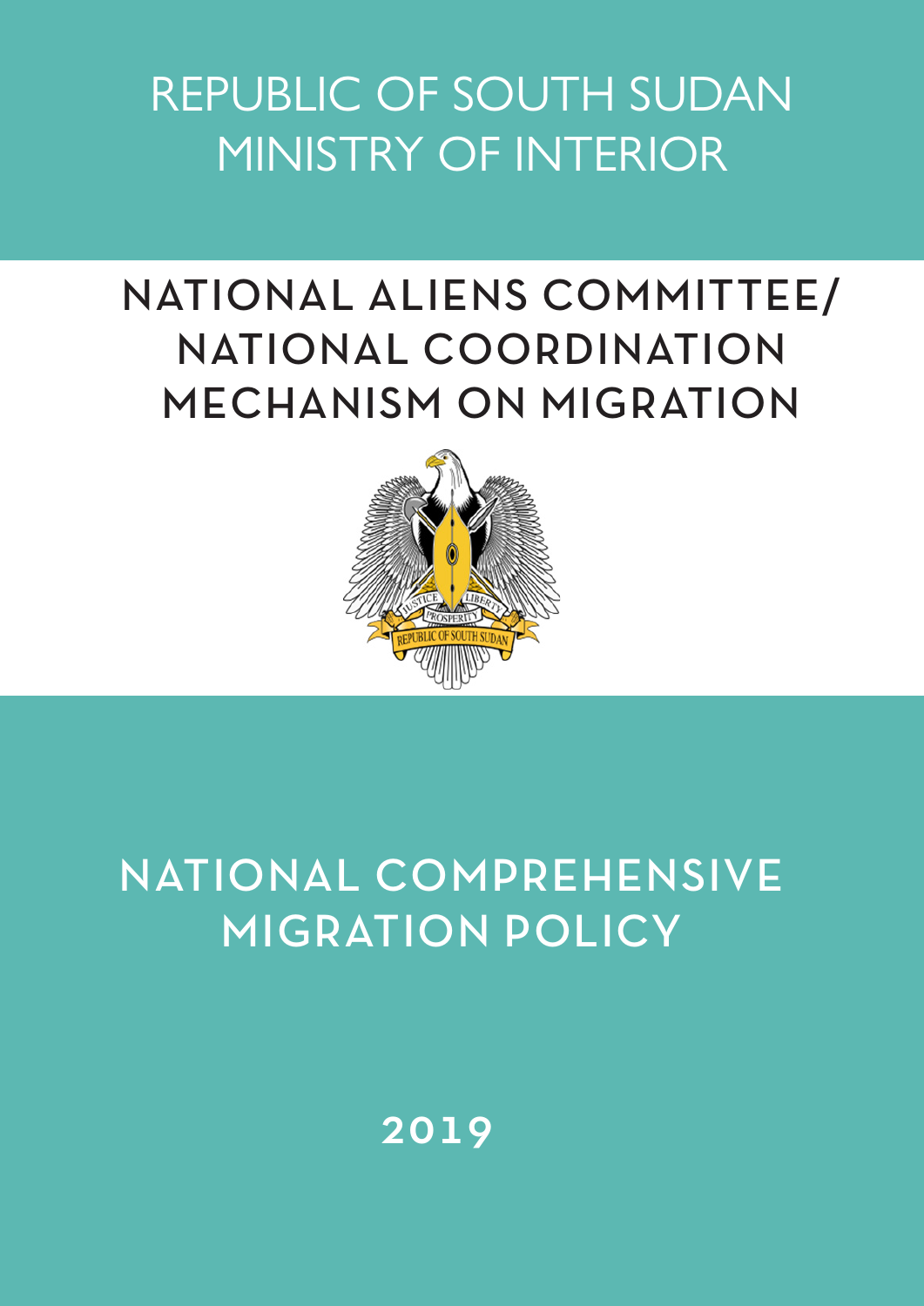# REPUBLIC OF SOUTH SUDAN
# MINISTRY OF INTERIOR

## NATIONAL ALIENS COMMITTEE/ NATIONAL COORDINATION MECHANISM ON MIGRATION

# NATIONAL COMPREHENSIVE MIGRATION POLICY

**2019**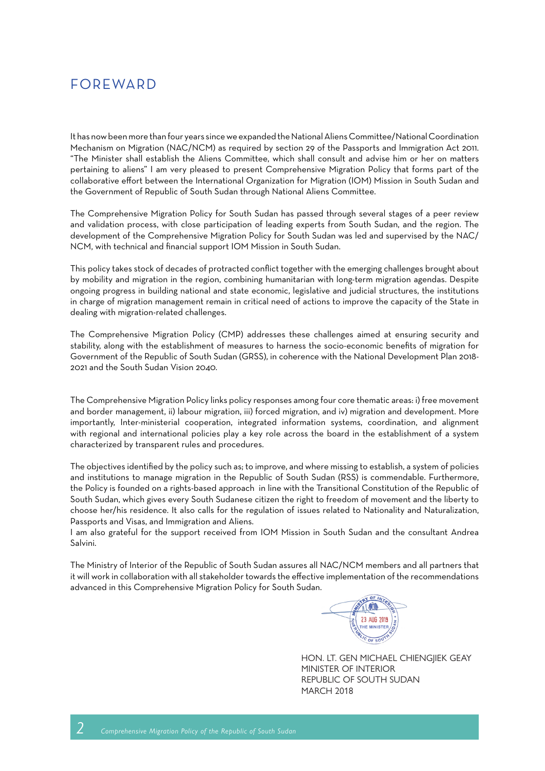# FOREWARD

It has now been more than four years since we expanded the National Aliens Committee/National Coordination Mechanism on Migration (NAC/NCM) as required by section 29 of the Passports and Immigration Act 2011. "The Minister shall establish the Aliens Committee, which shall consult and advise him or her on matters pertaining to aliens" I am very pleased to present Comprehensive Migration Policy that forms part of the collaborative effort between the International Organization for Migration (IOM) Mission in South Sudan and the Government of Republic of South Sudan through National Aliens Committee.

The Comprehensive Migration Policy for South Sudan has passed through several stages of a peer review and validation process, with close participation of leading experts from South Sudan, and the region. The development of the Comprehensive Migration Policy for South Sudan was led and supervised by the NAC/NCM, with technical and financial support IOM Mission in South Sudan.

This policy takes stock of decades of protracted conflict together with the emerging challenges brought about by mobility and migration in the region, combining humanitarian with long-term migration agendas. Despite ongoing progress in building national and state economic, legislative and judicial structures, the institutions in charge of migration management remain in critical need of actions to improve the capacity of the State in dealing with migration-related challenges.

The Comprehensive Migration Policy (CMP) addresses these challenges aimed at ensuring security and stability, along with the establishment of measures to harness the socio-economic benefits of migration for Government of the Republic of South Sudan (GRSS), in coherence with the National Development Plan 2018-2021 and the South Sudan Vision 2040.

The Comprehensive Migration Policy links policy responses among four core thematic areas: i) free movement and border management, ii) labour migration, iii) forced migration, and iv) migration and development. More importantly, Inter-ministerial cooperation, integrated information systems, coordination, and alignment with regional and international policies play a key role across the board in the establishment of a system characterized by transparent rules and procedures.

The objectives identified by the policy such as; to improve, and where missing to establish, a system of policies and institutions to manage migration in the Republic of South Sudan (RSS) is commendable. Furthermore, the Policy is founded on a rights-based approach in line with the Transitional Constitution of the Republic of South Sudan, which gives every South Sudanese citizen the right to freedom of movement and the liberty to choose her/his residence. It also calls for the regulation of issues related to Nationality and Naturalization, Passports and Visas, and Immigration and Aliens.
I am also grateful for the support received from IOM Mission in South Sudan and the consultant Andrea Salvini.

The Ministry of Interior of the Republic of South Sudan assures all NAC/NCM members and all partners that it will work in collaboration with all stakeholder towards the effective implementation of the recommendations advanced in this Comprehensive Migration Policy for South Sudan.

MINISTRY OF INTERIOR
23 AUG 2019
THE MINISTER
THE REPUBLIC OF SOUTH SUDAN

HON. LT. GEN MICHAEL CHIENGJIEK GEAY
MINISTER OF INTERIOR
REPUBLIC OF SOUTH SUDAN
MARCH 2018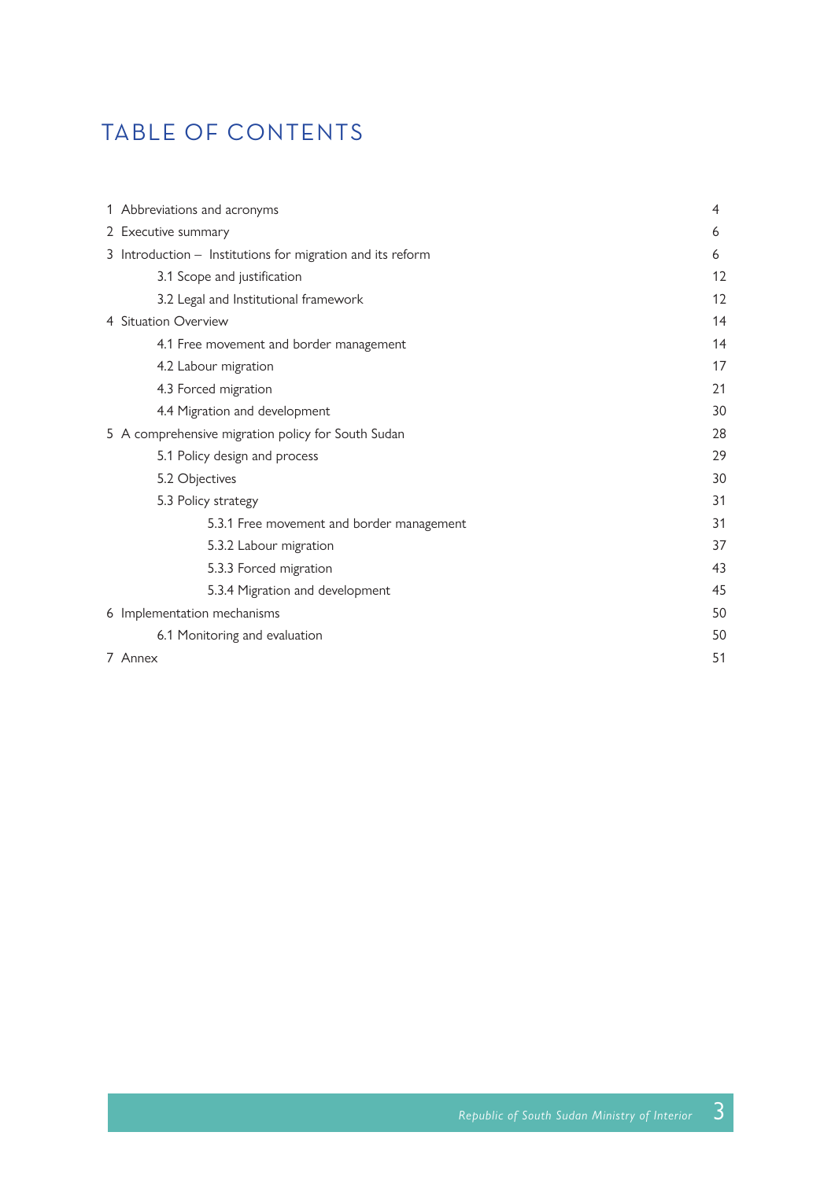# TABLE OF CONTENTS

| | |
|---|---|
| 1 Abbreviations and acronyms | 4 |
| 2 Executive summary | 6 |
| 3 Introduction – Institutions for migration and its reform | 6 |
| 3.1 Scope and justification | 12 |
| 3.2 Legal and Institutional framework | 12 |
| 4 Situation Overview | 14 |
| 4.1 Free movement and border management | 14 |
| 4.2 Labour migration | 17 |
| 4.3 Forced migration | 21 |
| 4.4 Migration and development | 30 |
| 5 A comprehensive migration policy for South Sudan | 28 |
| 5.1 Policy design and process | 29 |
| 5.2 Objectives | 30 |
| 5.3 Policy strategy | 31 |
| 5.3.1 Free movement and border management | 31 |
| 5.3.2 Labour migration | 37 |
| 5.3.3 Forced migration | 43 |
| 5.3.4 Migration and development | 45 |
| 6 Implementation mechanisms | 50 |
| 6.1 Monitoring and evaluation | 50 |
| 7 Annex | 51 |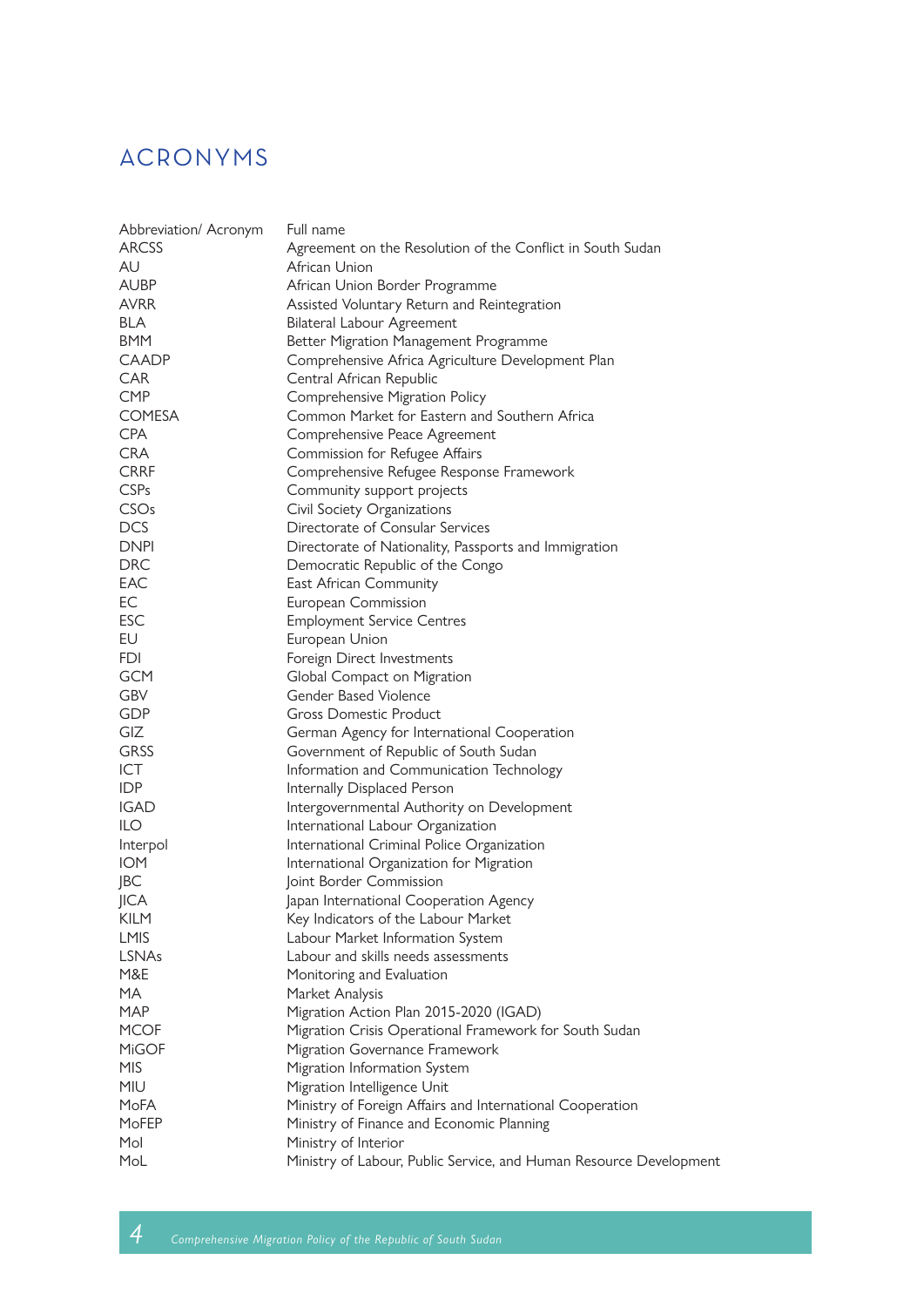# ACRONYMS

| Abbreviation/ Acronym | Full name |
|---|---|
| ARCSS | Agreement on the Resolution of the Conflict in South Sudan |
| AU | African Union |
| AUBP | African Union Border Programme |
| AVRR | Assisted Voluntary Return and Reintegration |
| BLA | Bilateral Labour Agreement |
| BMM | Better Migration Management Programme |
| CAADP | Comprehensive Africa Agriculture Development Plan |
| CAR | Central African Republic |
| CMP | Comprehensive Migration Policy |
| COMESA | Common Market for Eastern and Southern Africa |
| CPA | Comprehensive Peace Agreement |
| CRA | Commission for Refugee Affairs |
| CRRF | Comprehensive Refugee Response Framework |
| CSPs | Community support projects |
| CSOs | Civil Society Organizations |
| DCS | Directorate of Consular Services |
| DNPI | Directorate of Nationality, Passports and Immigration |
| DRC | Democratic Republic of the Congo |
| EAC | East African Community |
| EC | European Commission |
| ESC | Employment Service Centres |
| EU | European Union |
| FDI | Foreign Direct Investments |
| GCM | Global Compact on Migration |
| GBV | Gender Based Violence |
| GDP | Gross Domestic Product |
| GIZ | German Agency for International Cooperation |
| GRSS | Government of Republic of South Sudan |
| ICT | Information and Communication Technology |
| IDP | Internally Displaced Person |
| IGAD | Intergovernmental Authority on Development |
| ILO | International Labour Organization |
| Interpol | International Criminal Police Organization |
| IOM | International Organization for Migration |
| JBC | Joint Border Commission |
| JICA | Japan International Cooperation Agency |
| KILM | Key Indicators of the Labour Market |
| LMIS | Labour Market Information System |
| LSNAs | Labour and skills needs assessments |
| M&E | Monitoring and Evaluation |
| MA | Market Analysis |
| MAP | Migration Action Plan 2015-2020 (IGAD) |
| MCOF | Migration Crisis Operational Framework for South Sudan |
| MiGOF | Migration Governance Framework |
| MIS | Migration Information System |
| MIU | Migration Intelligence Unit |
| MoFA | Ministry of Foreign Affairs and International Cooperation |
| MoFEP | Ministry of Finance and Economic Planning |
| MoI | Ministry of Interior |
| MoL | Ministry of Labour, Public Service, and Human Resource Development |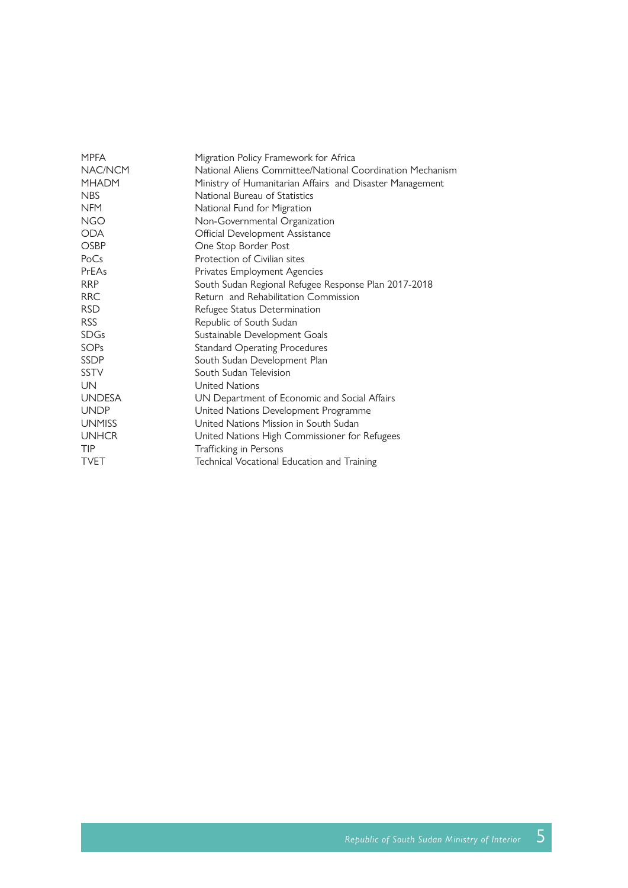| | |
|---|---|
| MPFA | Migration Policy Framework for Africa |
| NAC/NCM | National Aliens Committee/National Coordination Mechanism |
| MHADM | Ministry of Humanitarian Affairs and Disaster Management |
| NBS | National Bureau of Statistics |
| NFM | National Fund for Migration |
| NGO | Non-Governmental Organization |
| ODA | Official Development Assistance |
| OSBP | One Stop Border Post |
| PoCs | Protection of Civilian sites |
| PrEAs | Privates Employment Agencies |
| RRP | South Sudan Regional Refugee Response Plan 2017-2018 |
| RRC | Return and Rehabilitation Commission |
| RSD | Refugee Status Determination |
| RSS | Republic of South Sudan |
| SDGs | Sustainable Development Goals |
| SOPs | Standard Operating Procedures |
| SSDP | South Sudan Development Plan |
| SSTV | South Sudan Television |
| UN | United Nations |
| UNDESA | UN Department of Economic and Social Affairs |
| UNDP | United Nations Development Programme |
| UNMISS | United Nations Mission in South Sudan |
| UNHCR | United Nations High Commissioner for Refugees |
| TIP | Trafficking in Persons |
| TVET | Technical Vocational Education and Training |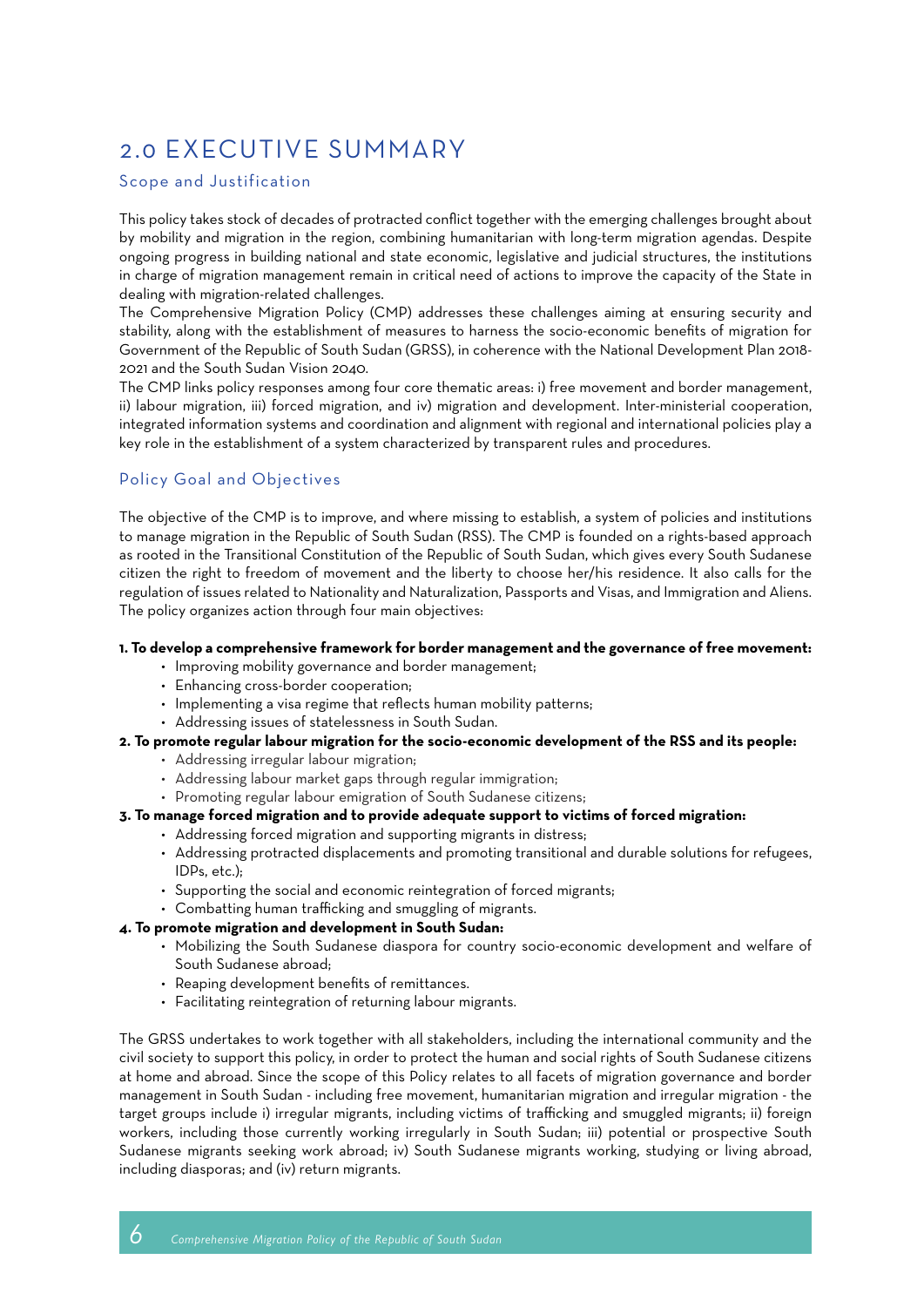# 2.0 EXECUTIVE SUMMARY

## Scope and Justification

This policy takes stock of decades of protracted conflict together with the emerging challenges brought about by mobility and migration in the region, combining humanitarian with long-term migration agendas. Despite ongoing progress in building national and state economic, legislative and judicial structures, the institutions in charge of migration management remain in critical need of actions to improve the capacity of the State in dealing with migration-related challenges.

The Comprehensive Migration Policy (CMP) addresses these challenges aiming at ensuring security and stability, along with the establishment of measures to harness the socio-economic benefits of migration for Government of the Republic of South Sudan (GRSS), in coherence with the National Development Plan 2018-2021 and the South Sudan Vision 2040.

The CMP links policy responses among four core thematic areas: i) free movement and border management, ii) labour migration, iii) forced migration, and iv) migration and development. Inter-ministerial cooperation, integrated information systems and coordination and alignment with regional and international policies play a key role in the establishment of a system characterized by transparent rules and procedures.

## Policy Goal and Objectives

The objective of the CMP is to improve, and where missing to establish, a system of policies and institutions to manage migration in the Republic of South Sudan (RSS). The CMP is founded on a rights-based approach as rooted in the Transitional Constitution of the Republic of South Sudan, which gives every South Sudanese citizen the right to freedom of movement and the liberty to choose her/his residence. It also calls for the regulation of issues related to Nationality and Naturalization, Passports and Visas, and Immigration and Aliens. The policy organizes action through four main objectives:

**1. To develop a comprehensive framework for border management and the governance of free movement:**
- Improving mobility governance and border management;
- Enhancing cross-border cooperation;
- Implementing a visa regime that reflects human mobility patterns;
- Addressing issues of statelessness in South Sudan.

**2. To promote regular labour migration for the socio-economic development of the RSS and its people:**
- Addressing irregular labour migration;
- Addressing labour market gaps through regular immigration;
- Promoting regular labour emigration of South Sudanese citizens;

**3. To manage forced migration and to provide adequate support to victims of forced migration:**
- Addressing forced migration and supporting migrants in distress;
- Addressing protracted displacements and promoting transitional and durable solutions for refugees, IDPs, etc.);
- Supporting the social and economic reintegration of forced migrants;
- Combatting human trafficking and smuggling of migrants.

**4. To promote migration and development in South Sudan:**
- Mobilizing the South Sudanese diaspora for country socio-economic development and welfare of South Sudanese abroad;
- Reaping development benefits of remittances.
- Facilitating reintegration of returning labour migrants.

The GRSS undertakes to work together with all stakeholders, including the international community and the civil society to support this policy, in order to protect the human and social rights of South Sudanese citizens at home and abroad. Since the scope of this Policy relates to all facets of migration governance and border management in South Sudan - including free movement, humanitarian migration and irregular migration - the target groups include i) irregular migrants, including victims of trafficking and smuggled migrants; ii) foreign workers, including those currently working irregularly in South Sudan; iii) potential or prospective South Sudanese migrants seeking work abroad; iv) South Sudanese migrants working, studying or living abroad, including diasporas; and (iv) return migrants.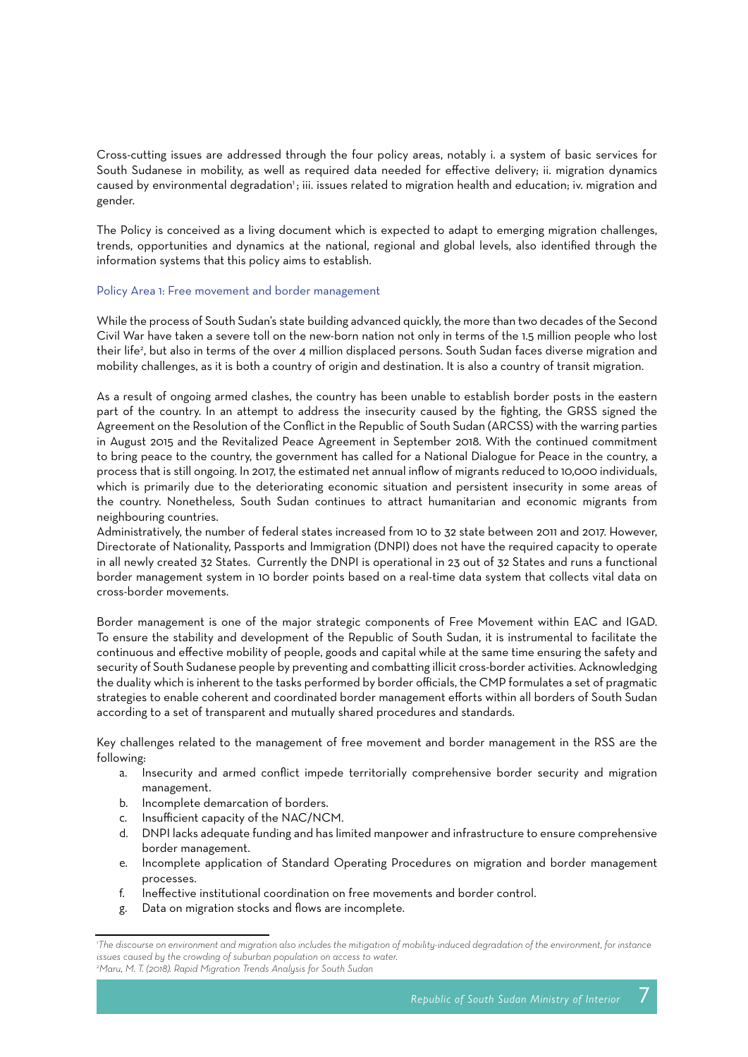Cross-cutting issues are addressed through the four policy areas, notably i. a system of basic services for South Sudanese in mobility, as well as required data needed for effective delivery; ii. migration dynamics caused by environmental degradation[1]; iii. issues related to migration health and education; iv. migration and gender.

The Policy is conceived as a living document which is expected to adapt to emerging migration challenges, trends, opportunities and dynamics at the national, regional and global levels, also identified through the information systems that this policy aims to establish.

### Policy Area 1: Free movement and border management

While the process of South Sudan's state building advanced quickly, the more than two decades of the Second Civil War have taken a severe toll on the new-born nation not only in terms of the 1.5 million people who lost their life[2], but also in terms of the over 4 million displaced persons. South Sudan faces diverse migration and mobility challenges, as it is both a country of origin and destination. It is also a country of transit migration.

As a result of ongoing armed clashes, the country has been unable to establish border posts in the eastern part of the country. In an attempt to address the insecurity caused by the fighting, the GRSS signed the Agreement on the Resolution of the Conflict in the Republic of South Sudan (ARCSS) with the warring parties in August 2015 and the Revitalized Peace Agreement in September 2018. With the continued commitment to bring peace to the country, the government has called for a National Dialogue for Peace in the country, a process that is still ongoing. In 2017, the estimated net annual inflow of migrants reduced to 10,000 individuals, which is primarily due to the deteriorating economic situation and persistent insecurity in some areas of the country. Nonetheless, South Sudan continues to attract humanitarian and economic migrants from neighbouring countries.

Administratively, the number of federal states increased from 10 to 32 state between 2011 and 2017. However, Directorate of Nationality, Passports and Immigration (DNPI) does not have the required capacity to operate in all newly created 32 States. Currently the DNPI is operational in 23 out of 32 States and runs a functional border management system in 10 border points based on a real-time data system that collects vital data on cross-border movements.

Border management is one of the major strategic components of Free Movement within EAC and IGAD. To ensure the stability and development of the Republic of South Sudan, it is instrumental to facilitate the continuous and effective mobility of people, goods and capital while at the same time ensuring the safety and security of South Sudanese people by preventing and combatting illicit cross-border activities. Acknowledging the duality which is inherent to the tasks performed by border officials, the CMP formulates a set of pragmatic strategies to enable coherent and coordinated border management efforts within all borders of South Sudan according to a set of transparent and mutually shared procedures and standards.

Key challenges related to the management of free movement and border management in the RSS are the following:

a. Insecurity and armed conflict impede territorially comprehensive border security and migration management.
b. Incomplete demarcation of borders.
c. Insufficient capacity of the NAC/NCM.
d. DNPI lacks adequate funding and has limited manpower and infrastructure to ensure comprehensive border management.
e. Incomplete application of Standard Operating Procedures on migration and border management processes.
f. Ineffective institutional coordination on free movements and border control.
g. Data on migration stocks and flows are incomplete.

---

[1] *The discourse on environment and migration also includes the mitigation of mobility-induced degradation of the environment, for instance issues caused by the crowding of suburban population on access to water.*

[2] *Maru, M. T. (2018). Rapid Migration Trends Analysis for South Sudan*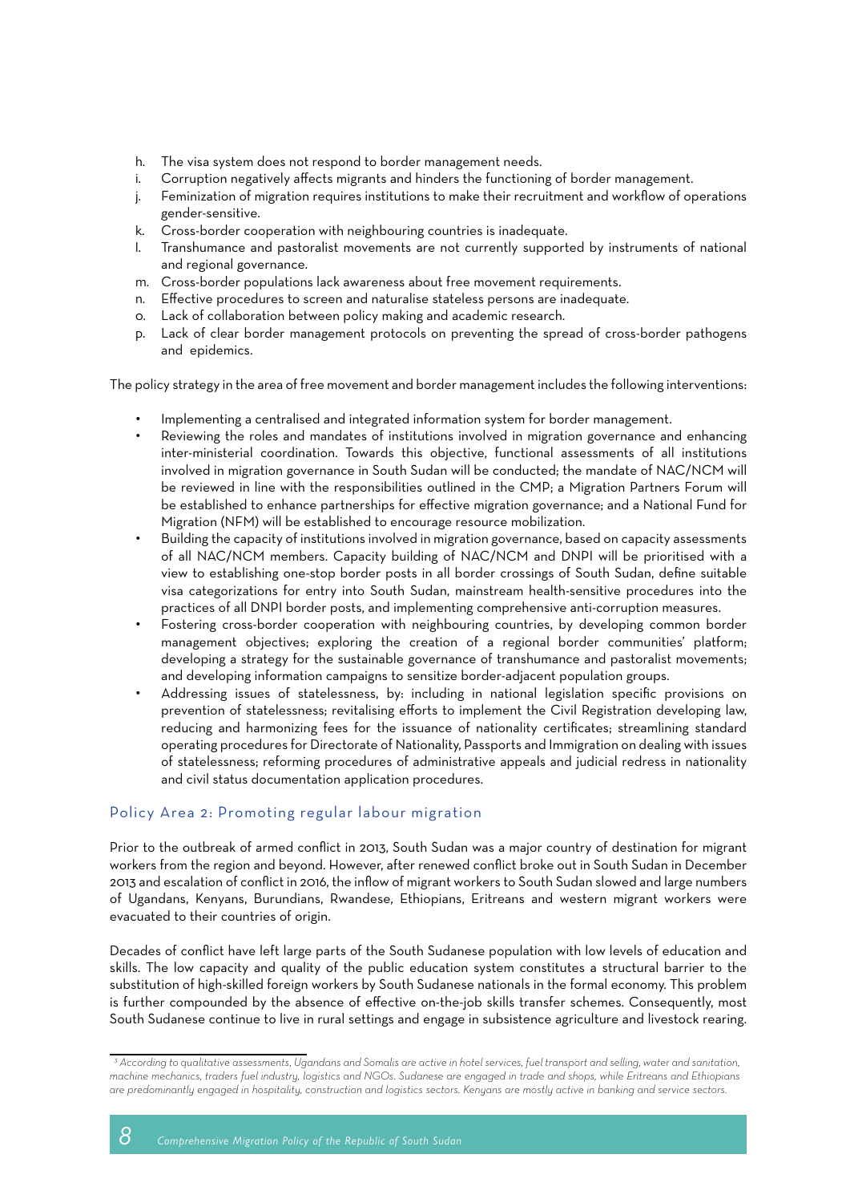h. The visa system does not respond to border management needs.
i. Corruption negatively affects migrants and hinders the functioning of border management.
j. Feminization of migration requires institutions to make their recruitment and workflow of operations gender-sensitive.
k. Cross-border cooperation with neighbouring countries is inadequate.
l. Transhumance and pastoralist movements are not currently supported by instruments of national and regional governance.
m. Cross-border populations lack awareness about free movement requirements.
n. Effective procedures to screen and naturalise stateless persons are inadequate.
o. Lack of collaboration between policy making and academic research.
p. Lack of clear border management protocols on preventing the spread of cross-border pathogens and epidemics.

The policy strategy in the area of free movement and border management includes the following interventions:

- Implementing a centralised and integrated information system for border management.
- Reviewing the roles and mandates of institutions involved in migration governance and enhancing inter-ministerial coordination. Towards this objective, functional assessments of all institutions involved in migration governance in South Sudan will be conducted; the mandate of NAC/NCM will be reviewed in line with the responsibilities outlined in the CMP; a Migration Partners Forum will be established to enhance partnerships for effective migration governance; and a National Fund for Migration (NFM) will be established to encourage resource mobilization.
- Building the capacity of institutions involved in migration governance, based on capacity assessments of all NAC/NCM members. Capacity building of NAC/NCM and DNPI will be prioritised with a view to establishing one-stop border posts in all border crossings of South Sudan, define suitable visa categorizations for entry into South Sudan, mainstream health-sensitive procedures into the practices of all DNPI border posts, and implementing comprehensive anti-corruption measures.
- Fostering cross-border cooperation with neighbouring countries, by developing common border management objectives; exploring the creation of a regional border communities' platform; developing a strategy for the sustainable governance of transhumance and pastoralist movements; and developing information campaigns to sensitize border-adjacent population groups.
- Addressing issues of statelessness, by: including in national legislation specific provisions on prevention of statelessness; revitalising efforts to implement the Civil Registration developing law, reducing and harmonizing fees for the issuance of nationality certificates; streamlining standard operating procedures for Directorate of Nationality, Passports and Immigration on dealing with issues of statelessness; reforming procedures of administrative appeals and judicial redress in nationality and civil status documentation application procedures.

## Policy Area 2: Promoting regular labour migration

Prior to the outbreak of armed conflict in 2013, South Sudan was a major country of destination for migrant workers from the region and beyond. However, after renewed conflict broke out in South Sudan in December 2013 and escalation of conflict in 2016, the inflow of migrant workers to South Sudan slowed and large numbers of Ugandans, Kenyans, Burundians, Rwandese, Ethiopians, Eritreans and western migrant workers were evacuated to their countries of origin.

Decades of conflict have left large parts of the South Sudanese population with low levels of education and skills. The low capacity and quality of the public education system constitutes a structural barrier to the substitution of high-skilled foreign workers by South Sudanese nationals in the formal economy. This problem is further compounded by the absence of effective on-the-job skills transfer schemes. Consequently, most South Sudanese continue to live in rural settings and engage in subsistence agriculture and livestock rearing.

---

[3] *According to qualitative assessments, Ugandans and Somalis are active in hotel services, fuel transport and selling, water and sanitation, machine mechanics, traders fuel industry, logistics and NGOs. Sudanese are engaged in trade and shops, while Eritreans and Ethiopians are predominantly engaged in hospitality, construction and logistics sectors. Kenyans are mostly active in banking and service sectors.*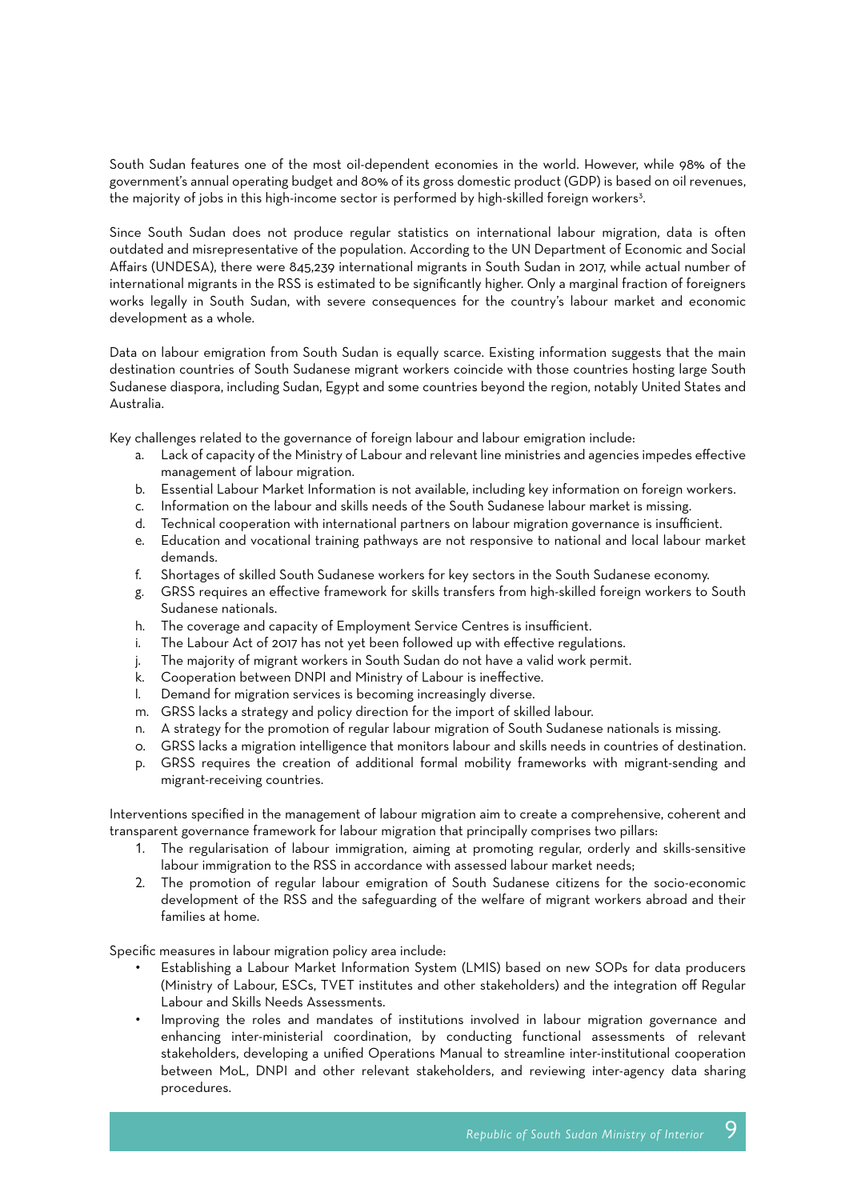South Sudan features one of the most oil-dependent economies in the world. However, while 98% of the government's annual operating budget and 80% of its gross domestic product (GDP) is based on oil revenues, the majority of jobs in this high-income sector is performed by high-skilled foreign workers[3].

Since South Sudan does not produce regular statistics on international labour migration, data is often outdated and misrepresentative of the population. According to the UN Department of Economic and Social Affairs (UNDESA), there were 845,239 international migrants in South Sudan in 2017, while actual number of international migrants in the RSS is estimated to be significantly higher. Only a marginal fraction of foreigners works legally in South Sudan, with severe consequences for the country's labour market and economic development as a whole.

Data on labour emigration from South Sudan is equally scarce. Existing information suggests that the main destination countries of South Sudanese migrant workers coincide with those countries hosting large South Sudanese diaspora, including Sudan, Egypt and some countries beyond the region, notably United States and Australia.

Key challenges related to the governance of foreign labour and labour emigration include:

a. Lack of capacity of the Ministry of Labour and relevant line ministries and agencies impedes effective management of labour migration.
b. Essential Labour Market Information is not available, including key information on foreign workers.
c. Information on the labour and skills needs of the South Sudanese labour market is missing.
d. Technical cooperation with international partners on labour migration governance is insufficient.
e. Education and vocational training pathways are not responsive to national and local labour market demands.
f. Shortages of skilled South Sudanese workers for key sectors in the South Sudanese economy.
g. GRSS requires an effective framework for skills transfers from high-skilled foreign workers to South Sudanese nationals.
h. The coverage and capacity of Employment Service Centres is insufficient.
i. The Labour Act of 2017 has not yet been followed up with effective regulations.
j. The majority of migrant workers in South Sudan do not have a valid work permit.
k. Cooperation between DNPI and Ministry of Labour is ineffective.
l. Demand for migration services is becoming increasingly diverse.
m. GRSS lacks a strategy and policy direction for the import of skilled labour.
n. A strategy for the promotion of regular labour migration of South Sudanese nationals is missing.
o. GRSS lacks a migration intelligence that monitors labour and skills needs in countries of destination.
p. GRSS requires the creation of additional formal mobility frameworks with migrant-sending and migrant-receiving countries.

Interventions specified in the management of labour migration aim to create a comprehensive, coherent and transparent governance framework for labour migration that principally comprises two pillars:

1. The regularisation of labour immigration, aiming at promoting regular, orderly and skills-sensitive labour immigration to the RSS in accordance with assessed labour market needs;
2. The promotion of regular labour emigration of South Sudanese citizens for the socio-economic development of the RSS and the safeguarding of the welfare of migrant workers abroad and their families at home.

Specific measures in labour migration policy area include:

- Establishing a Labour Market Information System (LMIS) based on new SOPs for data producers (Ministry of Labour, ESCs, TVET institutes and other stakeholders) and the integration off Regular Labour and Skills Needs Assessments.
- Improving the roles and mandates of institutions involved in labour migration governance and enhancing inter-ministerial coordination, by conducting functional assessments of relevant stakeholders, developing a unified Operations Manual to streamline inter-institutional cooperation between MoL, DNPI and other relevant stakeholders, and reviewing inter-agency data sharing procedures.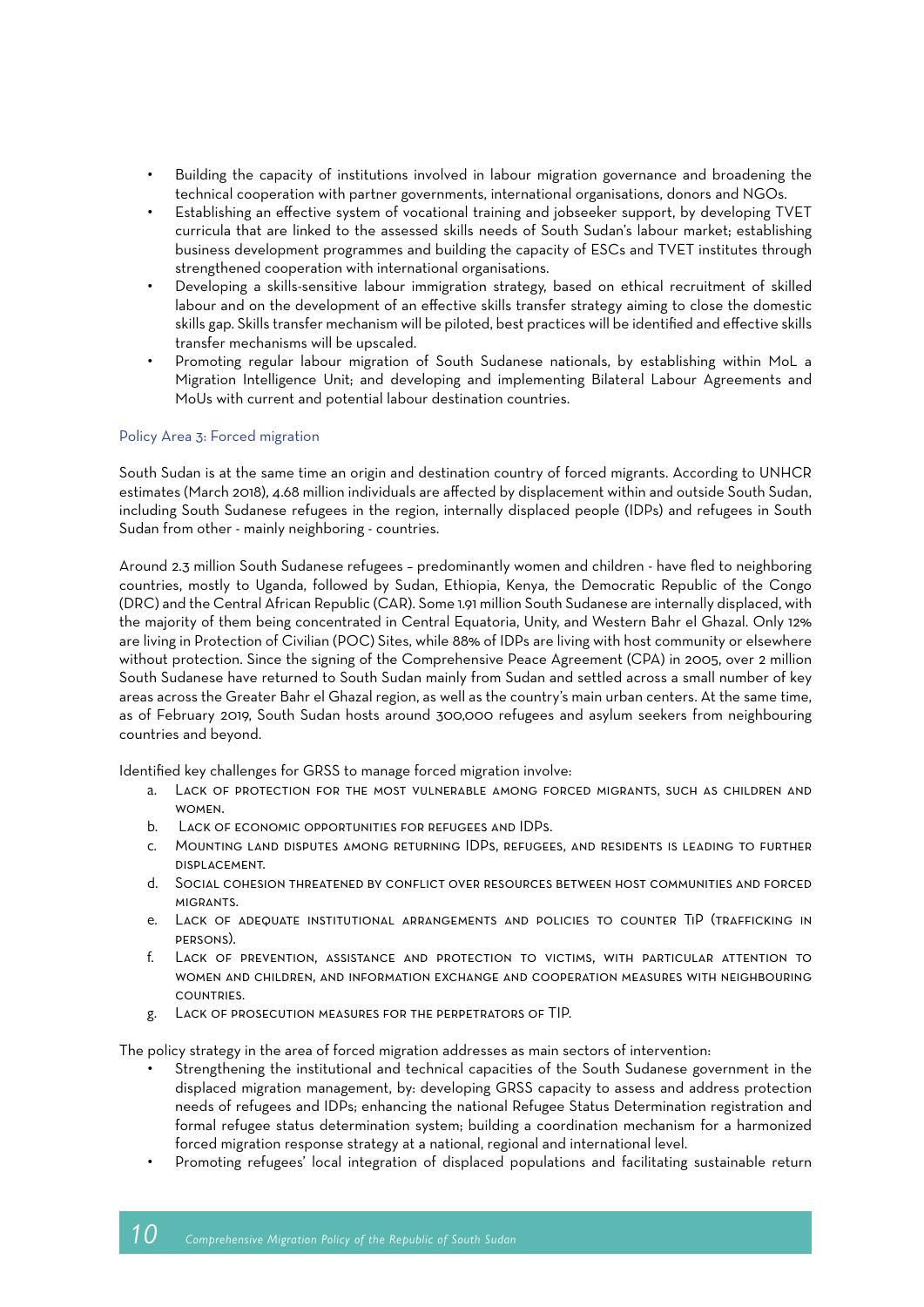- Building the capacity of institutions involved in labour migration governance and broadening the technical cooperation with partner governments, international organisations, donors and NGOs.
- Establishing an effective system of vocational training and jobseeker support, by developing TVET curricula that are linked to the assessed skills needs of South Sudan's labour market; establishing business development programmes and building the capacity of ESCs and TVET institutes through strengthened cooperation with international organisations.
- Developing a skills-sensitive labour immigration strategy, based on ethical recruitment of skilled labour and on the development of an effective skills transfer strategy aiming to close the domestic skills gap. Skills transfer mechanism will be piloted, best practices will be identified and effective skills transfer mechanisms will be upscaled.
- Promoting regular labour migration of South Sudanese nationals, by establishing within MoL a Migration Intelligence Unit; and developing and implementing Bilateral Labour Agreements and MoUs with current and potential labour destination countries.

### Policy Area 3: Forced migration

South Sudan is at the same time an origin and destination country of forced migrants. According to UNHCR estimates (March 2018), 4.68 million individuals are affected by displacement within and outside South Sudan, including South Sudanese refugees in the region, internally displaced people (IDPs) and refugees in South Sudan from other - mainly neighboring - countries.

Around 2.3 million South Sudanese refugees – predominantly women and children - have fled to neighboring countries, mostly to Uganda, followed by Sudan, Ethiopia, Kenya, the Democratic Republic of the Congo (DRC) and the Central African Republic (CAR). Some 1.91 million South Sudanese are internally displaced, with the majority of them being concentrated in Central Equatoria, Unity, and Western Bahr el Ghazal. Only 12% are living in Protection of Civilian (POC) Sites, while 88% of IDPs are living with host community or elsewhere without protection. Since the signing of the Comprehensive Peace Agreement (CPA) in 2005, over 2 million South Sudanese have returned to South Sudan mainly from Sudan and settled across a small number of key areas across the Greater Bahr el Ghazal region, as well as the country's main urban centers. At the same time, as of February 2019, South Sudan hosts around 300,000 refugees and asylum seekers from neighbouring countries and beyond.

Identified key challenges for GRSS to manage forced migration involve:

a. Lack of protection for the most vulnerable among forced migrants, such as children and women.
b. Lack of economic opportunities for refugees and IDPs.
c. Mounting land disputes among returning IDPs, refugees, and residents is leading to further displacement.
d. Social cohesion threatened by conflict over resources between host communities and forced migrants.
e. Lack of adequate institutional arrangements and policies to counter TiP (trafficking in persons).
f. Lack of prevention, assistance and protection to victims, with particular attention to women and children, and information exchange and cooperation measures with neighbouring countries.
g. Lack of prosecution measures for the perpetrators of TIP.

The policy strategy in the area of forced migration addresses as main sectors of intervention:

- Strengthening the institutional and technical capacities of the South Sudanese government in the displaced migration management, by: developing GRSS capacity to assess and address protection needs of refugees and IDPs; enhancing the national Refugee Status Determination registration and formal refugee status determination system; building a coordination mechanism for a harmonized forced migration response strategy at a national, regional and international level.
- Promoting refugees' local integration of displaced populations and facilitating sustainable return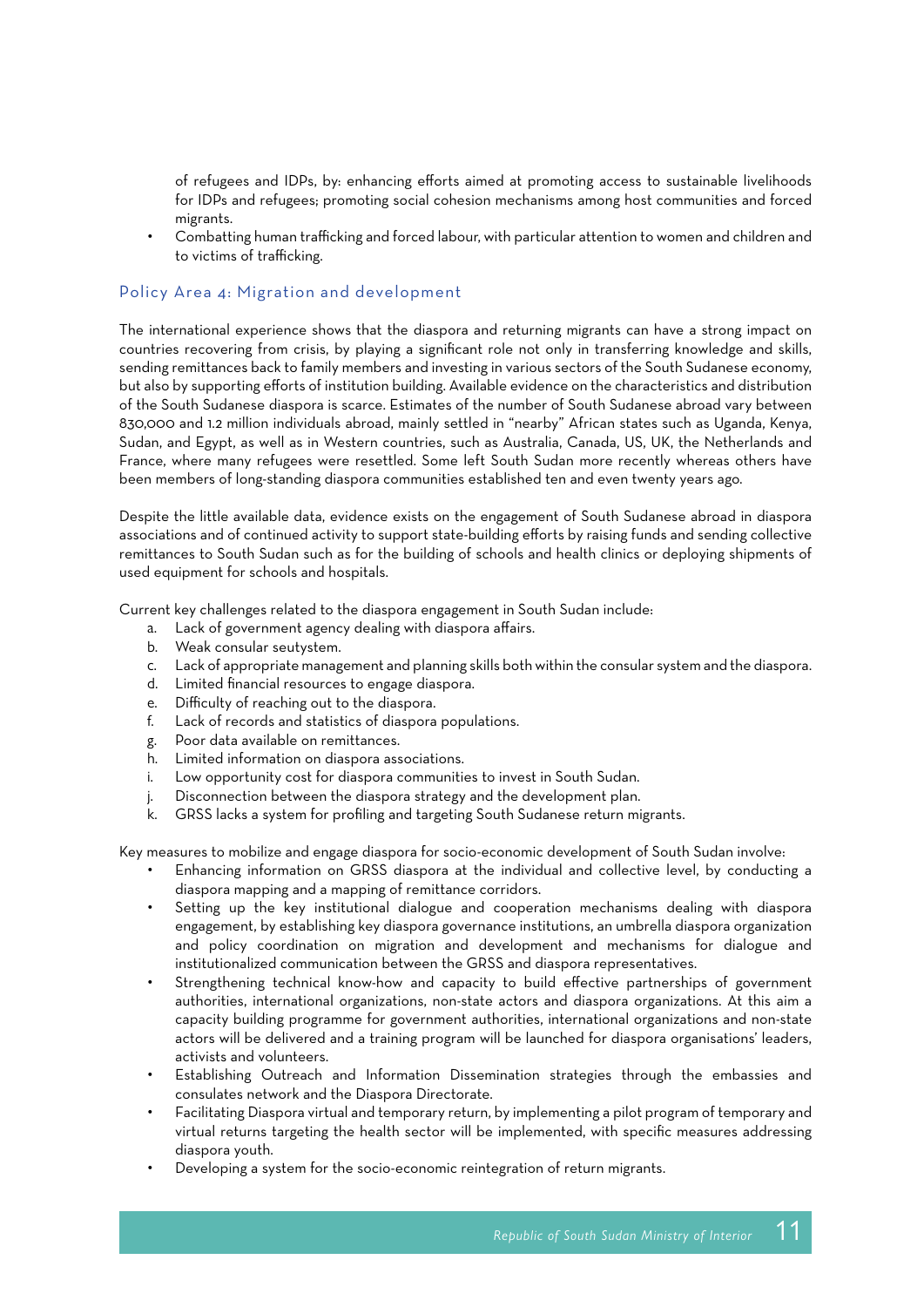of refugees and IDPs, by: enhancing efforts aimed at promoting access to sustainable livelihoods for IDPs and refugees; promoting social cohesion mechanisms among host communities and forced migrants.

- Combatting human trafficking and forced labour, with particular attention to women and children and to victims of trafficking.

## Policy Area 4: Migration and development

The international experience shows that the diaspora and returning migrants can have a strong impact on countries recovering from crisis, by playing a significant role not only in transferring knowledge and skills, sending remittances back to family members and investing in various sectors of the South Sudanese economy, but also by supporting efforts of institution building. Available evidence on the characteristics and distribution of the South Sudanese diaspora is scarce. Estimates of the number of South Sudanese abroad vary between 830,000 and 1.2 million individuals abroad, mainly settled in "nearby" African states such as Uganda, Kenya, Sudan, and Egypt, as well as in Western countries, such as Australia, Canada, US, UK, the Netherlands and France, where many refugees were resettled. Some left South Sudan more recently whereas others have been members of long-standing diaspora communities established ten and even twenty years ago.

Despite the little available data, evidence exists on the engagement of South Sudanese abroad in diaspora associations and of continued activity to support state-building efforts by raising funds and sending collective remittances to South Sudan such as for the building of schools and health clinics or deploying shipments of used equipment for schools and hospitals.

Current key challenges related to the diaspora engagement in South Sudan include:

a. Lack of government agency dealing with diaspora affairs.
b. Weak consular seutystem.
c. Lack of appropriate management and planning skills both within the consular system and the diaspora.
d. Limited financial resources to engage diaspora.
e. Difficulty of reaching out to the diaspora.
f. Lack of records and statistics of diaspora populations.
g. Poor data available on remittances.
h. Limited information on diaspora associations.
i. Low opportunity cost for diaspora communities to invest in South Sudan.
j. Disconnection between the diaspora strategy and the development plan.
k. GRSS lacks a system for profiling and targeting South Sudanese return migrants.

Key measures to mobilize and engage diaspora for socio-economic development of South Sudan involve:

- Enhancing information on GRSS diaspora at the individual and collective level, by conducting a diaspora mapping and a mapping of remittance corridors.
- Setting up the key institutional dialogue and cooperation mechanisms dealing with diaspora engagement, by establishing key diaspora governance institutions, an umbrella diaspora organization and policy coordination on migration and development and mechanisms for dialogue and institutionalized communication between the GRSS and diaspora representatives.
- Strengthening technical know-how and capacity to build effective partnerships of government authorities, international organizations, non-state actors and diaspora organizations. At this aim a capacity building programme for government authorities, international organizations and non-state actors will be delivered and a training program will be launched for diaspora organisations' leaders, activists and volunteers.
- Establishing Outreach and Information Dissemination strategies through the embassies and consulates network and the Diaspora Directorate.
- Facilitating Diaspora virtual and temporary return, by implementing a pilot program of temporary and virtual returns targeting the health sector will be implemented, with specific measures addressing diaspora youth.
- Developing a system for the socio-economic reintegration of return migrants.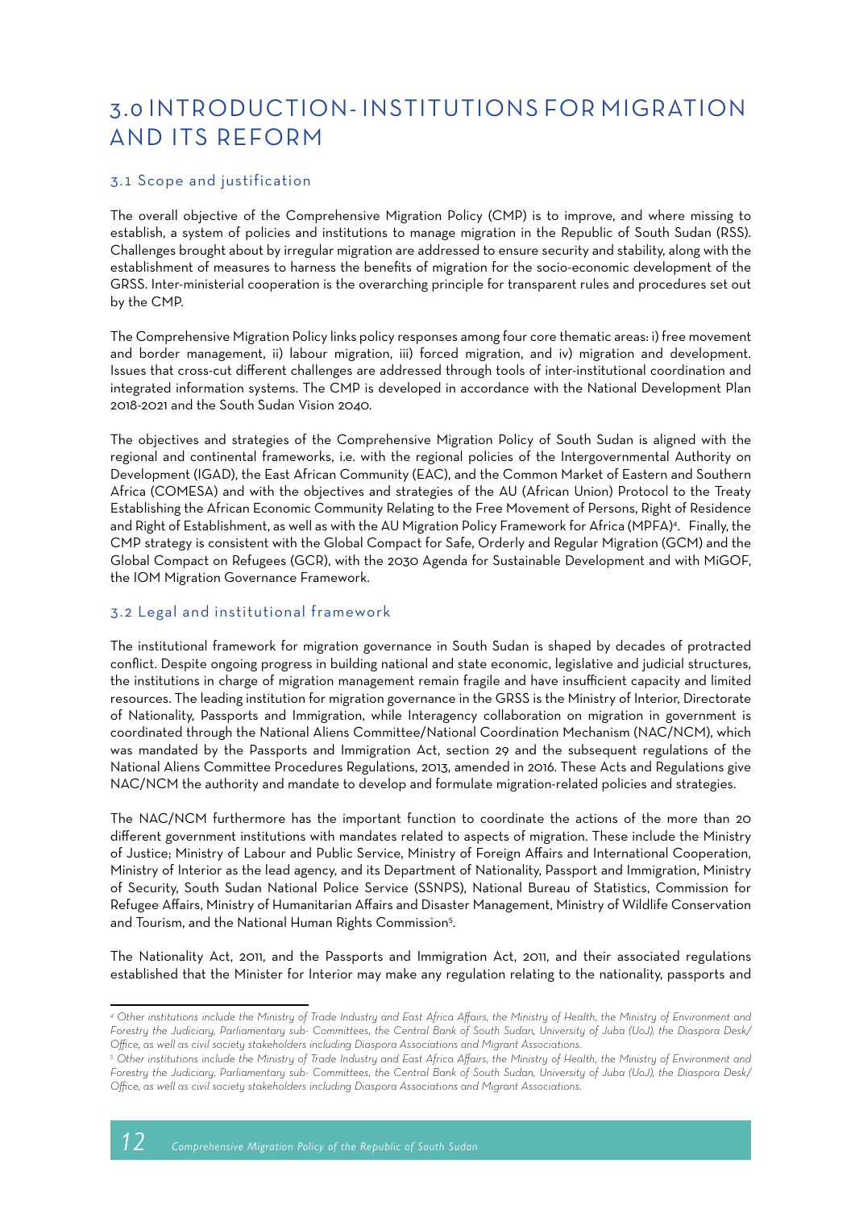# 3.0 INTRODUCTION- INSTITUTIONS FOR MIGRATION AND ITS REFORM

## 3.1 Scope and justification

The overall objective of the Comprehensive Migration Policy (CMP) is to improve, and where missing to establish, a system of policies and institutions to manage migration in the Republic of South Sudan (RSS). Challenges brought about by irregular migration are addressed to ensure security and stability, along with the establishment of measures to harness the benefits of migration for the socio-economic development of the GRSS. Inter-ministerial cooperation is the overarching principle for transparent rules and procedures set out by the CMP.

The Comprehensive Migration Policy links policy responses among four core thematic areas: i) free movement and border management, ii) labour migration, iii) forced migration, and iv) migration and development. Issues that cross-cut different challenges are addressed through tools of inter-institutional coordination and integrated information systems. The CMP is developed in accordance with the National Development Plan 2018-2021 and the South Sudan Vision 2040.

The objectives and strategies of the Comprehensive Migration Policy of South Sudan is aligned with the regional and continental frameworks, i.e. with the regional policies of the Intergovernmental Authority on Development (IGAD), the East African Community (EAC), and the Common Market of Eastern and Southern Africa (COMESA) and with the objectives and strategies of the AU (African Union) Protocol to the Treaty Establishing the African Economic Community Relating to the Free Movement of Persons, Right of Residence and Right of Establishment, as well as with the AU Migration Policy Framework for Africa (MPFA)[4]. Finally, the CMP strategy is consistent with the Global Compact for Safe, Orderly and Regular Migration (GCM) and the Global Compact on Refugees (GCR), with the 2030 Agenda for Sustainable Development and with MiGOF, the IOM Migration Governance Framework.

## 3.2 Legal and institutional framework

The institutional framework for migration governance in South Sudan is shaped by decades of protracted conflict. Despite ongoing progress in building national and state economic, legislative and judicial structures, the institutions in charge of migration management remain fragile and have insufficient capacity and limited resources. The leading institution for migration governance in the GRSS is the Ministry of Interior, Directorate of Nationality, Passports and Immigration, while Interagency collaboration on migration in government is coordinated through the National Aliens Committee/National Coordination Mechanism (NAC/NCM), which was mandated by the Passports and Immigration Act, section 29 and the subsequent regulations of the National Aliens Committee Procedures Regulations, 2013, amended in 2016. These Acts and Regulations give NAC/NCM the authority and mandate to develop and formulate migration-related policies and strategies.

The NAC/NCM furthermore has the important function to coordinate the actions of the more than 20 different government institutions with mandates related to aspects of migration. These include the Ministry of Justice; Ministry of Labour and Public Service, Ministry of Foreign Affairs and International Cooperation, Ministry of Interior as the lead agency, and its Department of Nationality, Passport and Immigration, Ministry of Security, South Sudan National Police Service (SSNPS), National Bureau of Statistics, Commission for Refugee Affairs, Ministry of Humanitarian Affairs and Disaster Management, Ministry of Wildlife Conservation and Tourism, and the National Human Rights Commission[5].

The Nationality Act, 2011, and the Passports and Immigration Act, 2011, and their associated regulations established that the Minister for Interior may make any regulation relating to the nationality, passports and

---

*[4] Other institutions include the Ministry of Trade Industry and East Africa Affairs, the Ministry of Health, the Ministry of Environment and Forestry the Judiciary, Parliamentary sub- Committees, the Central Bank of South Sudan, University of Juba (UoJ), the Diaspora Desk/ Office, as well as civil society stakeholders including Diaspora Associations and Migrant Associations.*

*[5] Other institutions include the Ministry of Trade Industry and East Africa Affairs, the Ministry of Health, the Ministry of Environment and Forestry the Judiciary, Parliamentary sub- Committees, the Central Bank of South Sudan, University of Juba (UoJ), the Diaspora Desk/ Office, as well as civil society stakeholders including Diaspora Associations and Migrant Associations.*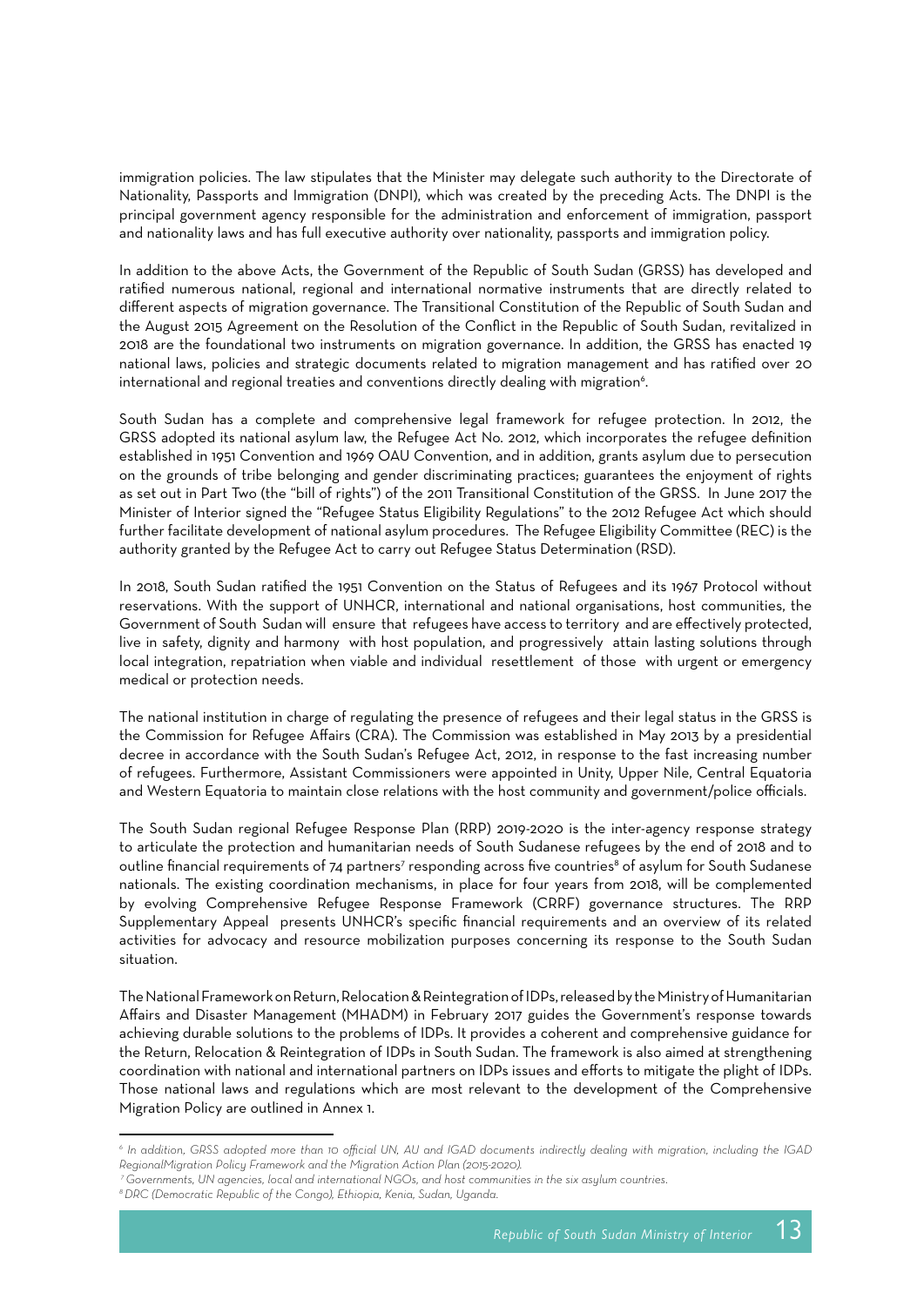immigration policies. The law stipulates that the Minister may delegate such authority to the Directorate of Nationality, Passports and Immigration (DNPI), which was created by the preceding Acts. The DNPI is the principal government agency responsible for the administration and enforcement of immigration, passport and nationality laws and has full executive authority over nationality, passports and immigration policy.

In addition to the above Acts, the Government of the Republic of South Sudan (GRSS) has developed and ratified numerous national, regional and international normative instruments that are directly related to different aspects of migration governance. The Transitional Constitution of the Republic of South Sudan and the August 2015 Agreement on the Resolution of the Conflict in the Republic of South Sudan, revitalized in 2018 are the foundational two instruments on migration governance. In addition, the GRSS has enacted 19 national laws, policies and strategic documents related to migration management and has ratified over 20 international and regional treaties and conventions directly dealing with migration[6].

South Sudan has a complete and comprehensive legal framework for refugee protection. In 2012, the GRSS adopted its national asylum law, the Refugee Act No. 2012, which incorporates the refugee definition established in 1951 Convention and 1969 OAU Convention, and in addition, grants asylum due to persecution on the grounds of tribe belonging and gender discriminating practices; guarantees the enjoyment of rights as set out in Part Two (the "bill of rights") of the 2011 Transitional Constitution of the GRSS. In June 2017 the Minister of Interior signed the "Refugee Status Eligibility Regulations" to the 2012 Refugee Act which should further facilitate development of national asylum procedures. The Refugee Eligibility Committee (REC) is the authority granted by the Refugee Act to carry out Refugee Status Determination (RSD).

In 2018, South Sudan ratified the 1951 Convention on the Status of Refugees and its 1967 Protocol without reservations. With the support of UNHCR, international and national organisations, host communities, the Government of South Sudan will ensure that refugees have access to territory and are effectively protected, live in safety, dignity and harmony with host population, and progressively attain lasting solutions through local integration, repatriation when viable and individual resettlement of those with urgent or emergency medical or protection needs.

The national institution in charge of regulating the presence of refugees and their legal status in the GRSS is the Commission for Refugee Affairs (CRA). The Commission was established in May 2013 by a presidential decree in accordance with the South Sudan's Refugee Act, 2012, in response to the fast increasing number of refugees. Furthermore, Assistant Commissioners were appointed in Unity, Upper Nile, Central Equatoria and Western Equatoria to maintain close relations with the host community and government/police officials.

The South Sudan regional Refugee Response Plan (RRP) 2019-2020 is the inter-agency response strategy to articulate the protection and humanitarian needs of South Sudanese refugees by the end of 2018 and to outline financial requirements of 74 partners[7] responding across five countries[8] of asylum for South Sudanese nationals. The existing coordination mechanisms, in place for four years from 2018, will be complemented by evolving Comprehensive Refugee Response Framework (CRRF) governance structures. The RRP Supplementary Appeal presents UNHCR's specific financial requirements and an overview of its related activities for advocacy and resource mobilization purposes concerning its response to the South Sudan situation.

The National Framework on Return, Relocation & Reintegration of IDPs, released by the Ministry of Humanitarian Affairs and Disaster Management (MHADM) in February 2017 guides the Government's response towards achieving durable solutions to the problems of IDPs. It provides a coherent and comprehensive guidance for the Return, Relocation & Reintegration of IDPs in South Sudan. The framework is also aimed at strengthening coordination with national and international partners on IDPs issues and efforts to mitigate the plight of IDPs. Those national laws and regulations which are most relevant to the development of the Comprehensive Migration Policy are outlined in Annex 1.

---

*[6] In addition, GRSS adopted more than 10 official UN, AU and IGAD documents indirectly dealing with migration, including the IGAD RegionalMigration Policy Framework and the Migration Action Plan (2015-2020).*

*[7] Governments, UN agencies, local and international NGOs, and host communities in the six asylum countries.*

*[8] DRC (Democratic Republic of the Congo), Ethiopia, Kenia, Sudan, Uganda.*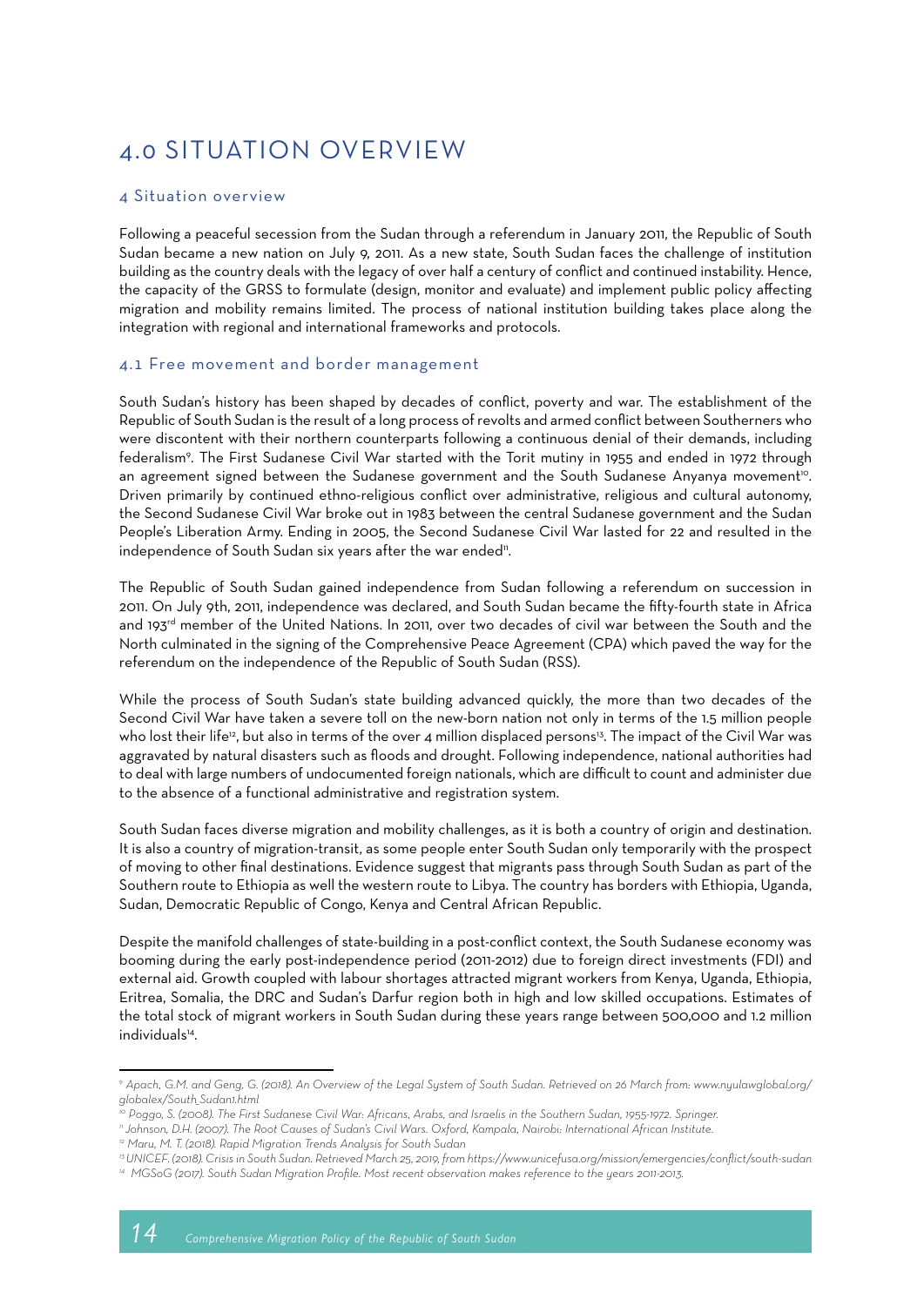# 4.0 SITUATION OVERVIEW

## 4 Situation overview

Following a peaceful secession from the Sudan through a referendum in January 2011, the Republic of South Sudan became a new nation on July 9, 2011. As a new state, South Sudan faces the challenge of institution building as the country deals with the legacy of over half a century of conflict and continued instability. Hence, the capacity of the GRSS to formulate (design, monitor and evaluate) and implement public policy affecting migration and mobility remains limited. The process of national institution building takes place along the integration with regional and international frameworks and protocols.

## 4.1 Free movement and border management

South Sudan's history has been shaped by decades of conflict, poverty and war. The establishment of the Republic of South Sudan is the result of a long process of revolts and armed conflict between Southerners who were discontent with their northern counterparts following a continuous denial of their demands, including federalism[9]. The First Sudanese Civil War started with the Torit mutiny in 1955 and ended in 1972 through an agreement signed between the Sudanese government and the South Sudanese Anyanya movement[10]. Driven primarily by continued ethno-religious conflict over administrative, religious and cultural autonomy, the Second Sudanese Civil War broke out in 1983 between the central Sudanese government and the Sudan People's Liberation Army. Ending in 2005, the Second Sudanese Civil War lasted for 22 and resulted in the independence of South Sudan six years after the war ended[11].

The Republic of South Sudan gained independence from Sudan following a referendum on succession in 2011. On July 9th, 2011, independence was declared, and South Sudan became the fifty-fourth state in Africa and 193rd member of the United Nations. In 2011, over two decades of civil war between the South and the North culminated in the signing of the Comprehensive Peace Agreement (CPA) which paved the way for the referendum on the independence of the Republic of South Sudan (RSS).

While the process of South Sudan's state building advanced quickly, the more than two decades of the Second Civil War have taken a severe toll on the new-born nation not only in terms of the 1.5 million people who lost their life[12], but also in terms of the over 4 million displaced persons[13]. The impact of the Civil War was aggravated by natural disasters such as floods and drought. Following independence, national authorities had to deal with large numbers of undocumented foreign nationals, which are difficult to count and administer due to the absence of a functional administrative and registration system.

South Sudan faces diverse migration and mobility challenges, as it is both a country of origin and destination. It is also a country of migration-transit, as some people enter South Sudan only temporarily with the prospect of moving to other final destinations. Evidence suggest that migrants pass through South Sudan as part of the Southern route to Ethiopia as well the western route to Libya. The country has borders with Ethiopia, Uganda, Sudan, Democratic Republic of Congo, Kenya and Central African Republic.

Despite the manifold challenges of state-building in a post-conflict context, the South Sudanese economy was booming during the early post-independence period (2011-2012) due to foreign direct investments (FDI) and external aid. Growth coupled with labour shortages attracted migrant workers from Kenya, Uganda, Ethiopia, Eritrea, Somalia, the DRC and Sudan's Darfur region both in high and low skilled occupations. Estimates of the total stock of migrant workers in South Sudan during these years range between 500,000 and 1.2 million individuals[14].

---

[9] *Apach, G.M. and Geng, G. (2018). An Overview of the Legal System of South Sudan. Retrieved on 26 March from: www.nyulawglobal.org/globalex/South_Sudan1.html*

[10] *Poggo, S. (2008). The First Sudanese Civil War: Africans, Arabs, and Israelis in the Southern Sudan, 1955-1972. Springer.*

[11] *Johnson, D.H. (2007). The Root Causes of Sudan's Civil Wars. Oxford, Kampala, Nairobi: International African Institute.*

[12] *Maru, M. T. (2018). Rapid Migration Trends Analysis for South Sudan*

[13] *UNICEF. (2018). Crisis in South Sudan. Retrieved March 25, 2019, from https://www.unicefusa.org/mission/emergencies/conflict/south-sudan*

[14] *MGSoG (2017). South Sudan Migration Profile. Most recent observation makes reference to the years 2011-2013.*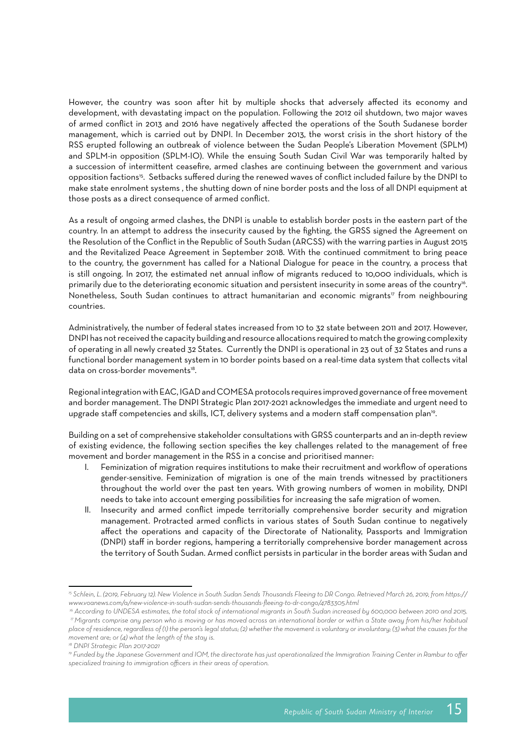However, the country was soon after hit by multiple shocks that adversely affected its economy and development, with devastating impact on the population. Following the 2012 oil shutdown, two major waves of armed conflict in 2013 and 2016 have negatively affected the operations of the South Sudanese border management, which is carried out by DNPI. In December 2013, the worst crisis in the short history of the RSS erupted following an outbreak of violence between the Sudan People's Liberation Movement (SPLM) and SPLM-in opposition (SPLM-IO). While the ensuing South Sudan Civil War was temporarily halted by a succession of intermittent ceasefire, armed clashes are continuing between the government and various opposition factions[15]. Setbacks suffered during the renewed waves of conflict included failure by the DNPI to make state enrolment systems , the shutting down of nine border posts and the loss of all DNPI equipment at those posts as a direct consequence of armed conflict.

As a result of ongoing armed clashes, the DNPI is unable to establish border posts in the eastern part of the country. In an attempt to address the insecurity caused by the fighting, the GRSS signed the Agreement on the Resolution of the Conflict in the Republic of South Sudan (ARCSS) with the warring parties in August 2015 and the Revitalized Peace Agreement in September 2018. With the continued commitment to bring peace to the country, the government has called for a National Dialogue for peace in the country, a process that is still ongoing. In 2017, the estimated net annual inflow of migrants reduced to 10,000 individuals, which is primarily due to the deteriorating economic situation and persistent insecurity in some areas of the country[16]. Nonetheless, South Sudan continues to attract humanitarian and economic migrants[17] from neighbouring countries.

Administratively, the number of federal states increased from 10 to 32 state between 2011 and 2017. However, DNPI has not received the capacity building and resource allocations required to match the growing complexity of operating in all newly created 32 States. Currently the DNPI is operational in 23 out of 32 States and runs a functional border management system in 10 border points based on a real-time data system that collects vital data on cross-border movements[18].

Regional integration with EAC, IGAD and COMESA protocols requires improved governance of free movement and border management. The DNPI Strategic Plan 2017-2021 acknowledges the immediate and urgent need to upgrade staff competencies and skills, ICT, delivery systems and a modern staff compensation plan[19].

Building on a set of comprehensive stakeholder consultations with GRSS counterparts and an in-depth review of existing evidence, the following section specifies the key challenges related to the management of free movement and border management in the RSS in a concise and prioritised manner:

I. Feminization of migration requires institutions to make their recruitment and workflow of operations gender-sensitive. Feminization of migration is one of the main trends witnessed by practitioners throughout the world over the past ten years. With growing numbers of women in mobility, DNPI needs to take into account emerging possibilities for increasing the safe migration of women.
II. Insecurity and armed conflict impede territorially comprehensive border security and migration management. Protracted armed conflicts in various states of South Sudan continue to negatively affect the operations and capacity of the Directorate of Nationality, Passports and Immigration (DNPI) staff in border regions, hampering a territorially comprehensive border management across the territory of South Sudan. Armed conflict persists in particular in the border areas with Sudan and

---

*[15] Schlein, L. (2019, February 12). New Violence in South Sudan Sends Thousands Fleeing to DR Congo. Retrieved March 26, 2019, from https://www.voanews.com/a/new-violence-in-south-sudan-sends-thousands-fleeing-to-dr-congo/4783305.html*

*[16] According to UNDESA estimates, the total stock of international migrants in South Sudan increased by 600,000 between 2010 and 2015.*

*[17] Migrants comprise any person who is moving or has moved across an international border or within a State away from his/her habitual place of residence, regardless of (1) the person's legal status; (2) whether the movement is voluntary or involuntary; (3) what the causes for the movement are; or (4) what the length of the stay is.*

*[18] DNPI Strategic Plan 2017-2021*

*[19] Funded by the Japanese Government and IOM, the directorate has just operationalized the Immigration Training Center in Rambur to offer specialized training to immigration officers in their areas of operation.*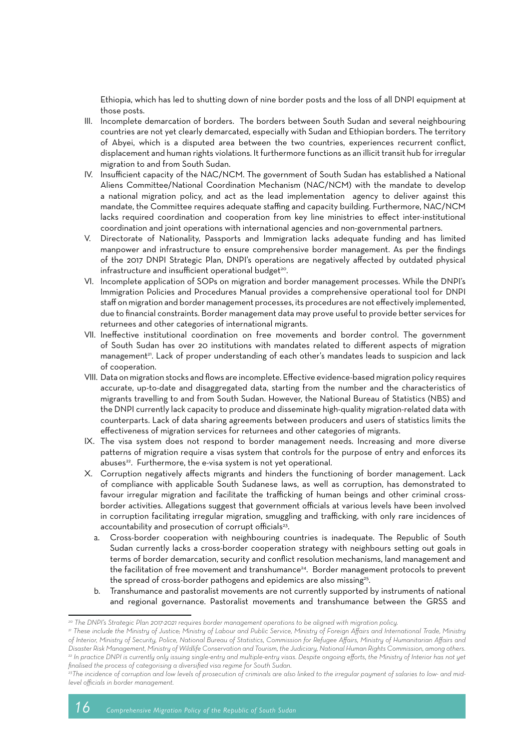Ethiopia, which has led to shutting down of nine border posts and the loss of all DNPI equipment at those posts.

III. Incomplete demarcation of borders. The borders between South Sudan and several neighbouring countries are not yet clearly demarcated, especially with Sudan and Ethiopian borders. The territory of Abyei, which is a disputed area between the two countries, experiences recurrent conflict, displacement and human rights violations. It furthermore functions as an illicit transit hub for irregular migration to and from South Sudan.

IV. Insufficient capacity of the NAC/NCM. The government of South Sudan has established a National Aliens Committee/National Coordination Mechanism (NAC/NCM) with the mandate to develop a national migration policy, and act as the lead implementation agency to deliver against this mandate, the Committee requires adequate staffing and capacity building. Furthermore, NAC/NCM lacks required coordination and cooperation from key line ministries to effect inter-institutional coordination and joint operations with international agencies and non-governmental partners.

V. Directorate of Nationality, Passports and Immigration lacks adequate funding and has limited manpower and infrastructure to ensure comprehensive border management. As per the findings of the 2017 DNPI Strategic Plan, DNPI's operations are negatively affected by outdated physical infrastructure and insufficient operational budget[20].

VI. Incomplete application of SOPs on migration and border management processes. While the DNPI's Immigration Policies and Procedures Manual provides a comprehensive operational tool for DNPI staff on migration and border management processes, its procedures are not effectively implemented, due to financial constraints. Border management data may prove useful to provide better services for returnees and other categories of international migrants.

VII. Ineffective institutional coordination on free movements and border control. The government of South Sudan has over 20 institutions with mandates related to different aspects of migration management[21]. Lack of proper understanding of each other's mandates leads to suspicion and lack of cooperation.

VIII. Data on migration stocks and flows are incomplete. Effective evidence-based migration policy requires accurate, up-to-date and disaggregated data, starting from the number and the characteristics of migrants travelling to and from South Sudan. However, the National Bureau of Statistics (NBS) and the DNPI currently lack capacity to produce and disseminate high-quality migration-related data with counterparts. Lack of data sharing agreements between producers and users of statistics limits the effectiveness of migration services for returnees and other categories of migrants.

IX. The visa system does not respond to border management needs. Increasing and more diverse patterns of migration require a visas system that controls for the purpose of entry and enforces its abuses[22]. Furthermore, the e-visa system is not yet operational.

X. Corruption negatively affects migrants and hinders the functioning of border management. Lack of compliance with applicable South Sudanese laws, as well as corruption, has demonstrated to favour irregular migration and facilitate the trafficking of human beings and other criminal cross-border activities. Allegations suggest that government officials at various levels have been involved in corruption facilitating irregular migration, smuggling and trafficking, with only rare incidences of accountability and prosecution of corrupt officials[23].

   a. Cross-border cooperation with neighbouring countries is inadequate. The Republic of South Sudan currently lacks a cross-border cooperation strategy with neighbours setting out goals in terms of border demarcation, security and conflict resolution mechanisms, land management and the facilitation of free movement and transhumance[24]. Border management protocols to prevent the spread of cross-border pathogens and epidemics are also missing[25].

   b. Transhumance and pastoralist movements are not currently supported by instruments of national and regional governance. Pastoralist movements and transhumance between the GRSS and

---

[20] *The DNPI's Strategic Plan 2017-2021 requires border management operations to be aligned with migration policy.*

[21] *These include the Ministry of Justice; Ministry of Labour and Public Service, Ministry of Foreign Affairs and International Trade, Ministry of Interior, Ministry of Security, Police, National Bureau of Statistics, Commission for Refugee Affairs, Ministry of Humanitarian Affairs and Disaster Risk Management, Ministry of Wildlife Conservation and Tourism, the Judiciary, National Human Rights Commission, among others.*

[22] *In practice DNPI is currently only issuing single-entry and multiple-entry visas. Despite ongoing efforts, the Ministry of Interior has not yet finalised the process of categorising a diversified visa regime for South Sudan.*

[23] *The incidence of corruption and low levels of prosecution of criminals are also linked to the irregular payment of salaries to low- and mid-level officials in border management.*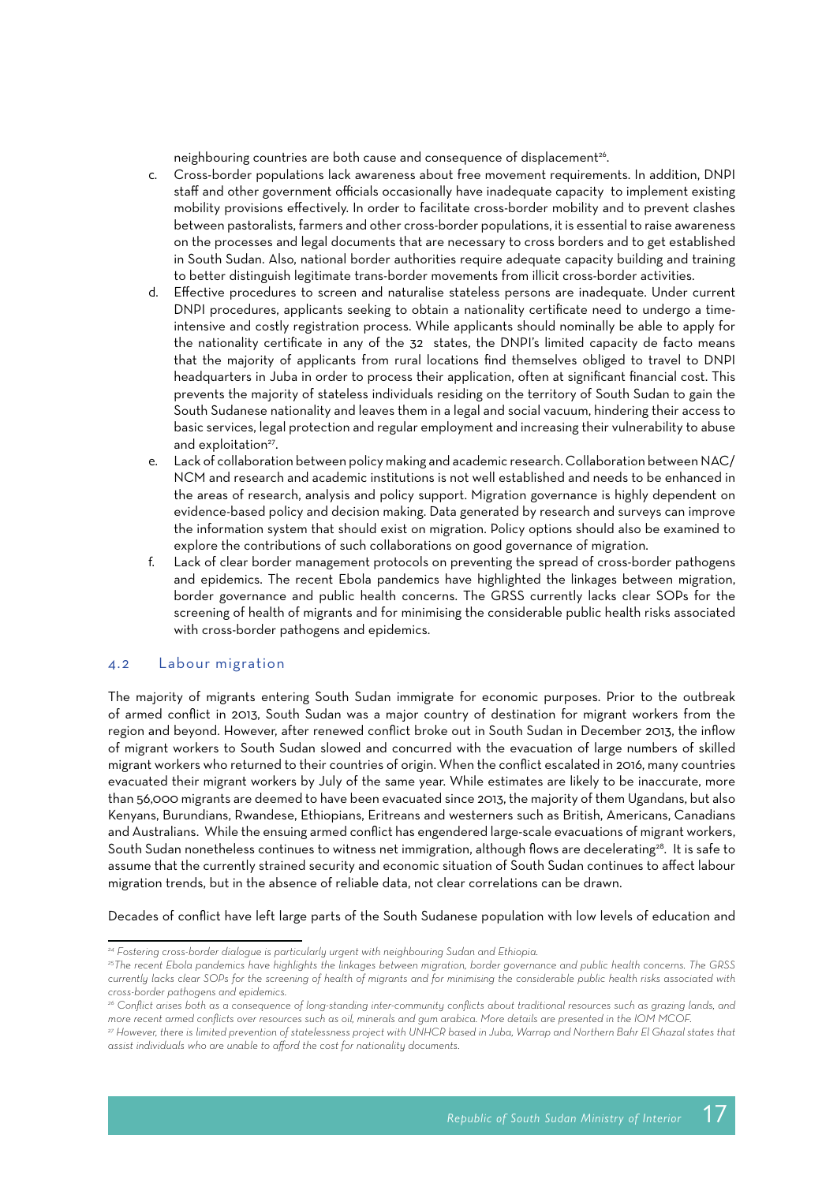neighbouring countries are both cause and consequence of displacement[26].

c. Cross-border populations lack awareness about free movement requirements. In addition, DNPI staff and other government officials occasionally have inadequate capacity to implement existing mobility provisions effectively. In order to facilitate cross-border mobility and to prevent clashes between pastoralists, farmers and other cross-border populations, it is essential to raise awareness on the processes and legal documents that are necessary to cross borders and to get established in South Sudan. Also, national border authorities require adequate capacity building and training to better distinguish legitimate trans-border movements from illicit cross-border activities.

d. Effective procedures to screen and naturalise stateless persons are inadequate. Under current DNPI procedures, applicants seeking to obtain a nationality certificate need to undergo a time-intensive and costly registration process. While applicants should nominally be able to apply for the nationality certificate in any of the 32 states, the DNPI's limited capacity de facto means that the majority of applicants from rural locations find themselves obliged to travel to DNPI headquarters in Juba in order to process their application, often at significant financial cost. This prevents the majority of stateless individuals residing on the territory of South Sudan to gain the South Sudanese nationality and leaves them in a legal and social vacuum, hindering their access to basic services, legal protection and regular employment and increasing their vulnerability to abuse and exploitation[27].

e. Lack of collaboration between policy making and academic research. Collaboration between NAC/NCM and research and academic institutions is not well established and needs to be enhanced in the areas of research, analysis and policy support. Migration governance is highly dependent on evidence-based policy and decision making. Data generated by research and surveys can improve the information system that should exist on migration. Policy options should also be examined to explore the contributions of such collaborations on good governance of migration.

f. Lack of clear border management protocols on preventing the spread of cross-border pathogens and epidemics. The recent Ebola pandemics have highlighted the linkages between migration, border governance and public health concerns. The GRSS currently lacks clear SOPs for the screening of health of migrants and for minimising the considerable public health risks associated with cross-border pathogens and epidemics.

## 4.2 Labour migration

The majority of migrants entering South Sudan immigrate for economic purposes. Prior to the outbreak of armed conflict in 2013, South Sudan was a major country of destination for migrant workers from the region and beyond. However, after renewed conflict broke out in South Sudan in December 2013, the inflow of migrant workers to South Sudan slowed and concurred with the evacuation of large numbers of skilled migrant workers who returned to their countries of origin. When the conflict escalated in 2016, many countries evacuated their migrant workers by July of the same year. While estimates are likely to be inaccurate, more than 56,000 migrants are deemed to have been evacuated since 2013, the majority of them Ugandans, but also Kenyans, Burundians, Rwandese, Ethiopians, Eritreans and westerners such as British, Americans, Canadians and Australians. While the ensuing armed conflict has engendered large-scale evacuations of migrant workers, South Sudan nonetheless continues to witness net immigration, although flows are decelerating[28]. It is safe to assume that the currently strained security and economic situation of South Sudan continues to affect labour migration trends, but in the absence of reliable data, not clear correlations can be drawn.

Decades of conflict have left large parts of the South Sudanese population with low levels of education and

---

*[24] Fostering cross-border dialogue is particularly urgent with neighbouring Sudan and Ethiopia.*

*[25] The recent Ebola pandemics have highlights the linkages between migration, border governance and public health concerns. The GRSS currently lacks clear SOPs for the screening of health of migrants and for minimising the considerable public health risks associated with cross-border pathogens and epidemics.*

*[26] Conflict arises both as a consequence of long-standing inter-community conflicts about traditional resources such as grazing lands, and more recent armed conflicts over resources such as oil, minerals and gum arabica. More details are presented in the IOM MCOF.*

*[27] However, there is limited prevention of statelessness project with UNHCR based in Juba, Warrap and Northern Bahr El Ghazal states that assist individuals who are unable to afford the cost for nationality documents.*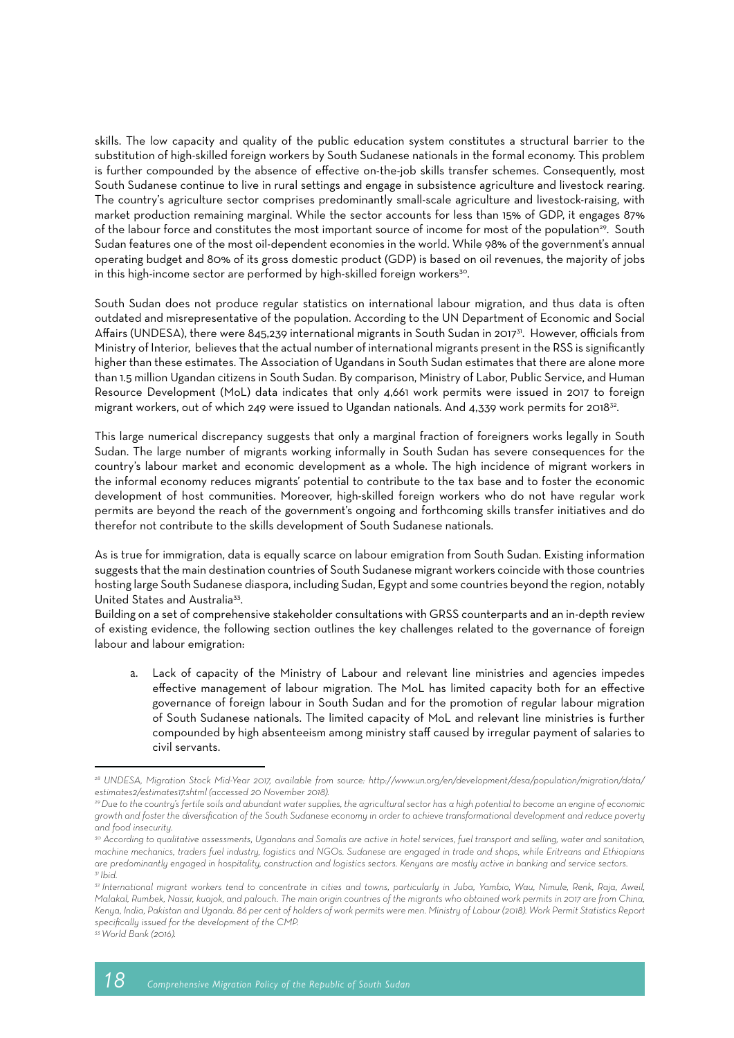skills. The low capacity and quality of the public education system constitutes a structural barrier to the substitution of high-skilled foreign workers by South Sudanese nationals in the formal economy. This problem is further compounded by the absence of effective on-the-job skills transfer schemes. Consequently, most South Sudanese continue to live in rural settings and engage in subsistence agriculture and livestock rearing. The country's agriculture sector comprises predominantly small-scale agriculture and livestock-raising, with market production remaining marginal. While the sector accounts for less than 15% of GDP, it engages 87% of the labour force and constitutes the most important source of income for most of the population[29]. South Sudan features one of the most oil-dependent economies in the world. While 98% of the government's annual operating budget and 80% of its gross domestic product (GDP) is based on oil revenues, the majority of jobs in this high-income sector are performed by high-skilled foreign workers[30].

South Sudan does not produce regular statistics on international labour migration, and thus data is often outdated and misrepresentative of the population. According to the UN Department of Economic and Social Affairs (UNDESA), there were 845,239 international migrants in South Sudan in 2017[31]. However, officials from Ministry of Interior, believes that the actual number of international migrants present in the RSS is significantly higher than these estimates. The Association of Ugandans in South Sudan estimates that there are alone more than 1.5 million Ugandan citizens in South Sudan. By comparison, Ministry of Labor, Public Service, and Human Resource Development (MoL) data indicates that only 4,661 work permits were issued in 2017 to foreign migrant workers, out of which 249 were issued to Ugandan nationals. And 4,339 work permits for 2018[32].

This large numerical discrepancy suggests that only a marginal fraction of foreigners works legally in South Sudan. The large number of migrants working informally in South Sudan has severe consequences for the country's labour market and economic development as a whole. The high incidence of migrant workers in the informal economy reduces migrants' potential to contribute to the tax base and to foster the economic development of host communities. Moreover, high-skilled foreign workers who do not have regular work permits are beyond the reach of the government's ongoing and forthcoming skills transfer initiatives and do therefor not contribute to the skills development of South Sudanese nationals.

As is true for immigration, data is equally scarce on labour emigration from South Sudan. Existing information suggests that the main destination countries of South Sudanese migrant workers coincide with those countries hosting large South Sudanese diaspora, including Sudan, Egypt and some countries beyond the region, notably United States and Australia[33].

Building on a set of comprehensive stakeholder consultations with GRSS counterparts and an in-depth review of existing evidence, the following section outlines the key challenges related to the governance of foreign labour and labour emigration:

a. Lack of capacity of the Ministry of Labour and relevant line ministries and agencies impedes effective management of labour migration. The MoL has limited capacity both for an effective governance of foreign labour in South Sudan and for the promotion of regular labour migration of South Sudanese nationals. The limited capacity of MoL and relevant line ministries is further compounded by high absenteeism among ministry staff caused by irregular payment of salaries to civil servants.

---

*[28] UNDESA, Migration Stock Mid-Year 2017, available from source: http://www.un.org/en/development/desa/population/migration/data/estimates2/estimates17.shtml (accessed 20 November 2018).*

*[29] Due to the country's fertile soils and abundant water supplies, the agricultural sector has a high potential to become an engine of economic growth and foster the diversification of the South Sudanese economy in order to achieve transformational development and reduce poverty and food insecurity.*

*[30] According to qualitative assessments, Ugandans and Somalis are active in hotel services, fuel transport and selling, water and sanitation, machine mechanics, traders fuel industry, logistics and NGOs. Sudanese are engaged in trade and shops, while Eritreans and Ethiopians are predominantly engaged in hospitality, construction and logistics sectors. Kenyans are mostly active in banking and service sectors.*

*[31] Ibid.*

*[32] International migrant workers tend to concentrate in cities and towns, particularly in Juba, Yambio, Wau, Nimule, Renk, Raja, Aweil, Malakal, Rumbek, Nassir, kuajok, and palouch. The main origin countries of the migrants who obtained work permits in 2017 are from China, Kenya, India, Pakistan and Uganda. 86 per cent of holders of work permits were men. Ministry of Labour (2018). Work Permit Statistics Report specifically issued for the development of the CMP.*

*[33] World Bank (2016).*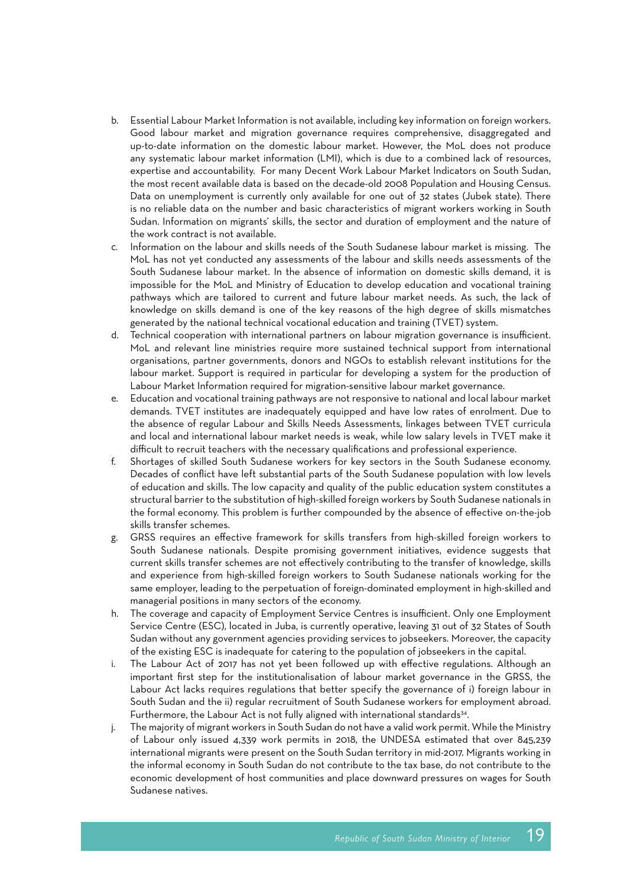b. Essential Labour Market Information is not available, including key information on foreign workers. Good labour market and migration governance requires comprehensive, disaggregated and up-to-date information on the domestic labour market. However, the MoL does not produce any systematic labour market information (LMI), which is due to a combined lack of resources, expertise and accountability. For many Decent Work Labour Market Indicators on South Sudan, the most recent available data is based on the decade-old 2008 Population and Housing Census. Data on unemployment is currently only available for one out of 32 states (Jubek state). There is no reliable data on the number and basic characteristics of migrant workers working in South Sudan. Information on migrants' skills, the sector and duration of employment and the nature of the work contract is not available.

c. Information on the labour and skills needs of the South Sudanese labour market is missing. The MoL has not yet conducted any assessments of the labour and skills needs assessments of the South Sudanese labour market. In the absence of information on domestic skills demand, it is impossible for the MoL and Ministry of Education to develop education and vocational training pathways which are tailored to current and future labour market needs. As such, the lack of knowledge on skills demand is one of the key reasons of the high degree of skills mismatches generated by the national technical vocational education and training (TVET) system.

d. Technical cooperation with international partners on labour migration governance is insufficient. MoL and relevant line ministries require more sustained technical support from international organisations, partner governments, donors and NGOs to establish relevant institutions for the labour market. Support is required in particular for developing a system for the production of Labour Market Information required for migration-sensitive labour market governance.

e. Education and vocational training pathways are not responsive to national and local labour market demands. TVET institutes are inadequately equipped and have low rates of enrolment. Due to the absence of regular Labour and Skills Needs Assessments, linkages between TVET curricula and local and international labour market needs is weak, while low salary levels in TVET make it difficult to recruit teachers with the necessary qualifications and professional experience.

f. Shortages of skilled South Sudanese workers for key sectors in the South Sudanese economy. Decades of conflict have left substantial parts of the South Sudanese population with low levels of education and skills. The low capacity and quality of the public education system constitutes a structural barrier to the substitution of high-skilled foreign workers by South Sudanese nationals in the formal economy. This problem is further compounded by the absence of effective on-the-job skills transfer schemes.

g. GRSS requires an effective framework for skills transfers from high-skilled foreign workers to South Sudanese nationals. Despite promising government initiatives, evidence suggests that current skills transfer schemes are not effectively contributing to the transfer of knowledge, skills and experience from high-skilled foreign workers to South Sudanese nationals working for the same employer, leading to the perpetuation of foreign-dominated employment in high-skilled and managerial positions in many sectors of the economy.

h. The coverage and capacity of Employment Service Centres is insufficient. Only one Employment Service Centre (ESC), located in Juba, is currently operative, leaving 31 out of 32 States of South Sudan without any government agencies providing services to jobseekers. Moreover, the capacity of the existing ESC is inadequate for catering to the population of jobseekers in the capital.

i. The Labour Act of 2017 has not yet been followed up with effective regulations. Although an important first step for the institutionalisation of labour market governance in the GRSS, the Labour Act lacks requires regulations that better specify the governance of i) foreign labour in South Sudan and the ii) regular recruitment of South Sudanese workers for employment abroad. Furthermore, the Labour Act is not fully aligned with international standards[34].

j. The majority of migrant workers in South Sudan do not have a valid work permit. While the Ministry of Labour only issued 4,339 work permits in 2018, the UNDESA estimated that over 845,239 international migrants were present on the South Sudan territory in mid-2017. Migrants working in the informal economy in South Sudan do not contribute to the tax base, do not contribute to the economic development of host communities and place downward pressures on wages for South Sudanese natives.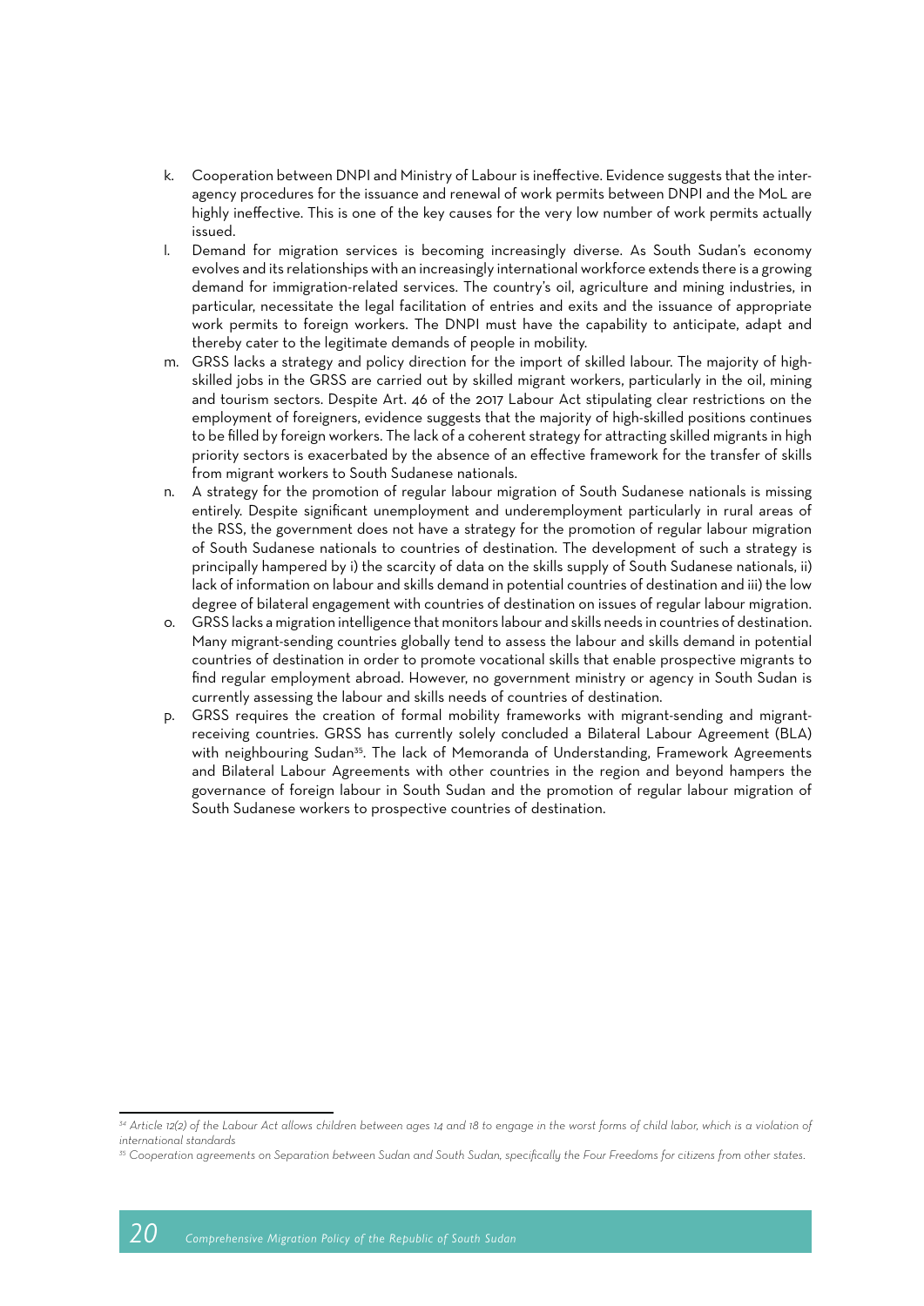k. Cooperation between DNPI and Ministry of Labour is ineffective. Evidence suggests that the inter-agency procedures for the issuance and renewal of work permits between DNPI and the MoL are highly ineffective. This is one of the key causes for the very low number of work permits actually issued.

l. Demand for migration services is becoming increasingly diverse. As South Sudan's economy evolves and its relationships with an increasingly international workforce extends there is a growing demand for immigration-related services. The country's oil, agriculture and mining industries, in particular, necessitate the legal facilitation of entries and exits and the issuance of appropriate work permits to foreign workers. The DNPI must have the capability to anticipate, adapt and thereby cater to the legitimate demands of people in mobility.

m. GRSS lacks a strategy and policy direction for the import of skilled labour. The majority of high-skilled jobs in the GRSS are carried out by skilled migrant workers, particularly in the oil, mining and tourism sectors. Despite Art. 46 of the 2017 Labour Act stipulating clear restrictions on the employment of foreigners, evidence suggests that the majority of high-skilled positions continues to be filled by foreign workers. The lack of a coherent strategy for attracting skilled migrants in high priority sectors is exacerbated by the absence of an effective framework for the transfer of skills from migrant workers to South Sudanese nationals.

n. A strategy for the promotion of regular labour migration of South Sudanese nationals is missing entirely. Despite significant unemployment and underemployment particularly in rural areas of the RSS, the government does not have a strategy for the promotion of regular labour migration of South Sudanese nationals to countries of destination. The development of such a strategy is principally hampered by i) the scarcity of data on the skills supply of South Sudanese nationals, ii) lack of information on labour and skills demand in potential countries of destination and iii) the low degree of bilateral engagement with countries of destination on issues of regular labour migration.

o. GRSS lacks a migration intelligence that monitors labour and skills needs in countries of destination. Many migrant-sending countries globally tend to assess the labour and skills demand in potential countries of destination in order to promote vocational skills that enable prospective migrants to find regular employment abroad. However, no government ministry or agency in South Sudan is currently assessing the labour and skills needs of countries of destination.

p. GRSS requires the creation of formal mobility frameworks with migrant-sending and migrant-receiving countries. GRSS has currently solely concluded a Bilateral Labour Agreement (BLA) with neighbouring Sudan[35]. The lack of Memoranda of Understanding, Framework Agreements and Bilateral Labour Agreements with other countries in the region and beyond hampers the governance of foreign labour in South Sudan and the promotion of regular labour migration of South Sudanese workers to prospective countries of destination.

---

[34] *Article 12(2) of the Labour Act allows children between ages 14 and 18 to engage in the worst forms of child labor, which is a violation of international standards*

[35] *Cooperation agreements on Separation between Sudan and South Sudan, specifically the Four Freedoms for citizens from other states.*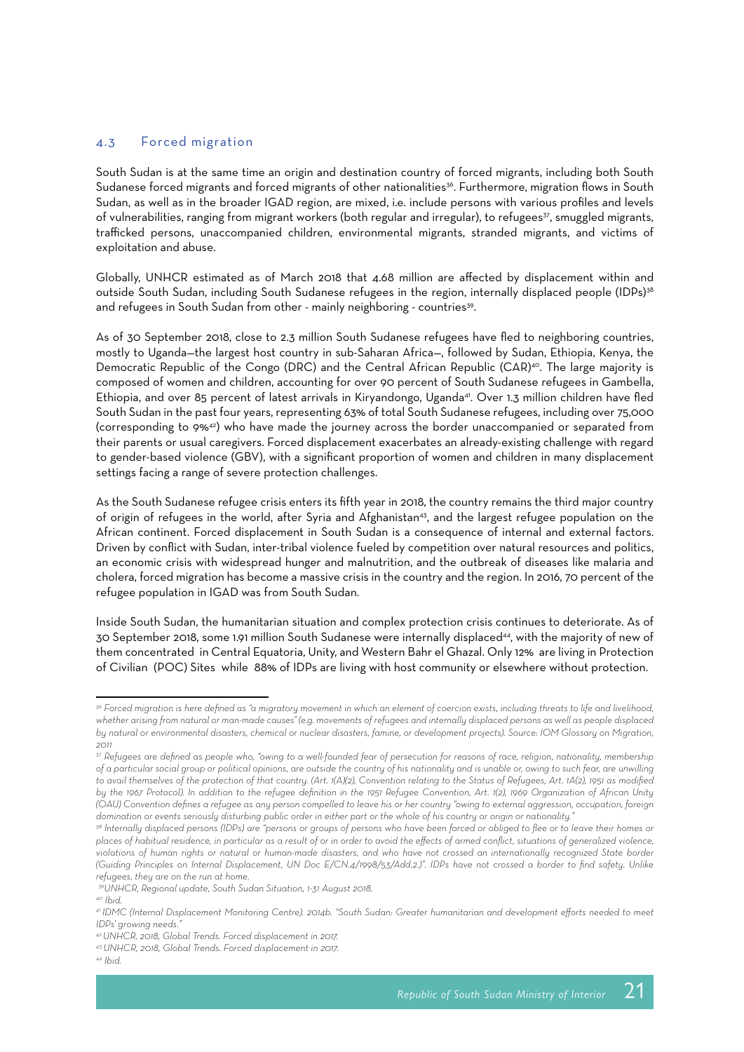### 4.3 Forced migration

South Sudan is at the same time an origin and destination country of forced migrants, including both South Sudanese forced migrants and forced migrants of other nationalities[36]. Furthermore, migration flows in South Sudan, as well as in the broader IGAD region, are mixed, i.e. include persons with various profiles and levels of vulnerabilities, ranging from migrant workers (both regular and irregular), to refugees[37], smuggled migrants, trafficked persons, unaccompanied children, environmental migrants, stranded migrants, and victims of exploitation and abuse.

Globally, UNHCR estimated as of March 2018 that 4.68 million are affected by displacement within and outside South Sudan, including South Sudanese refugees in the region, internally displaced people (IDPs)[38] and refugees in South Sudan from other - mainly neighboring - countries[39].

As of 30 September 2018, close to 2.3 million South Sudanese refugees have fled to neighboring countries, mostly to Uganda—the largest host country in sub-Saharan Africa—, followed by Sudan, Ethiopia, Kenya, the Democratic Republic of the Congo (DRC) and the Central African Republic (CAR)[40]. The large majority is composed of women and children, accounting for over 90 percent of South Sudanese refugees in Gambella, Ethiopia, and over 85 percent of latest arrivals in Kiryandongo, Uganda[41]. Over 1.3 million children have fled South Sudan in the past four years, representing 63% of total South Sudanese refugees, including over 75,000 (corresponding to 9%[42]) who have made the journey across the border unaccompanied or separated from their parents or usual caregivers. Forced displacement exacerbates an already-existing challenge with regard to gender-based violence (GBV), with a significant proportion of women and children in many displacement settings facing a range of severe protection challenges.

As the South Sudanese refugee crisis enters its fifth year in 2018, the country remains the third major country of origin of refugees in the world, after Syria and Afghanistan[43], and the largest refugee population on the African continent. Forced displacement in South Sudan is a consequence of internal and external factors. Driven by conflict with Sudan, inter-tribal violence fueled by competition over natural resources and politics, an economic crisis with widespread hunger and malnutrition, and the outbreak of diseases like malaria and cholera, forced migration has become a massive crisis in the country and the region. In 2016, 70 percent of the refugee population in IGAD was from South Sudan.

Inside South Sudan, the humanitarian situation and complex protection crisis continues to deteriorate. As of 30 September 2018, some 1.91 million South Sudanese were internally displaced[44], with the majority of new of them concentrated in Central Equatoria, Unity, and Western Bahr el Ghazal. Only 12% are living in Protection of Civilian (POC) Sites while 88% of IDPs are living with host community or elsewhere without protection.

---

[36] *Forced migration is here defined as "a migratory movement in which an element of coercion exists, including threats to life and livelihood, whether arising from natural or man-made causes" (e.g. movements of refugees and internally displaced persons as well as people displaced by natural or environmental disasters, chemical or nuclear disasters, famine, or development projects). Source: IOM Glossary on Migration, 2011*

[37] *Refugees are defined as people who, "owing to a well-founded fear of persecution for reasons of race, religion, nationality, membership of a particular social group or political opinions, are outside the country of his nationality and is unable or, owing to such fear, are unwilling to avail themselves of the protection of that country. (Art. 1(A)(2), Convention relating to the Status of Refugees, Art. 1A(2), 1951 as modified by the 1967 Protocol). In addition to the refugee definition in the 1951 Refugee Convention, Art. 1(2), 1969 Organization of African Unity (OAU) Convention defines a refugee as any person compelled to leave his or her country "owing to external aggression, occupation, foreign domination or events seriously disturbing public order in either part or the whole of his country or origin or nationality."*

[38] *Internally displaced persons (IDPs) are "persons or groups of persons who have been forced or obliged to flee or to leave their homes or places of habitual residence, in particular as a result of or in order to avoid the effects of armed conflict, situations of generalized violence, violations of human rights or natural or human-made disasters, and who have not crossed an internationally recognized State border (Guiding Principles on Internal Displacement, UN Doc E/CN.4/1998/53/Add.2.)". IDPs have not crossed a border to find safety. Unlike refugees, they are on the run at home.*

[39] *UNHCR, Regional update, South Sudan Situation, 1-31 August 2018.*

[40] *Ibid.*

[41] *IDMC (Internal Displacement Monitoring Centre). 2014b. "South Sudan: Greater humanitarian and development efforts needed to meet IDPs' growing needs."*

[42] *UNHCR, 2018, Global Trends. Forced displacement in 2017.*

[43] *UNHCR, 2018, Global Trends. Forced displacement in 2017.*

[44] *Ibid.*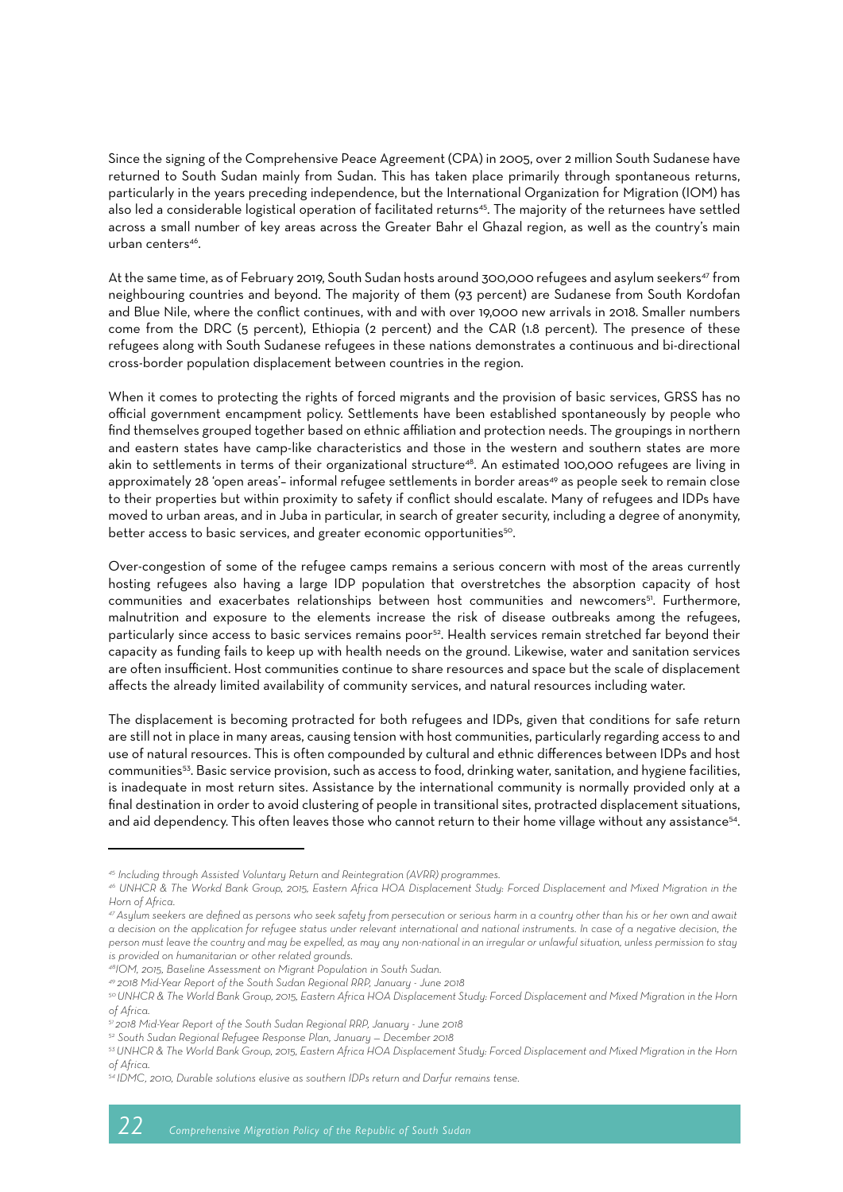Since the signing of the Comprehensive Peace Agreement (CPA) in 2005, over 2 million South Sudanese have returned to South Sudan mainly from Sudan. This has taken place primarily through spontaneous returns, particularly in the years preceding independence, but the International Organization for Migration (IOM) has also led a considerable logistical operation of facilitated returns[45]. The majority of the returnees have settled across a small number of key areas across the Greater Bahr el Ghazal region, as well as the country's main urban centers[46].

At the same time, as of February 2019, South Sudan hosts around 300,000 refugees and asylum seekers[47] from neighbouring countries and beyond. The majority of them (93 percent) are Sudanese from South Kordofan and Blue Nile, where the conflict continues, with and with over 19,000 new arrivals in 2018. Smaller numbers come from the DRC (5 percent), Ethiopia (2 percent) and the CAR (1.8 percent). The presence of these refugees along with South Sudanese refugees in these nations demonstrates a continuous and bi-directional cross-border population displacement between countries in the region.

When it comes to protecting the rights of forced migrants and the provision of basic services, GRSS has no official government encampment policy. Settlements have been established spontaneously by people who find themselves grouped together based on ethnic affiliation and protection needs. The groupings in northern and eastern states have camp-like characteristics and those in the western and southern states are more akin to settlements in terms of their organizational structure[48]. An estimated 100,000 refugees are living in approximately 28 'open areas'– informal refugee settlements in border areas[49] as people seek to remain close to their properties but within proximity to safety if conflict should escalate. Many of refugees and IDPs have moved to urban areas, and in Juba in particular, in search of greater security, including a degree of anonymity, better access to basic services, and greater economic opportunities[50].

Over-congestion of some of the refugee camps remains a serious concern with most of the areas currently hosting refugees also having a large IDP population that overstretches the absorption capacity of host communities and exacerbates relationships between host communities and newcomers[51]. Furthermore, malnutrition and exposure to the elements increase the risk of disease outbreaks among the refugees, particularly since access to basic services remains poor[52]. Health services remain stretched far beyond their capacity as funding fails to keep up with health needs on the ground. Likewise, water and sanitation services are often insufficient. Host communities continue to share resources and space but the scale of displacement affects the already limited availability of community services, and natural resources including water.

The displacement is becoming protracted for both refugees and IDPs, given that conditions for safe return are still not in place in many areas, causing tension with host communities, particularly regarding access to and use of natural resources. This is often compounded by cultural and ethnic differences between IDPs and host communities[53]. Basic service provision, such as access to food, drinking water, sanitation, and hygiene facilities, is inadequate in most return sites. Assistance by the international community is normally provided only at a final destination in order to avoid clustering of people in transitional sites, protracted displacement situations, and aid dependency. This often leaves those who cannot return to their home village without any assistance[54].

---

[45] *Including through Assisted Voluntary Return and Reintegration (AVRR) programmes.*

[46] *UNHCR & The Workd Bank Group, 2015, Eastern Africa HOA Displacement Study: Forced Displacement and Mixed Migration in the Horn of Africa.*

[47] *Asylum seekers are defined as persons who seek safety from persecution or serious harm in a country other than his or her own and await a decision on the application for refugee status under relevant international and national instruments. In case of a negative decision, the person must leave the country and may be expelled, as may any non-national in an irregular or unlawful situation, unless permission to stay is provided on humanitarian or other related grounds.*

[48] *IOM, 2015, Baseline Assessment on Migrant Population in South Sudan.*

[49] *2018 Mid-Year Report of the South Sudan Regional RRP, January - June 2018*

[50] *UNHCR & The World Bank Group, 2015, Eastern Africa HOA Displacement Study: Forced Displacement and Mixed Migration in the Horn of Africa.*

[51] *2018 Mid-Year Report of the South Sudan Regional RRP, January - June 2018*

[52] *South Sudan Regional Refugee Response Plan, January – December 2018*

[53] *UNHCR & The World Bank Group, 2015, Eastern Africa HOA Displacement Study: Forced Displacement and Mixed Migration in the Horn of Africa.*

[54] *IDMC, 2010, Durable solutions elusive as southern IDPs return and Darfur remains tense.*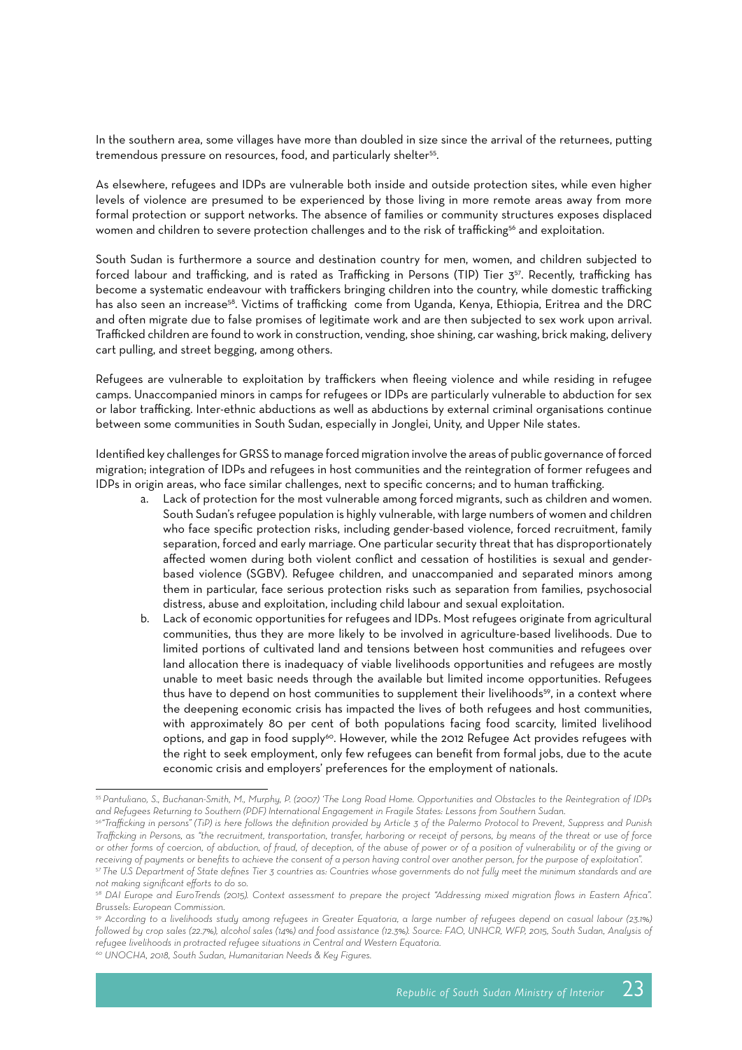In the southern area, some villages have more than doubled in size since the arrival of the returnees, putting tremendous pressure on resources, food, and particularly shelter[55].

As elsewhere, refugees and IDPs are vulnerable both inside and outside protection sites, while even higher levels of violence are presumed to be experienced by those living in more remote areas away from more formal protection or support networks. The absence of families or community structures exposes displaced women and children to severe protection challenges and to the risk of trafficking[56] and exploitation.

South Sudan is furthermore a source and destination country for men, women, and children subjected to forced labour and trafficking, and is rated as Trafficking in Persons (TIP) Tier 3[57]. Recently, trafficking has become a systematic endeavour with traffickers bringing children into the country, while domestic trafficking has also seen an increase[58]. Victims of trafficking come from Uganda, Kenya, Ethiopia, Eritrea and the DRC and often migrate due to false promises of legitimate work and are then subjected to sex work upon arrival. Trafficked children are found to work in construction, vending, shoe shining, car washing, brick making, delivery cart pulling, and street begging, among others.

Refugees are vulnerable to exploitation by traffickers when fleeing violence and while residing in refugee camps. Unaccompanied minors in camps for refugees or IDPs are particularly vulnerable to abduction for sex or labor trafficking. Inter-ethnic abductions as well as abductions by external criminal organisations continue between some communities in South Sudan, especially in Jonglei, Unity, and Upper Nile states.

Identified key challenges for GRSS to manage forced migration involve the areas of public governance of forced migration; integration of IDPs and refugees in host communities and the reintegration of former refugees and IDPs in origin areas, who face similar challenges, next to specific concerns; and to human trafficking.

a. Lack of protection for the most vulnerable among forced migrants, such as children and women. South Sudan's refugee population is highly vulnerable, with large numbers of women and children who face specific protection risks, including gender-based violence, forced recruitment, family separation, forced and early marriage. One particular security threat that has disproportionately affected women during both violent conflict and cessation of hostilities is sexual and gender-based violence (SGBV). Refugee children, and unaccompanied and separated minors among them in particular, face serious protection risks such as separation from families, psychosocial distress, abuse and exploitation, including child labour and sexual exploitation.

b. Lack of economic opportunities for refugees and IDPs. Most refugees originate from agricultural communities, thus they are more likely to be involved in agriculture-based livelihoods. Due to limited portions of cultivated land and tensions between host communities and refugees over land allocation there is inadequacy of viable livelihoods opportunities and refugees are mostly unable to meet basic needs through the available but limited income opportunities. Refugees thus have to depend on host communities to supplement their livelihoods[59], in a context where the deepening economic crisis has impacted the lives of both refugees and host communities, with approximately 80 per cent of both populations facing food scarcity, limited livelihood options, and gap in food supply[60]. However, while the 2012 Refugee Act provides refugees with the right to seek employment, only few refugees can benefit from formal jobs, due to the acute economic crisis and employers' preferences for the employment of nationals.

---

[55] *Pantuliano, S., Buchanan-Smith, M., Murphy, P. (2007) 'The Long Road Home. Opportunities and Obstacles to the Reintegration of IDPs and Refugees Returning to Southern (PDF) International Engagement in Fragile States: Lessons from Southern Sudan.*

[56] *"Trafficking in persons" (TiP) is here follows the definition provided by Article 3 of the Palermo Protocol to Prevent, Suppress and Punish Trafficking in Persons, as "the recruitment, transportation, transfer, harboring or receipt of persons, by means of the threat or use of force or other forms of coercion, of abduction, of fraud, of deception, of the abuse of power or of a position of vulnerability or of the giving or receiving of payments or benefits to achieve the consent of a person having control over another person, for the purpose of exploitation".*

[57] *The U.S Department of State defines Tier 3 countries as: Countries whose governments do not fully meet the minimum standards and are not making significant efforts to do so.*

[58] *DAI Europe and EuroTrends (2015). Context assessment to prepare the project "Addressing mixed migration flows in Eastern Africa". Brussels: European Commission.*

[59] *According to a livelihoods study among refugees in Greater Equatoria, a large number of refugees depend on casual labour (23.1%) followed by crop sales (22.7%), alcohol sales (14%) and food assistance (12.3%). Source: FAO, UNHCR, WFP, 2015, South Sudan, Analysis of refugee livelihoods in protracted refugee situations in Central and Western Equatoria.*

[60] *UNOCHA, 2018, South Sudan, Humanitarian Needs & Key Figures.*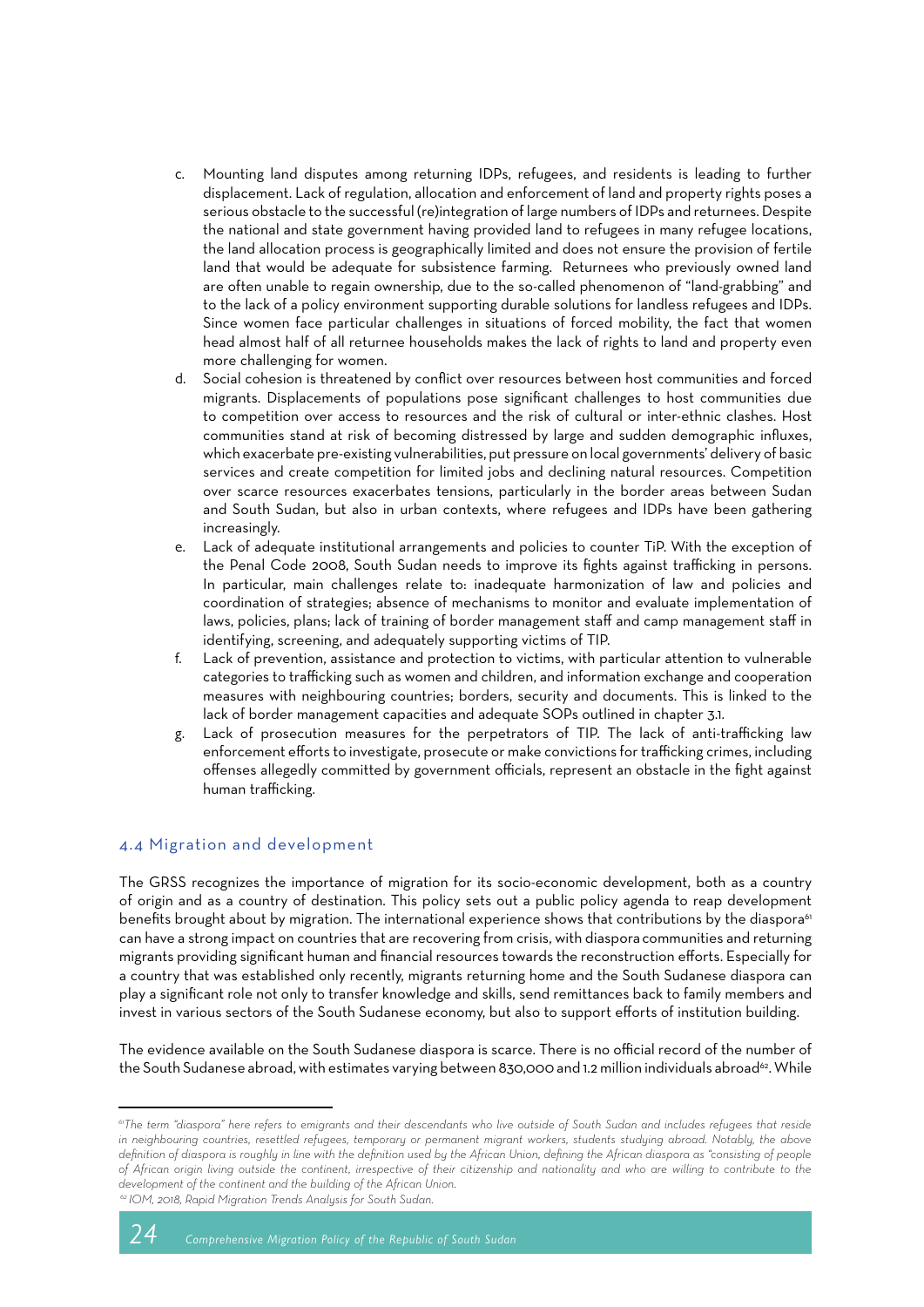c. Mounting land disputes among returning IDPs, refugees, and residents is leading to further displacement. Lack of regulation, allocation and enforcement of land and property rights poses a serious obstacle to the successful (re)integration of large numbers of IDPs and returnees. Despite the national and state government having provided land to refugees in many refugee locations, the land allocation process is geographically limited and does not ensure the provision of fertile land that would be adequate for subsistence farming. Returnees who previously owned land are often unable to regain ownership, due to the so-called phenomenon of "land-grabbing" and to the lack of a policy environment supporting durable solutions for landless refugees and IDPs. Since women face particular challenges in situations of forced mobility, the fact that women head almost half of all returnee households makes the lack of rights to land and property even more challenging for women.

d. Social cohesion is threatened by conflict over resources between host communities and forced migrants. Displacements of populations pose significant challenges to host communities due to competition over access to resources and the risk of cultural or inter-ethnic clashes. Host communities stand at risk of becoming distressed by large and sudden demographic influxes, which exacerbate pre-existing vulnerabilities, put pressure on local governments' delivery of basic services and create competition for limited jobs and declining natural resources. Competition over scarce resources exacerbates tensions, particularly in the border areas between Sudan and South Sudan, but also in urban contexts, where refugees and IDPs have been gathering increasingly.

e. Lack of adequate institutional arrangements and policies to counter TiP. With the exception of the Penal Code 2008, South Sudan needs to improve its fights against trafficking in persons. In particular, main challenges relate to: inadequate harmonization of law and policies and coordination of strategies; absence of mechanisms to monitor and evaluate implementation of laws, policies, plans; lack of training of border management staff and camp management staff in identifying, screening, and adequately supporting victims of TIP.

f. Lack of prevention, assistance and protection to victims, with particular attention to vulnerable categories to trafficking such as women and children, and information exchange and cooperation measures with neighbouring countries; borders, security and documents. This is linked to the lack of border management capacities and adequate SOPs outlined in chapter 3.1.

g. Lack of prosecution measures for the perpetrators of TIP. The lack of anti-trafficking law enforcement efforts to investigate, prosecute or make convictions for trafficking crimes, including offenses allegedly committed by government officials, represent an obstacle in the fight against human trafficking.

## 4.4 Migration and development

The GRSS recognizes the importance of migration for its socio-economic development, both as a country of origin and as a country of destination. This policy sets out a public policy agenda to reap development benefits brought about by migration. The international experience shows that contributions by the diaspora[61] can have a strong impact on countries that are recovering from crisis, with diaspora communities and returning migrants providing significant human and financial resources towards the reconstruction efforts. Especially for a country that was established only recently, migrants returning home and the South Sudanese diaspora can play a significant role not only to transfer knowledge and skills, send remittances back to family members and invest in various sectors of the South Sudanese economy, but also to support efforts of institution building.

The evidence available on the South Sudanese diaspora is scarce. There is no official record of the number of the South Sudanese abroad, with estimates varying between 830,000 and 1.2 million individuals abroad[62]. While

---

[61] *The term "diaspora" here refers to emigrants and their descendants who live outside of South Sudan and includes refugees that reside in neighbouring countries, resettled refugees, temporary or permanent migrant workers, students studying abroad. Notably, the above definition of diaspora is roughly in line with the definition used by the African Union, defining the African diaspora as "consisting of people of African origin living outside the continent, irrespective of their citizenship and nationality and who are willing to contribute to the development of the continent and the building of the African Union.*

[62] *IOM, 2018, Rapid Migration Trends Analysis for South Sudan.*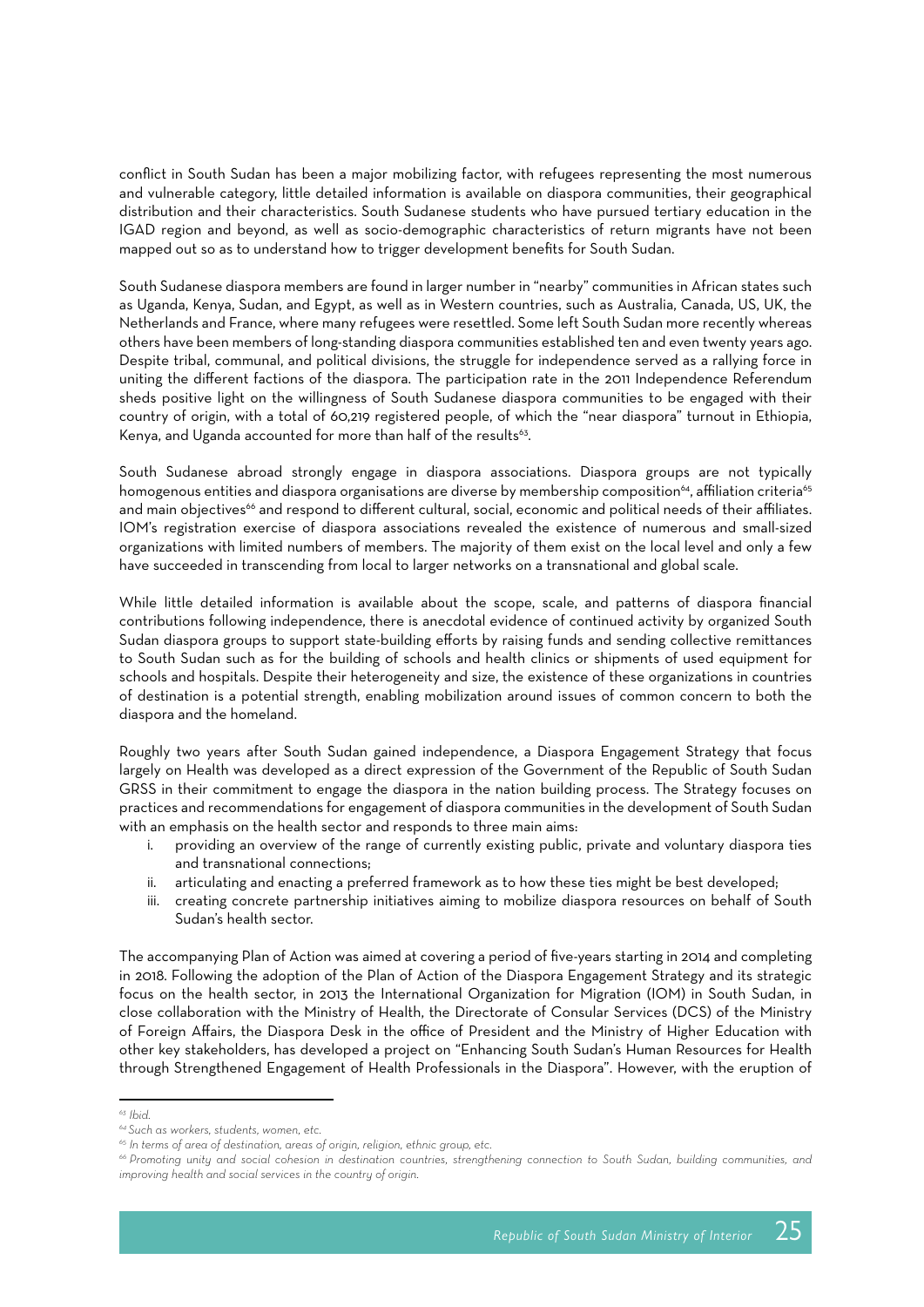conflict in South Sudan has been a major mobilizing factor, with refugees representing the most numerous and vulnerable category, little detailed information is available on diaspora communities, their geographical distribution and their characteristics. South Sudanese students who have pursued tertiary education in the IGAD region and beyond, as well as socio-demographic characteristics of return migrants have not been mapped out so as to understand how to trigger development benefits for South Sudan.

South Sudanese diaspora members are found in larger number in "nearby" communities in African states such as Uganda, Kenya, Sudan, and Egypt, as well as in Western countries, such as Australia, Canada, US, UK, the Netherlands and France, where many refugees were resettled. Some left South Sudan more recently whereas others have been members of long-standing diaspora communities established ten and even twenty years ago. Despite tribal, communal, and political divisions, the struggle for independence served as a rallying force in uniting the different factions of the diaspora. The participation rate in the 2011 Independence Referendum sheds positive light on the willingness of South Sudanese diaspora communities to be engaged with their country of origin, with a total of 60,219 registered people, of which the "near diaspora" turnout in Ethiopia, Kenya, and Uganda accounted for more than half of the results[63].

South Sudanese abroad strongly engage in diaspora associations. Diaspora groups are not typically homogenous entities and diaspora organisations are diverse by membership composition[64], affiliation criteria[65] and main objectives[66] and respond to different cultural, social, economic and political needs of their affiliates. IOM's registration exercise of diaspora associations revealed the existence of numerous and small-sized organizations with limited numbers of members. The majority of them exist on the local level and only a few have succeeded in transcending from local to larger networks on a transnational and global scale.

While little detailed information is available about the scope, scale, and patterns of diaspora financial contributions following independence, there is anecdotal evidence of continued activity by organized South Sudan diaspora groups to support state-building efforts by raising funds and sending collective remittances to South Sudan such as for the building of schools and health clinics or shipments of used equipment for schools and hospitals. Despite their heterogeneity and size, the existence of these organizations in countries of destination is a potential strength, enabling mobilization around issues of common concern to both the diaspora and the homeland.

Roughly two years after South Sudan gained independence, a Diaspora Engagement Strategy that focus largely on Health was developed as a direct expression of the Government of the Republic of South Sudan GRSS in their commitment to engage the diaspora in the nation building process. The Strategy focuses on practices and recommendations for engagement of diaspora communities in the development of South Sudan with an emphasis on the health sector and responds to three main aims:

i. providing an overview of the range of currently existing public, private and voluntary diaspora ties and transnational connections;
ii. articulating and enacting a preferred framework as to how these ties might be best developed;
iii. creating concrete partnership initiatives aiming to mobilize diaspora resources on behalf of South Sudan's health sector.

The accompanying Plan of Action was aimed at covering a period of five-years starting in 2014 and completing in 2018. Following the adoption of the Plan of Action of the Diaspora Engagement Strategy and its strategic focus on the health sector, in 2013 the International Organization for Migration (IOM) in South Sudan, in close collaboration with the Ministry of Health, the Directorate of Consular Services (DCS) of the Ministry of Foreign Affairs, the Diaspora Desk in the office of President and the Ministry of Higher Education with other key stakeholders, has developed a project on "Enhancing South Sudan's Human Resources for Health through Strengthened Engagement of Health Professionals in the Diaspora". However, with the eruption of

---

[63] *Ibid.*

[64] *Such as workers, students, women, etc.*

[65] *In terms of area of destination, areas of origin, religion, ethnic group, etc.*

[66] *Promoting unity and social cohesion in destination countries, strengthening connection to South Sudan, building communities, and improving health and social services in the country of origin.*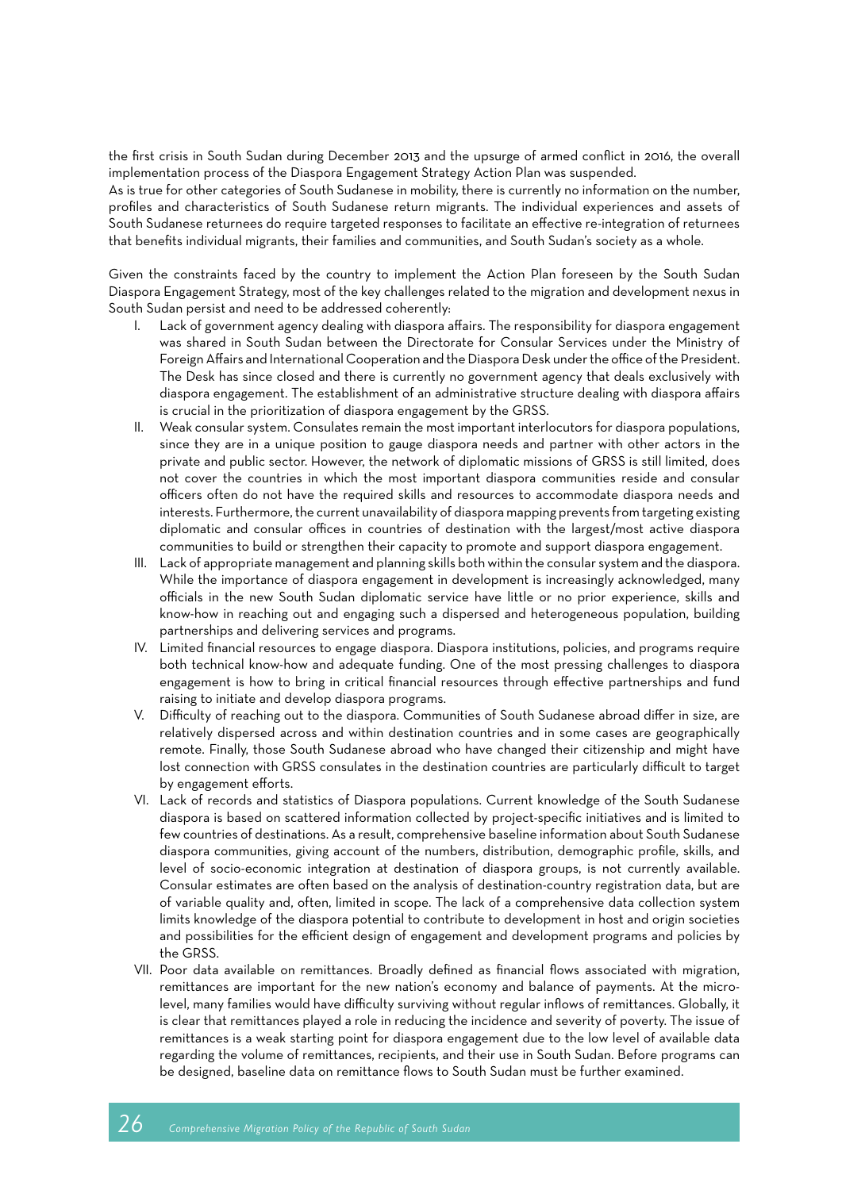the first crisis in South Sudan during December 2013 and the upsurge of armed conflict in 2016, the overall implementation process of the Diaspora Engagement Strategy Action Plan was suspended.

As is true for other categories of South Sudanese in mobility, there is currently no information on the number, profiles and characteristics of South Sudanese return migrants. The individual experiences and assets of South Sudanese returnees do require targeted responses to facilitate an effective re-integration of returnees that benefits individual migrants, their families and communities, and South Sudan's society as a whole.

Given the constraints faced by the country to implement the Action Plan foreseen by the South Sudan Diaspora Engagement Strategy, most of the key challenges related to the migration and development nexus in South Sudan persist and need to be addressed coherently:

I. Lack of government agency dealing with diaspora affairs. The responsibility for diaspora engagement was shared in South Sudan between the Directorate for Consular Services under the Ministry of Foreign Affairs and International Cooperation and the Diaspora Desk under the office of the President. The Desk has since closed and there is currently no government agency that deals exclusively with diaspora engagement. The establishment of an administrative structure dealing with diaspora affairs is crucial in the prioritization of diaspora engagement by the GRSS.

II. Weak consular system. Consulates remain the most important interlocutors for diaspora populations, since they are in a unique position to gauge diaspora needs and partner with other actors in the private and public sector. However, the network of diplomatic missions of GRSS is still limited, does not cover the countries in which the most important diaspora communities reside and consular officers often do not have the required skills and resources to accommodate diaspora needs and interests. Furthermore, the current unavailability of diaspora mapping prevents from targeting existing diplomatic and consular offices in countries of destination with the largest/most active diaspora communities to build or strengthen their capacity to promote and support diaspora engagement.

III. Lack of appropriate management and planning skills both within the consular system and the diaspora. While the importance of diaspora engagement in development is increasingly acknowledged, many officials in the new South Sudan diplomatic service have little or no prior experience, skills and know-how in reaching out and engaging such a dispersed and heterogeneous population, building partnerships and delivering services and programs.

IV. Limited financial resources to engage diaspora. Diaspora institutions, policies, and programs require both technical know-how and adequate funding. One of the most pressing challenges to diaspora engagement is how to bring in critical financial resources through effective partnerships and fund raising to initiate and develop diaspora programs.

V. Difficulty of reaching out to the diaspora. Communities of South Sudanese abroad differ in size, are relatively dispersed across and within destination countries and in some cases are geographically remote. Finally, those South Sudanese abroad who have changed their citizenship and might have lost connection with GRSS consulates in the destination countries are particularly difficult to target by engagement efforts.

VI. Lack of records and statistics of Diaspora populations. Current knowledge of the South Sudanese diaspora is based on scattered information collected by project-specific initiatives and is limited to few countries of destinations. As a result, comprehensive baseline information about South Sudanese diaspora communities, giving account of the numbers, distribution, demographic profile, skills, and level of socio-economic integration at destination of diaspora groups, is not currently available. Consular estimates are often based on the analysis of destination-country registration data, but are of variable quality and, often, limited in scope. The lack of a comprehensive data collection system limits knowledge of the diaspora potential to contribute to development in host and origin societies and possibilities for the efficient design of engagement and development programs and policies by the GRSS.

VII. Poor data available on remittances. Broadly defined as financial flows associated with migration, remittances are important for the new nation's economy and balance of payments. At the micro-level, many families would have difficulty surviving without regular inflows of remittances. Globally, it is clear that remittances played a role in reducing the incidence and severity of poverty. The issue of remittances is a weak starting point for diaspora engagement due to the low level of available data regarding the volume of remittances, recipients, and their use in South Sudan. Before programs can be designed, baseline data on remittance flows to South Sudan must be further examined.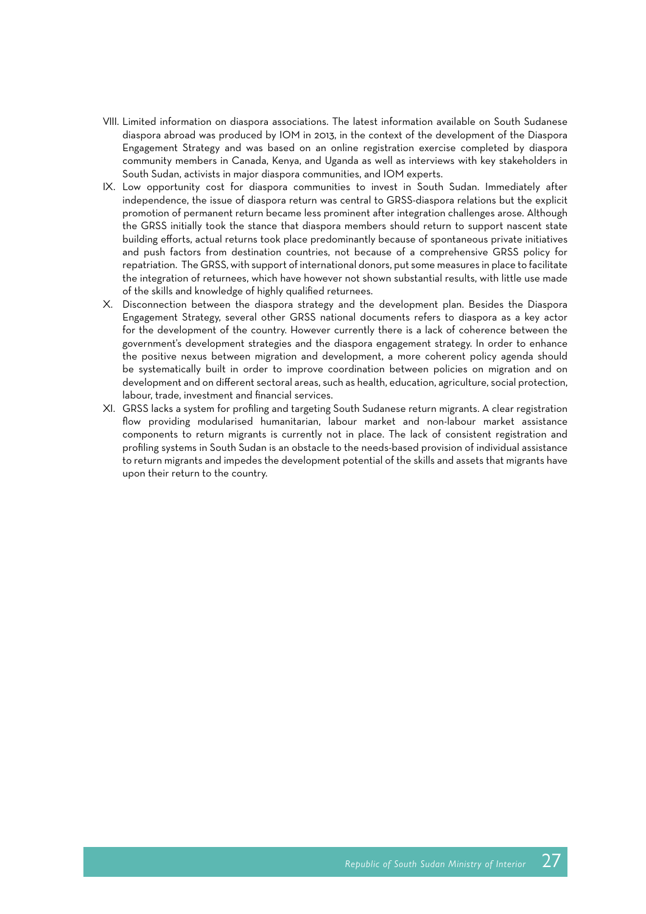VIII. Limited information on diaspora associations. The latest information available on South Sudanese diaspora abroad was produced by IOM in 2013, in the context of the development of the Diaspora Engagement Strategy and was based on an online registration exercise completed by diaspora community members in Canada, Kenya, and Uganda as well as interviews with key stakeholders in South Sudan, activists in major diaspora communities, and IOM experts.

IX. Low opportunity cost for diaspora communities to invest in South Sudan. Immediately after independence, the issue of diaspora return was central to GRSS-diaspora relations but the explicit promotion of permanent return became less prominent after integration challenges arose. Although the GRSS initially took the stance that diaspora members should return to support nascent state building efforts, actual returns took place predominantly because of spontaneous private initiatives and push factors from destination countries, not because of a comprehensive GRSS policy for repatriation. The GRSS, with support of international donors, put some measures in place to facilitate the integration of returnees, which have however not shown substantial results, with little use made of the skills and knowledge of highly qualified returnees.

X. Disconnection between the diaspora strategy and the development plan. Besides the Diaspora Engagement Strategy, several other GRSS national documents refers to diaspora as a key actor for the development of the country. However currently there is a lack of coherence between the government's development strategies and the diaspora engagement strategy. In order to enhance the positive nexus between migration and development, a more coherent policy agenda should be systematically built in order to improve coordination between policies on migration and on development and on different sectoral areas, such as health, education, agriculture, social protection, labour, trade, investment and financial services.

XI. GRSS lacks a system for profiling and targeting South Sudanese return migrants. A clear registration flow providing modularised humanitarian, labour market and non-labour market assistance components to return migrants is currently not in place. The lack of consistent registration and profiling systems in South Sudan is an obstacle to the needs-based provision of individual assistance to return migrants and impedes the development potential of the skills and assets that migrants have upon their return to the country.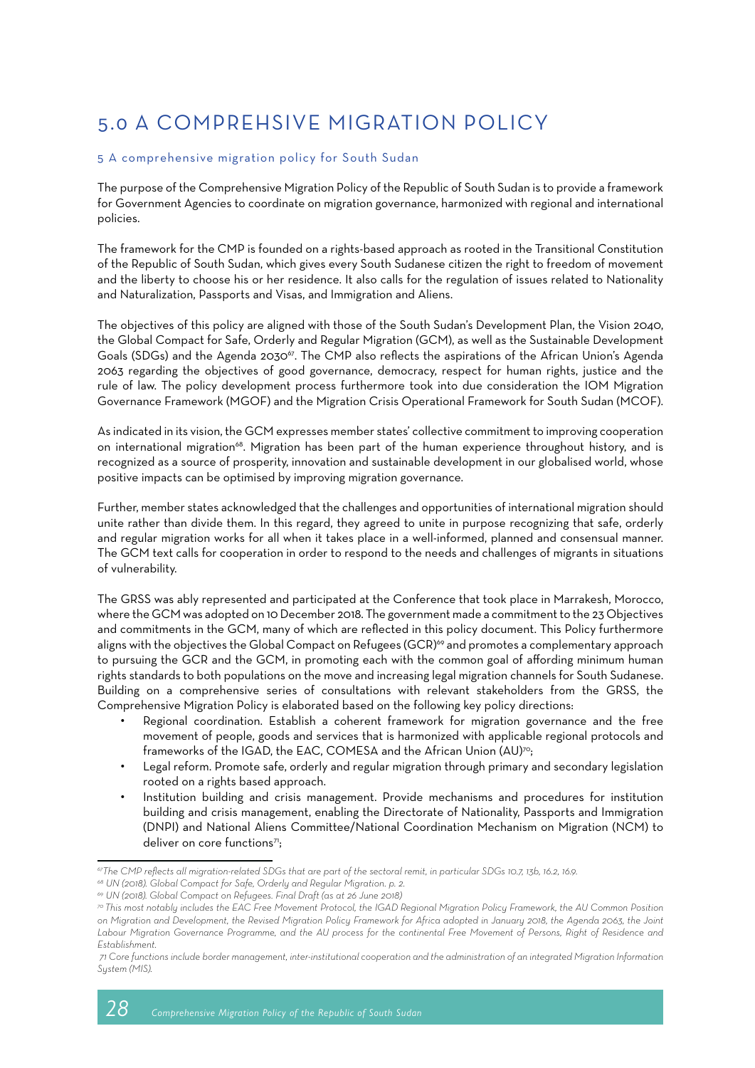# 5.0 A COMPREHSIVE MIGRATION POLICY

## 5 A comprehensive migration policy for South Sudan

The purpose of the Comprehensive Migration Policy of the Republic of South Sudan is to provide a framework for Government Agencies to coordinate on migration governance, harmonized with regional and international policies.

The framework for the CMP is founded on a rights-based approach as rooted in the Transitional Constitution of the Republic of South Sudan, which gives every South Sudanese citizen the right to freedom of movement and the liberty to choose his or her residence. It also calls for the regulation of issues related to Nationality and Naturalization, Passports and Visas, and Immigration and Aliens.

The objectives of this policy are aligned with those of the South Sudan's Development Plan, the Vision 2040, the Global Compact for Safe, Orderly and Regular Migration (GCM), as well as the Sustainable Development Goals (SDGs) and the Agenda 2030[67]. The CMP also reflects the aspirations of the African Union's Agenda 2063 regarding the objectives of good governance, democracy, respect for human rights, justice and the rule of law. The policy development process furthermore took into due consideration the IOM Migration Governance Framework (MGOF) and the Migration Crisis Operational Framework for South Sudan (MCOF).

As indicated in its vision, the GCM expresses member states' collective commitment to improving cooperation on international migration[68]. Migration has been part of the human experience throughout history, and is recognized as a source of prosperity, innovation and sustainable development in our globalised world, whose positive impacts can be optimised by improving migration governance.

Further, member states acknowledged that the challenges and opportunities of international migration should unite rather than divide them. In this regard, they agreed to unite in purpose recognizing that safe, orderly and regular migration works for all when it takes place in a well-informed, planned and consensual manner. The GCM text calls for cooperation in order to respond to the needs and challenges of migrants in situations of vulnerability.

The GRSS was ably represented and participated at the Conference that took place in Marrakesh, Morocco, where the GCM was adopted on 10 December 2018. The government made a commitment to the 23 Objectives and commitments in the GCM, many of which are reflected in this policy document. This Policy furthermore aligns with the objectives the Global Compact on Refugees (GCR)[69] and promotes a complementary approach to pursuing the GCR and the GCM, in promoting each with the common goal of affording minimum human rights standards to both populations on the move and increasing legal migration channels for South Sudanese. Building on a comprehensive series of consultations with relevant stakeholders from the GRSS, the Comprehensive Migration Policy is elaborated based on the following key policy directions:

- Regional coordination. Establish a coherent framework for migration governance and the free movement of people, goods and services that is harmonized with applicable regional protocols and frameworks of the IGAD, the EAC, COMESA and the African Union (AU)[70];
- Legal reform. Promote safe, orderly and regular migration through primary and secondary legislation rooted on a rights based approach.
- Institution building and crisis management. Provide mechanisms and procedures for institution building and crisis management, enabling the Directorate of Nationality, Passports and Immigration (DNPI) and National Aliens Committee/National Coordination Mechanism on Migration (NCM) to deliver on core functions[71];

---

[67] *The CMP reflects all migration-related SDGs that are part of the sectoral remit, in particular SDGs 10.7, 13b, 16.2, 16.9.*

[68] *UN (2018). Global Compact for Safe, Orderly and Regular Migration. p. 2.*

[69] *UN (2018). Global Compact on Refugees. Final Draft (as at 26 June 2018)*

[70] *This most notably includes the EAC Free Movement Protocol, the IGAD Regional Migration Policy Framework, the AU Common Position on Migration and Development, the Revised Migration Policy Framework for Africa adopted in January 2018, the Agenda 2063, the Joint Labour Migration Governance Programme, and the AU process for the continental Free Movement of Persons, Right of Residence and Establishment.*

[71] *Core functions include border management, inter-institutional cooperation and the administration of an integrated Migration Information System (MIS).*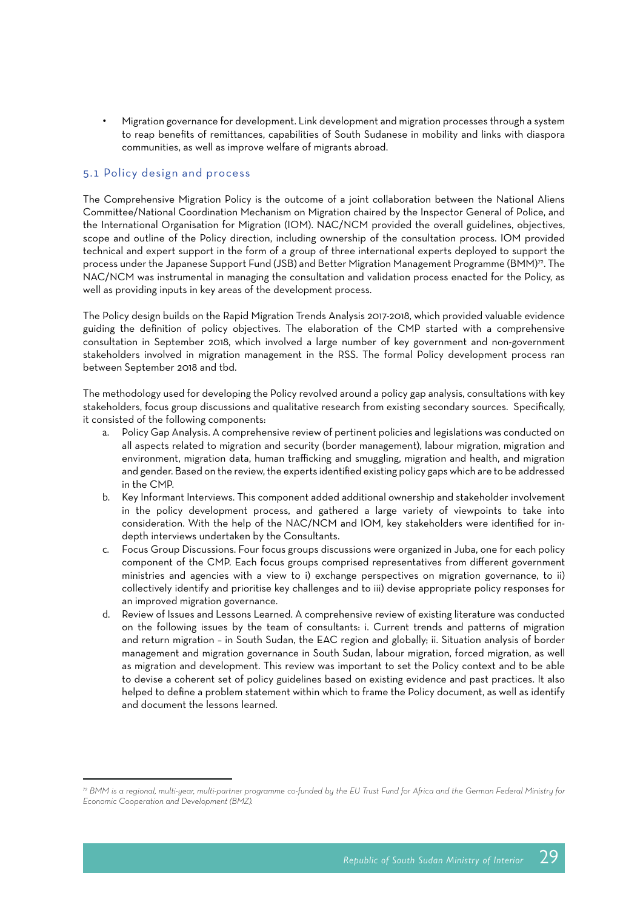- Migration governance for development. Link development and migration processes through a system to reap benefits of remittances, capabilities of South Sudanese in mobility and links with diaspora communities, as well as improve welfare of migrants abroad.

## 5.1 Policy design and process

The Comprehensive Migration Policy is the outcome of a joint collaboration between the National Aliens Committee/National Coordination Mechanism on Migration chaired by the Inspector General of Police, and the International Organisation for Migration (IOM). NAC/NCM provided the overall guidelines, objectives, scope and outline of the Policy direction, including ownership of the consultation process. IOM provided technical and expert support in the form of a group of three international experts deployed to support the process under the Japanese Support Fund (JSB) and Better Migration Management Programme (BMM)[72]. The NAC/NCM was instrumental in managing the consultation and validation process enacted for the Policy, as well as providing inputs in key areas of the development process.

The Policy design builds on the Rapid Migration Trends Analysis 2017-2018, which provided valuable evidence guiding the definition of policy objectives. The elaboration of the CMP started with a comprehensive consultation in September 2018, which involved a large number of key government and non-government stakeholders involved in migration management in the RSS. The formal Policy development process ran between September 2018 and tbd.

The methodology used for developing the Policy revolved around a policy gap analysis, consultations with key stakeholders, focus group discussions and qualitative research from existing secondary sources. Specifically, it consisted of the following components:

a. Policy Gap Analysis. A comprehensive review of pertinent policies and legislations was conducted on all aspects related to migration and security (border management), labour migration, migration and environment, migration data, human trafficking and smuggling, migration and health, and migration and gender. Based on the review, the experts identified existing policy gaps which are to be addressed in the CMP.
b. Key Informant Interviews. This component added additional ownership and stakeholder involvement in the policy development process, and gathered a large variety of viewpoints to take into consideration. With the help of the NAC/NCM and IOM, key stakeholders were identified for in-depth interviews undertaken by the Consultants.
c. Focus Group Discussions. Four focus groups discussions were organized in Juba, one for each policy component of the CMP. Each focus groups comprised representatives from different government ministries and agencies with a view to i) exchange perspectives on migration governance, to ii) collectively identify and prioritise key challenges and to iii) devise appropriate policy responses for an improved migration governance.
d. Review of Issues and Lessons Learned. A comprehensive review of existing literature was conducted on the following issues by the team of consultants: i. Current trends and patterns of migration and return migration – in South Sudan, the EAC region and globally; ii. Situation analysis of border management and migration governance in South Sudan, labour migration, forced migration, as well as migration and development. This review was important to set the Policy context and to be able to devise a coherent set of policy guidelines based on existing evidence and past practices. It also helped to define a problem statement within which to frame the Policy document, as well as identify and document the lessons learned.

---

[72] *BMM is a regional, multi-year, multi-partner programme co-funded by the EU Trust Fund for Africa and the German Federal Ministry for Economic Cooperation and Development (BMZ).*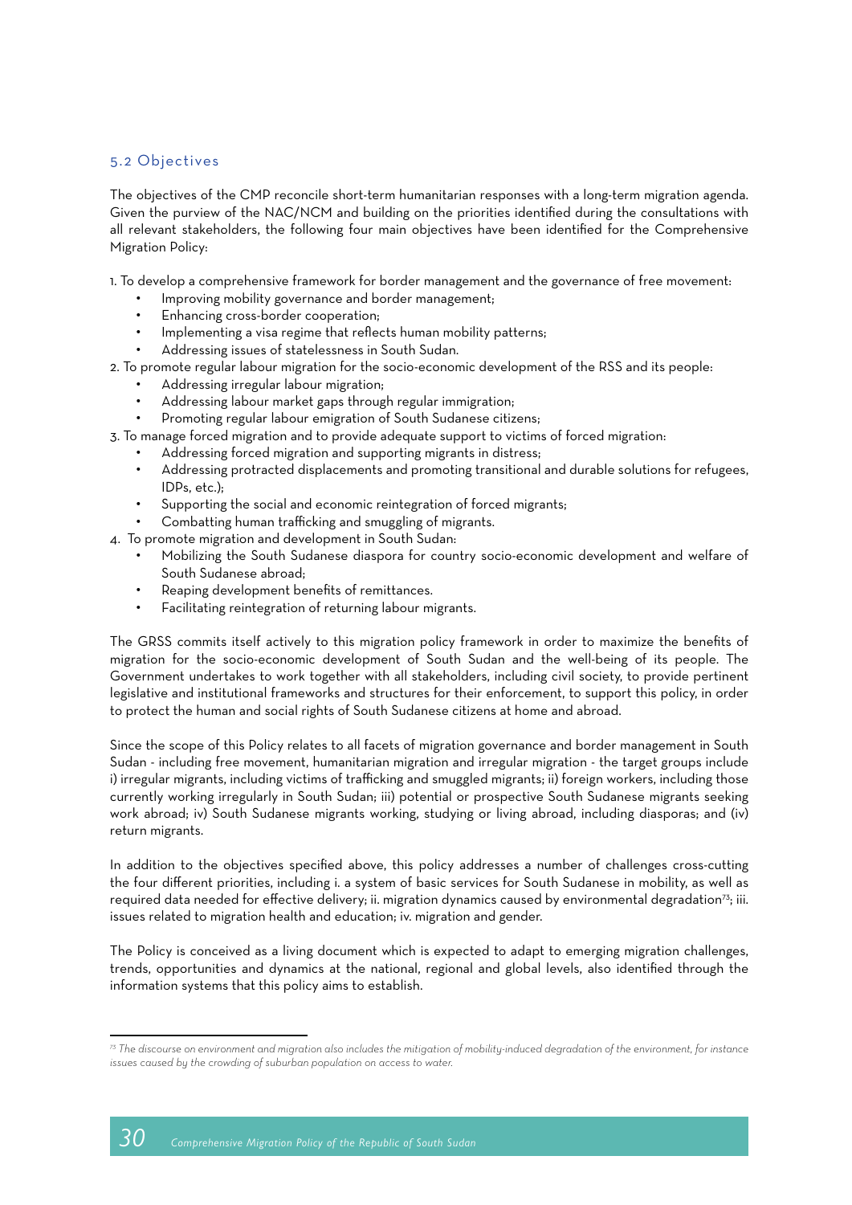## 5.2 Objectives

The objectives of the CMP reconcile short-term humanitarian responses with a long-term migration agenda. Given the purview of the NAC/NCM and building on the priorities identified during the consultations with all relevant stakeholders, the following four main objectives have been identified for the Comprehensive Migration Policy:

1. To develop a comprehensive framework for border management and the governance of free movement:
   - Improving mobility governance and border management;
   - Enhancing cross-border cooperation;
   - Implementing a visa regime that reflects human mobility patterns;
   - Addressing issues of statelessness in South Sudan.
2. To promote regular labour migration for the socio-economic development of the RSS and its people:
   - Addressing irregular labour migration;
   - Addressing labour market gaps through regular immigration;
   - Promoting regular labour emigration of South Sudanese citizens;
3. To manage forced migration and to provide adequate support to victims of forced migration:
   - Addressing forced migration and supporting migrants in distress;
   - Addressing protracted displacements and promoting transitional and durable solutions for refugees, IDPs, etc.);
   - Supporting the social and economic reintegration of forced migrants;
   - Combatting human trafficking and smuggling of migrants.
4. To promote migration and development in South Sudan:
   - Mobilizing the South Sudanese diaspora for country socio-economic development and welfare of South Sudanese abroad;
   - Reaping development benefits of remittances.
   - Facilitating reintegration of returning labour migrants.

The GRSS commits itself actively to this migration policy framework in order to maximize the benefits of migration for the socio-economic development of South Sudan and the well-being of its people. The Government undertakes to work together with all stakeholders, including civil society, to provide pertinent legislative and institutional frameworks and structures for their enforcement, to support this policy, in order to protect the human and social rights of South Sudanese citizens at home and abroad.

Since the scope of this Policy relates to all facets of migration governance and border management in South Sudan - including free movement, humanitarian migration and irregular migration - the target groups include i) irregular migrants, including victims of trafficking and smuggled migrants; ii) foreign workers, including those currently working irregularly in South Sudan; iii) potential or prospective South Sudanese migrants seeking work abroad; iv) South Sudanese migrants working, studying or living abroad, including diasporas; and (iv) return migrants.

In addition to the objectives specified above, this policy addresses a number of challenges cross-cutting the four different priorities, including i. a system of basic services for South Sudanese in mobility, as well as required data needed for effective delivery; ii. migration dynamics caused by environmental degradation[73]; iii. issues related to migration health and education; iv. migration and gender.

The Policy is conceived as a living document which is expected to adapt to emerging migration challenges, trends, opportunities and dynamics at the national, regional and global levels, also identified through the information systems that this policy aims to establish.

---

[73] *The discourse on environment and migration also includes the mitigation of mobility-induced degradation of the environment, for instance issues caused by the crowding of suburban population on access to water.*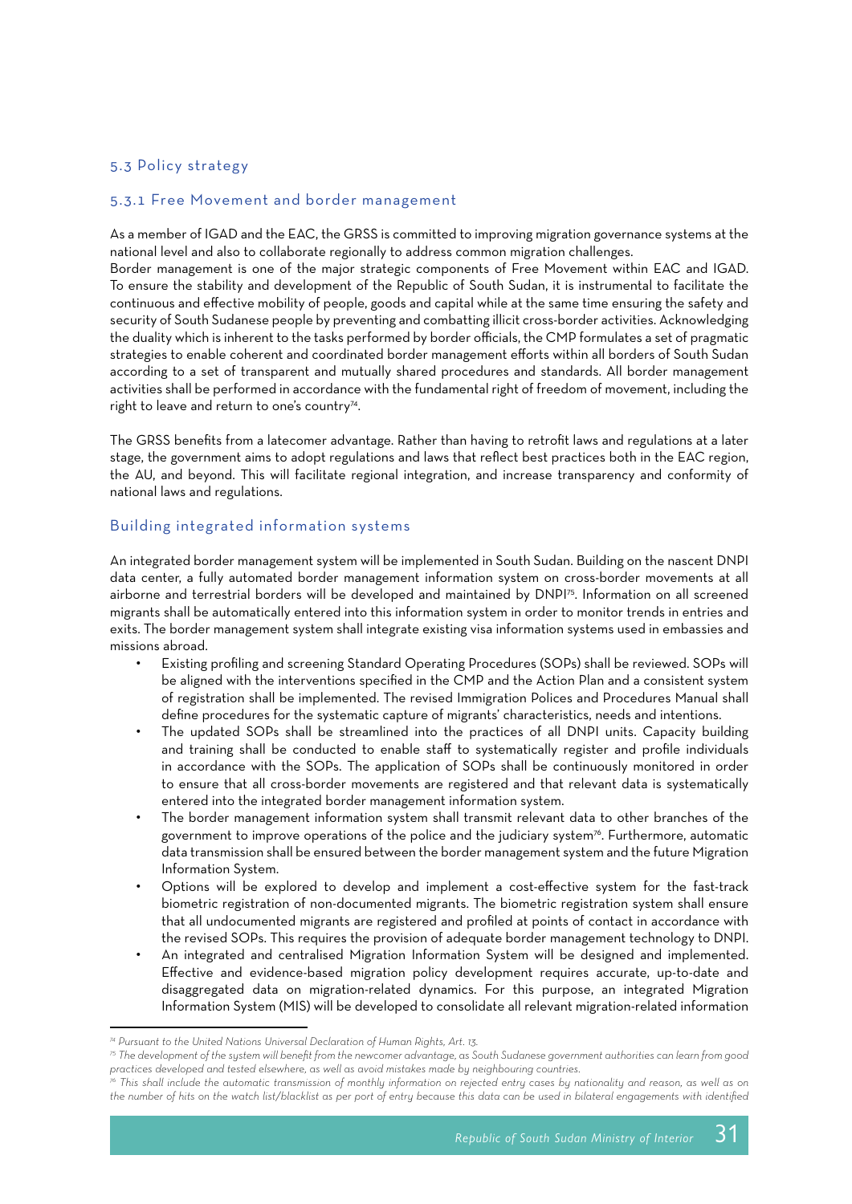## 5.3 Policy strategy

### 5.3.1 Free Movement and border management

As a member of IGAD and the EAC, the GRSS is committed to improving migration governance systems at the national level and also to collaborate regionally to address common migration challenges.

Border management is one of the major strategic components of Free Movement within EAC and IGAD. To ensure the stability and development of the Republic of South Sudan, it is instrumental to facilitate the continuous and effective mobility of people, goods and capital while at the same time ensuring the safety and security of South Sudanese people by preventing and combatting illicit cross-border activities. Acknowledging the duality which is inherent to the tasks performed by border officials, the CMP formulates a set of pragmatic strategies to enable coherent and coordinated border management efforts within all borders of South Sudan according to a set of transparent and mutually shared procedures and standards. All border management activities shall be performed in accordance with the fundamental right of freedom of movement, including the right to leave and return to one's country[74].

The GRSS benefits from a latecomer advantage. Rather than having to retrofit laws and regulations at a later stage, the government aims to adopt regulations and laws that reflect best practices both in the EAC region, the AU, and beyond. This will facilitate regional integration, and increase transparency and conformity of national laws and regulations.

#### Building integrated information systems

An integrated border management system will be implemented in South Sudan. Building on the nascent DNPI data center, a fully automated border management information system on cross-border movements at all airborne and terrestrial borders will be developed and maintained by DNPI[75]. Information on all screened migrants shall be automatically entered into this information system in order to monitor trends in entries and exits. The border management system shall integrate existing visa information systems used in embassies and missions abroad.

- Existing profiling and screening Standard Operating Procedures (SOPs) shall be reviewed. SOPs will be aligned with the interventions specified in the CMP and the Action Plan and a consistent system of registration shall be implemented. The revised Immigration Polices and Procedures Manual shall define procedures for the systematic capture of migrants' characteristics, needs and intentions.
- The updated SOPs shall be streamlined into the practices of all DNPI units. Capacity building and training shall be conducted to enable staff to systematically register and profile individuals in accordance with the SOPs. The application of SOPs shall be continuously monitored in order to ensure that all cross-border movements are registered and that relevant data is systematically entered into the integrated border management information system.
- The border management information system shall transmit relevant data to other branches of the government to improve operations of the police and the judiciary system[76]. Furthermore, automatic data transmission shall be ensured between the border management system and the future Migration Information System.
- Options will be explored to develop and implement a cost-effective system for the fast-track biometric registration of non-documented migrants. The biometric registration system shall ensure that all undocumented migrants are registered and profiled at points of contact in accordance with the revised SOPs. This requires the provision of adequate border management technology to DNPI.
- An integrated and centralised Migration Information System will be designed and implemented. Effective and evidence-based migration policy development requires accurate, up-to-date and disaggregated data on migration-related dynamics. For this purpose, an integrated Migration Information System (MIS) will be developed to consolidate all relevant migration-related information

---

[74] *Pursuant to the United Nations Universal Declaration of Human Rights, Art. 13.*

[75] *The development of the system will benefit from the newcomer advantage, as South Sudanese government authorities can learn from good practices developed and tested elsewhere, as well as avoid mistakes made by neighbouring countries.*

[76] *This shall include the automatic transmission of monthly information on rejected entry cases by nationality and reason, as well as on the number of hits on the watch list/blacklist as per port of entry because this data can be used in bilateral engagements with identified*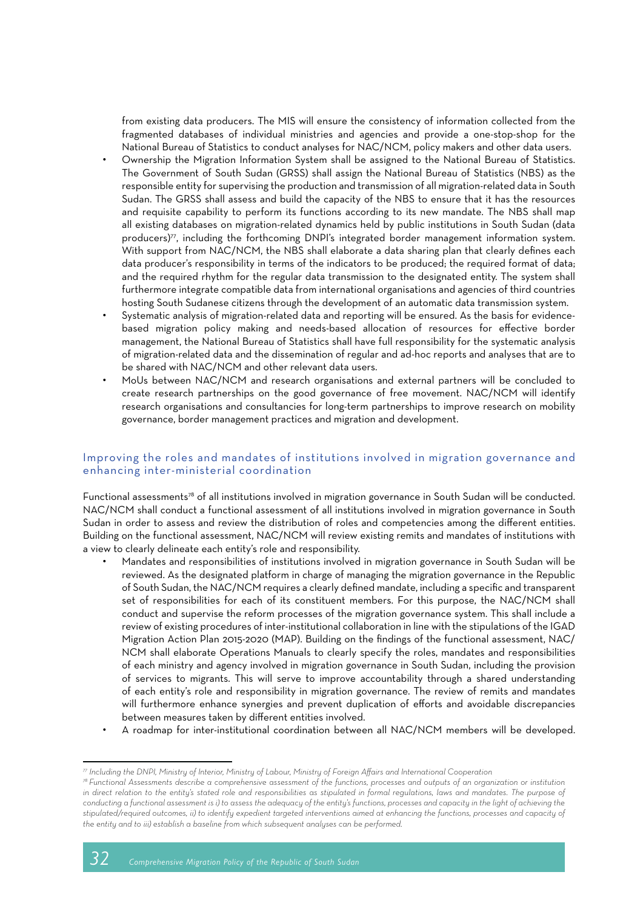from existing data producers. The MIS will ensure the consistency of information collected from the fragmented databases of individual ministries and agencies and provide a one-stop-shop for the National Bureau of Statistics to conduct analyses for NAC/NCM, policy makers and other data users.

- Ownership the Migration Information System shall be assigned to the National Bureau of Statistics. The Government of South Sudan (GRSS) shall assign the National Bureau of Statistics (NBS) as the responsible entity for supervising the production and transmission of all migration-related data in South Sudan. The GRSS shall assess and build the capacity of the NBS to ensure that it has the resources and requisite capability to perform its functions according to its new mandate. The NBS shall map all existing databases on migration-related dynamics held by public institutions in South Sudan (data producers)[77], including the forthcoming DNPI's integrated border management information system. With support from NAC/NCM, the NBS shall elaborate a data sharing plan that clearly defines each data producer's responsibility in terms of the indicators to be produced; the required format of data; and the required rhythm for the regular data transmission to the designated entity. The system shall furthermore integrate compatible data from international organisations and agencies of third countries hosting South Sudanese citizens through the development of an automatic data transmission system.
- Systematic analysis of migration-related data and reporting will be ensured. As the basis for evidence-based migration policy making and needs-based allocation of resources for effective border management, the National Bureau of Statistics shall have full responsibility for the systematic analysis of migration-related data and the dissemination of regular and ad-hoc reports and analyses that are to be shared with NAC/NCM and other relevant data users.
- MoUs between NAC/NCM and research organisations and external partners will be concluded to create research partnerships on the good governance of free movement. NAC/NCM will identify research organisations and consultancies for long-term partnerships to improve research on mobility governance, border management practices and migration and development.

### Improving the roles and mandates of institutions involved in migration governance and enhancing inter-ministerial coordination

Functional assessments[78] of all institutions involved in migration governance in South Sudan will be conducted. NAC/NCM shall conduct a functional assessment of all institutions involved in migration governance in South Sudan in order to assess and review the distribution of roles and competencies among the different entities. Building on the functional assessment, NAC/NCM will review existing remits and mandates of institutions with a view to clearly delineate each entity's role and responsibility.

- Mandates and responsibilities of institutions involved in migration governance in South Sudan will be reviewed. As the designated platform in charge of managing the migration governance in the Republic of South Sudan, the NAC/NCM requires a clearly defined mandate, including a specific and transparent set of responsibilities for each of its constituent members. For this purpose, the NAC/NCM shall conduct and supervise the reform processes of the migration governance system. This shall include a review of existing procedures of inter-institutional collaboration in line with the stipulations of the IGAD Migration Action Plan 2015-2020 (MAP). Building on the findings of the functional assessment, NAC/NCM shall elaborate Operations Manuals to clearly specify the roles, mandates and responsibilities of each ministry and agency involved in migration governance in South Sudan, including the provision of services to migrants. This will serve to improve accountability through a shared understanding of each entity's role and responsibility in migration governance. The review of remits and mandates will furthermore enhance synergies and prevent duplication of efforts and avoidable discrepancies between measures taken by different entities involved.
- A roadmap for inter-institutional coordination between all NAC/NCM members will be developed.

---

[77] *Including the DNPI, Ministry of Interior, Ministry of Labour, Ministry of Foreign Affairs and International Cooperation*

[78] *Functional Assessments describe a comprehensive assessment of the functions, processes and outputs of an organization or institution in direct relation to the entity's stated role and responsibilities as stipulated in formal regulations, laws and mandates. The purpose of conducting a functional assessment is i) to assess the adequacy of the entity's functions, processes and capacity in the light of achieving the stipulated/required outcomes, ii) to identify expedient targeted interventions aimed at enhancing the functions, processes and capacity of the entity and to iii) establish a baseline from which subsequent analyses can be performed.*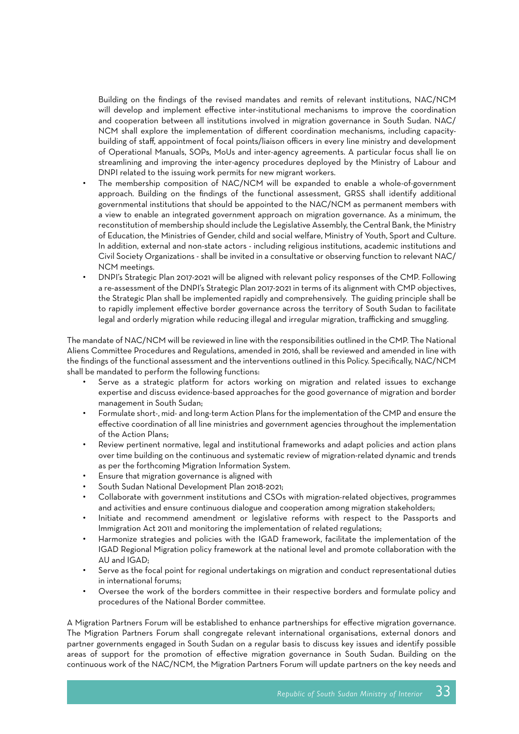Building on the findings of the revised mandates and remits of relevant institutions, NAC/NCM will develop and implement effective inter-institutional mechanisms to improve the coordination and cooperation between all institutions involved in migration governance in South Sudan. NAC/NCM shall explore the implementation of different coordination mechanisms, including capacity-building of staff, appointment of focal points/liaison officers in every line ministry and development of Operational Manuals, SOPs, MoUs and inter-agency agreements. A particular focus shall lie on streamlining and improving the inter-agency procedures deployed by the Ministry of Labour and DNPI related to the issuing work permits for new migrant workers.

- The membership composition of NAC/NCM will be expanded to enable a whole-of-government approach. Building on the findings of the functional assessment, GRSS shall identify additional governmental institutions that should be appointed to the NAC/NCM as permanent members with a view to enable an integrated government approach on migration governance. As a minimum, the reconstitution of membership should include the Legislative Assembly, the Central Bank, the Ministry of Education, the Ministries of Gender, child and social welfare, Ministry of Youth, Sport and Culture. In addition, external and non-state actors - including religious institutions, academic institutions and Civil Society Organizations - shall be invited in a consultative or observing function to relevant NAC/NCM meetings.
- DNPI's Strategic Plan 2017-2021 will be aligned with relevant policy responses of the CMP. Following a re-assessment of the DNPI's Strategic Plan 2017-2021 in terms of its alignment with CMP objectives, the Strategic Plan shall be implemented rapidly and comprehensively. The guiding principle shall be to rapidly implement effective border governance across the territory of South Sudan to facilitate legal and orderly migration while reducing illegal and irregular migration, trafficking and smuggling.

The mandate of NAC/NCM will be reviewed in line with the responsibilities outlined in the CMP. The National Aliens Committee Procedures and Regulations, amended in 2016, shall be reviewed and amended in line with the findings of the functional assessment and the interventions outlined in this Policy. Specifically, NAC/NCM shall be mandated to perform the following functions:

- Serve as a strategic platform for actors working on migration and related issues to exchange expertise and discuss evidence-based approaches for the good governance of migration and border management in South Sudan;
- Formulate short-, mid- and long-term Action Plans for the implementation of the CMP and ensure the effective coordination of all line ministries and government agencies throughout the implementation of the Action Plans;
- Review pertinent normative, legal and institutional frameworks and adapt policies and action plans over time building on the continuous and systematic review of migration-related dynamic and trends as per the forthcoming Migration Information System.
- Ensure that migration governance is aligned with
- South Sudan National Development Plan 2018-2021;
- Collaborate with government institutions and CSOs with migration-related objectives, programmes and activities and ensure continuous dialogue and cooperation among migration stakeholders;
- Initiate and recommend amendment or legislative reforms with respect to the Passports and Immigration Act 2011 and monitoring the implementation of related regulations;
- Harmonize strategies and policies with the IGAD framework, facilitate the implementation of the IGAD Regional Migration policy framework at the national level and promote collaboration with the AU and IGAD;
- Serve as the focal point for regional undertakings on migration and conduct representational duties in international forums;
- Oversee the work of the borders committee in their respective borders and formulate policy and procedures of the National Border committee.

A Migration Partners Forum will be established to enhance partnerships for effective migration governance. The Migration Partners Forum shall congregate relevant international organisations, external donors and partner governments engaged in South Sudan on a regular basis to discuss key issues and identify possible areas of support for the promotion of effective migration governance in South Sudan. Building on the continuous work of the NAC/NCM, the Migration Partners Forum will update partners on the key needs and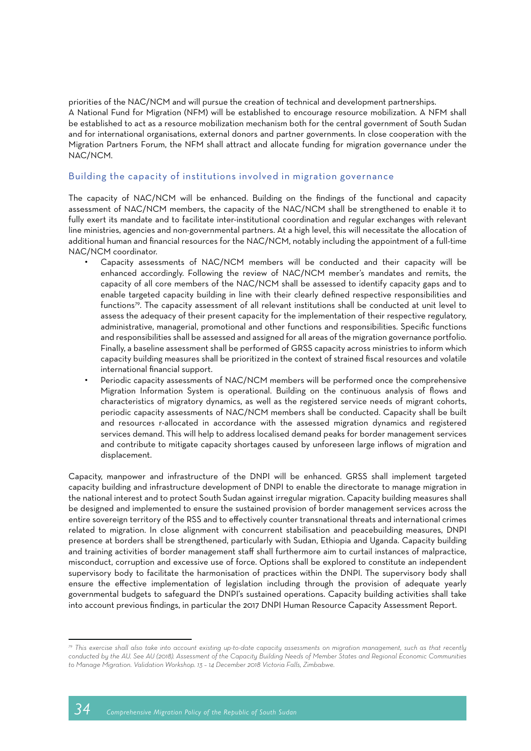priorities of the NAC/NCM and will pursue the creation of technical and development partnerships.

A National Fund for Migration (NFM) will be established to encourage resource mobilization. A NFM shall be established to act as a resource mobilization mechanism both for the central government of South Sudan and for international organisations, external donors and partner governments. In close cooperation with the Migration Partners Forum, the NFM shall attract and allocate funding for migration governance under the NAC/NCM.

### Building the capacity of institutions involved in migration governance

The capacity of NAC/NCM will be enhanced. Building on the findings of the functional and capacity assessment of NAC/NCM members, the capacity of the NAC/NCM shall be strengthened to enable it to fully exert its mandate and to facilitate inter-institutional coordination and regular exchanges with relevant line ministries, agencies and non-governmental partners. At a high level, this will necessitate the allocation of additional human and financial resources for the NAC/NCM, notably including the appointment of a full-time NAC/NCM coordinator.

- Capacity assessments of NAC/NCM members will be conducted and their capacity will be enhanced accordingly. Following the review of NAC/NCM member's mandates and remits, the capacity of all core members of the NAC/NCM shall be assessed to identify capacity gaps and to enable targeted capacity building in line with their clearly defined respective responsibilities and functions[79]. The capacity assessment of all relevant institutions shall be conducted at unit level to assess the adequacy of their present capacity for the implementation of their respective regulatory, administrative, managerial, promotional and other functions and responsibilities. Specific functions and responsibilities shall be assessed and assigned for all areas of the migration governance portfolio. Finally, a baseline assessment shall be performed of GRSS capacity across ministries to inform which capacity building measures shall be prioritized in the context of strained fiscal resources and volatile international financial support.
- Periodic capacity assessments of NAC/NCM members will be performed once the comprehensive Migration Information System is operational. Building on the continuous analysis of flows and characteristics of migratory dynamics, as well as the registered service needs of migrant cohorts, periodic capacity assessments of NAC/NCM members shall be conducted. Capacity shall be built and resources r-allocated in accordance with the assessed migration dynamics and registered services demand. This will help to address localised demand peaks for border management services and contribute to mitigate capacity shortages caused by unforeseen large inflows of migration and displacement.

Capacity, manpower and infrastructure of the DNPI will be enhanced. GRSS shall implement targeted capacity building and infrastructure development of DNPI to enable the directorate to manage migration in the national interest and to protect South Sudan against irregular migration. Capacity building measures shall be designed and implemented to ensure the sustained provision of border management services across the entire sovereign territory of the RSS and to effectively counter transnational threats and international crimes related to migration. In close alignment with concurrent stabilisation and peacebuilding measures, DNPI presence at borders shall be strengthened, particularly with Sudan, Ethiopia and Uganda. Capacity building and training activities of border management staff shall furthermore aim to curtail instances of malpractice, misconduct, corruption and excessive use of force. Options shall be explored to constitute an independent supervisory body to facilitate the harmonisation of practices within the DNPI. The supervisory body shall ensure the effective implementation of legislation including through the provision of adequate yearly governmental budgets to safeguard the DNPI's sustained operations. Capacity building activities shall take into account previous findings, in particular the 2017 DNPI Human Resource Capacity Assessment Report.

---

[79] *This exercise shall also take into account existing up-to-date capacity assessments on migration management, such as that recently conducted by the AU. See AU (2018). Assessment of the Capacity Building Needs of Member States and Regional Economic Communities to Manage Migration. Validation Workshop. 13 – 14 December 2018 Victoria Falls, Zimbabwe.*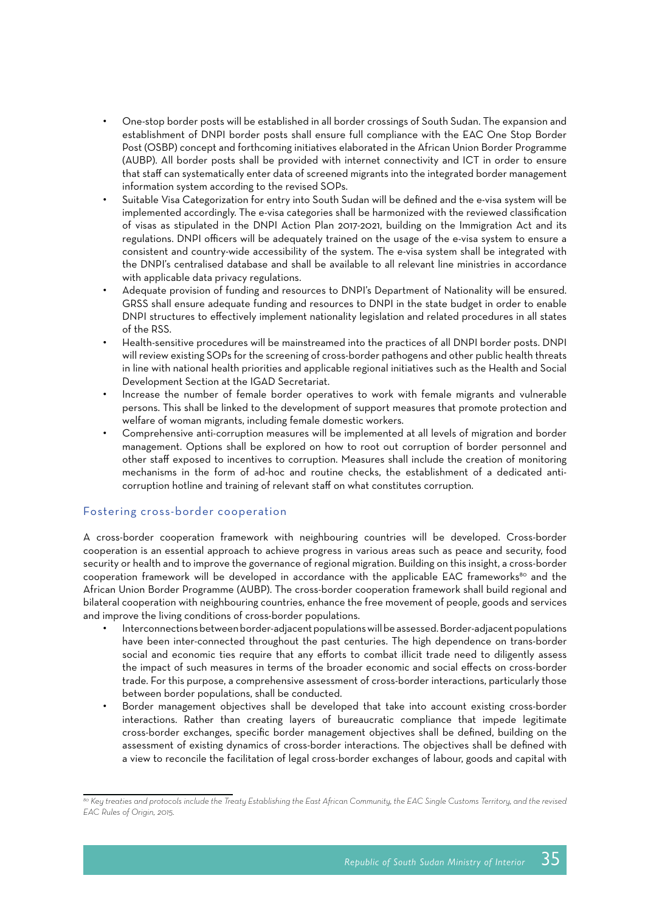- One-stop border posts will be established in all border crossings of South Sudan. The expansion and establishment of DNPI border posts shall ensure full compliance with the EAC One Stop Border Post (OSBP) concept and forthcoming initiatives elaborated in the African Union Border Programme (AUBP). All border posts shall be provided with internet connectivity and ICT in order to ensure that staff can systematically enter data of screened migrants into the integrated border management information system according to the revised SOPs.
- Suitable Visa Categorization for entry into South Sudan will be defined and the e-visa system will be implemented accordingly. The e-visa categories shall be harmonized with the reviewed classification of visas as stipulated in the DNPI Action Plan 2017-2021, building on the Immigration Act and its regulations. DNPI officers will be adequately trained on the usage of the e-visa system to ensure a consistent and country-wide accessibility of the system. The e-visa system shall be integrated with the DNPI's centralised database and shall be available to all relevant line ministries in accordance with applicable data privacy regulations.
- Adequate provision of funding and resources to DNPI's Department of Nationality will be ensured. GRSS shall ensure adequate funding and resources to DNPI in the state budget in order to enable DNPI structures to effectively implement nationality legislation and related procedures in all states of the RSS.
- Health-sensitive procedures will be mainstreamed into the practices of all DNPI border posts. DNPI will review existing SOPs for the screening of cross-border pathogens and other public health threats in line with national health priorities and applicable regional initiatives such as the Health and Social Development Section at the IGAD Secretariat.
- Increase the number of female border operatives to work with female migrants and vulnerable persons. This shall be linked to the development of support measures that promote protection and welfare of woman migrants, including female domestic workers.
- Comprehensive anti-corruption measures will be implemented at all levels of migration and border management. Options shall be explored on how to root out corruption of border personnel and other staff exposed to incentives to corruption. Measures shall include the creation of monitoring mechanisms in the form of ad-hoc and routine checks, the establishment of a dedicated anti-corruption hotline and training of relevant staff on what constitutes corruption.

### Fostering cross-border cooperation

A cross-border cooperation framework with neighbouring countries will be developed. Cross-border cooperation is an essential approach to achieve progress in various areas such as peace and security, food security or health and to improve the governance of regional migration. Building on this insight, a cross-border cooperation framework will be developed in accordance with the applicable EAC frameworks[80] and the African Union Border Programme (AUBP). The cross-border cooperation framework shall build regional and bilateral cooperation with neighbouring countries, enhance the free movement of people, goods and services and improve the living conditions of cross-border populations.

- Interconnections between border-adjacent populations will be assessed. Border-adjacent populations have been inter-connected throughout the past centuries. The high dependence on trans-border social and economic ties require that any efforts to combat illicit trade need to diligently assess the impact of such measures in terms of the broader economic and social effects on cross-border trade. For this purpose, a comprehensive assessment of cross-border interactions, particularly those between border populations, shall be conducted.
- Border management objectives shall be developed that take into account existing cross-border interactions. Rather than creating layers of bureaucratic compliance that impede legitimate cross-border exchanges, specific border management objectives shall be defined, building on the assessment of existing dynamics of cross-border interactions. The objectives shall be defined with a view to reconcile the facilitation of legal cross-border exchanges of labour, goods and capital with

[80] *Key treaties and protocols include the Treaty Establishing the East African Community, the EAC Single Customs Territory, and the revised EAC Rules of Origin, 2015.*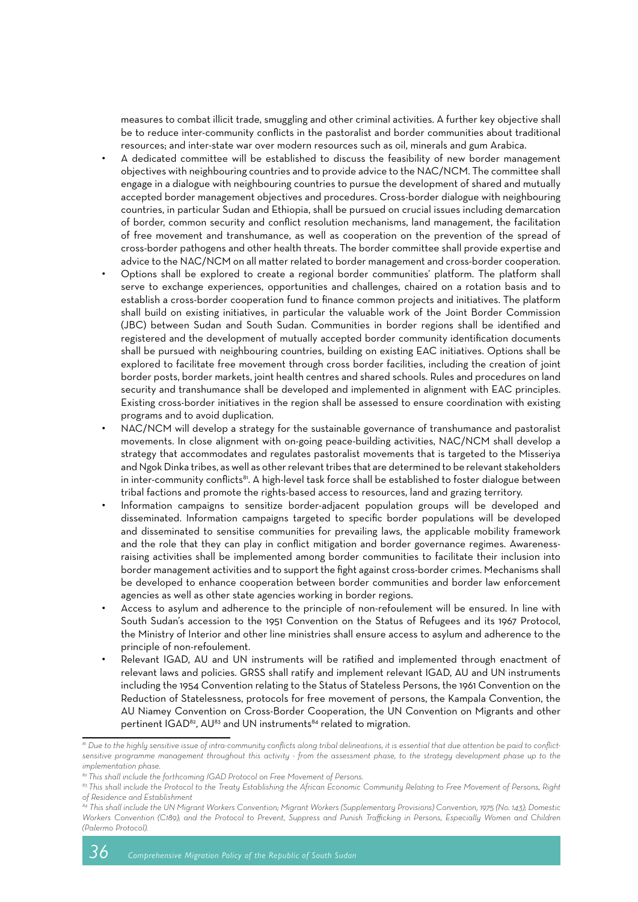measures to combat illicit trade, smuggling and other criminal activities. A further key objective shall be to reduce inter-community conflicts in the pastoralist and border communities about traditional resources; and inter-state war over modern resources such as oil, minerals and gum Arabica.

- A dedicated committee will be established to discuss the feasibility of new border management objectives with neighbouring countries and to provide advice to the NAC/NCM. The committee shall engage in a dialogue with neighbouring countries to pursue the development of shared and mutually accepted border management objectives and procedures. Cross-border dialogue with neighbouring countries, in particular Sudan and Ethiopia, shall be pursued on crucial issues including demarcation of border, common security and conflict resolution mechanisms, land management, the facilitation of free movement and transhumance, as well as cooperation on the prevention of the spread of cross-border pathogens and other health threats. The border committee shall provide expertise and advice to the NAC/NCM on all matter related to border management and cross-border cooperation.
- Options shall be explored to create a regional border communities' platform. The platform shall serve to exchange experiences, opportunities and challenges, chaired on a rotation basis and to establish a cross-border cooperation fund to finance common projects and initiatives. The platform shall build on existing initiatives, in particular the valuable work of the Joint Border Commission (JBC) between Sudan and South Sudan. Communities in border regions shall be identified and registered and the development of mutually accepted border community identification documents shall be pursued with neighbouring countries, building on existing EAC initiatives. Options shall be explored to facilitate free movement through cross border facilities, including the creation of joint border posts, border markets, joint health centres and shared schools. Rules and procedures on land security and transhumance shall be developed and implemented in alignment with EAC principles. Existing cross-border initiatives in the region shall be assessed to ensure coordination with existing programs and to avoid duplication.
- NAC/NCM will develop a strategy for the sustainable governance of transhumance and pastoralist movements. In close alignment with on-going peace-building activities, NAC/NCM shall develop a strategy that accommodates and regulates pastoralist movements that is targeted to the Misseriya and Ngok Dinka tribes, as well as other relevant tribes that are determined to be relevant stakeholders in inter-community conflicts[81]. A high-level task force shall be established to foster dialogue between tribal factions and promote the rights-based access to resources, land and grazing territory.
- Information campaigns to sensitize border-adjacent population groups will be developed and disseminated. Information campaigns targeted to specific border populations will be developed and disseminated to sensitise communities for prevailing laws, the applicable mobility framework and the role that they can play in conflict mitigation and border governance regimes. Awareness-raising activities shall be implemented among border communities to facilitate their inclusion into border management activities and to support the fight against cross-border crimes. Mechanisms shall be developed to enhance cooperation between border communities and border law enforcement agencies as well as other state agencies working in border regions.
- Access to asylum and adherence to the principle of non-refoulement will be ensured. In line with South Sudan's accession to the 1951 Convention on the Status of Refugees and its 1967 Protocol, the Ministry of Interior and other line ministries shall ensure access to asylum and adherence to the principle of non-refoulement.
- Relevant IGAD, AU and UN instruments will be ratified and implemented through enactment of relevant laws and policies. GRSS shall ratify and implement relevant IGAD, AU and UN instruments including the 1954 Convention relating to the Status of Stateless Persons, the 1961 Convention on the Reduction of Statelessness, protocols for free movement of persons, the Kampala Convention, the AU Niamey Convention on Cross-Border Cooperation, the UN Convention on Migrants and other pertinent IGAD[82], AU[83] and UN instruments[84] related to migration.

---

[81] *Due to the highly sensitive issue of intra-community conflicts along tribal delineations, it is essential that due attention be paid to conflict-sensitive programme management throughout this activity - from the assessment phase, to the strategy development phase up to the implementation phase.*

[82] *This shall include the forthcoming IGAD Protocol on Free Movement of Persons.*

[83] *This shall include the Protocol to the Treaty Establishing the African Economic Community Relating to Free Movement of Persons, Right of Residence and Establishment*

[84] *This shall include the UN Migrant Workers Convention; Migrant Workers (Supplementary Provisions) Convention, 1975 (No. 143); Domestic Workers Convention (C189); and the Protocol to Prevent, Suppress and Punish Trafficking in Persons, Especially Women and Children (Palermo Protocol).*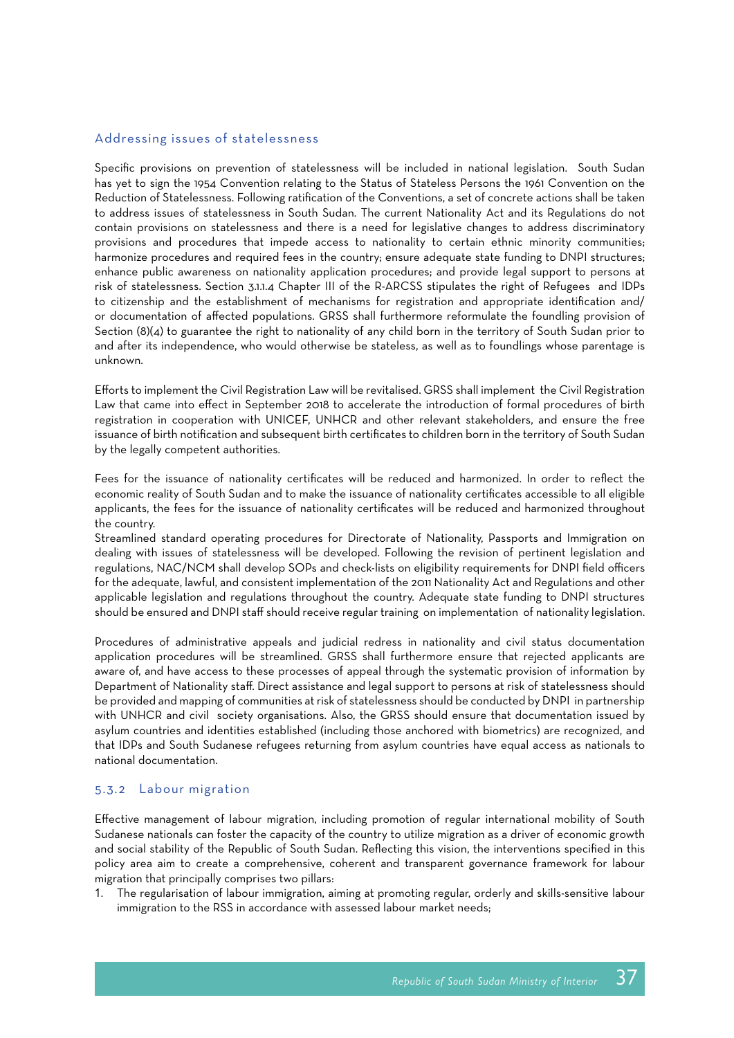### Addressing issues of statelessness

Specific provisions on prevention of statelessness will be included in national legislation. South Sudan has yet to sign the 1954 Convention relating to the Status of Stateless Persons the 1961 Convention on the Reduction of Statelessness. Following ratification of the Conventions, a set of concrete actions shall be taken to address issues of statelessness in South Sudan. The current Nationality Act and its Regulations do not contain provisions on statelessness and there is a need for legislative changes to address discriminatory provisions and procedures that impede access to nationality to certain ethnic minority communities; harmonize procedures and required fees in the country; ensure adequate state funding to DNPI structures; enhance public awareness on nationality application procedures; and provide legal support to persons at risk of statelessness. Section 3.1.1.4 Chapter III of the R-ARCSS stipulates the right of Refugees and IDPs to citizenship and the establishment of mechanisms for registration and appropriate identification and/ or documentation of affected populations. GRSS shall furthermore reformulate the foundling provision of Section (8)(4) to guarantee the right to nationality of any child born in the territory of South Sudan prior to and after its independence, who would otherwise be stateless, as well as to foundlings whose parentage is unknown.

Efforts to implement the Civil Registration Law will be revitalised. GRSS shall implement the Civil Registration Law that came into effect in September 2018 to accelerate the introduction of formal procedures of birth registration in cooperation with UNICEF, UNHCR and other relevant stakeholders, and ensure the free issuance of birth notification and subsequent birth certificates to children born in the territory of South Sudan by the legally competent authorities.

Fees for the issuance of nationality certificates will be reduced and harmonized. In order to reflect the economic reality of South Sudan and to make the issuance of nationality certificates accessible to all eligible applicants, the fees for the issuance of nationality certificates will be reduced and harmonized throughout the country.

Streamlined standard operating procedures for Directorate of Nationality, Passports and Immigration on dealing with issues of statelessness will be developed. Following the revision of pertinent legislation and regulations, NAC/NCM shall develop SOPs and check-lists on eligibility requirements for DNPI field officers for the adequate, lawful, and consistent implementation of the 2011 Nationality Act and Regulations and other applicable legislation and regulations throughout the country. Adequate state funding to DNPI structures should be ensured and DNPI staff should receive regular training on implementation of nationality legislation.

Procedures of administrative appeals and judicial redress in nationality and civil status documentation application procedures will be streamlined. GRSS shall furthermore ensure that rejected applicants are aware of, and have access to these processes of appeal through the systematic provision of information by Department of Nationality staff. Direct assistance and legal support to persons at risk of statelessness should be provided and mapping of communities at risk of statelessness should be conducted by DNPI in partnership with UNHCR and civil society organisations. Also, the GRSS should ensure that documentation issued by asylum countries and identities established (including those anchored with biometrics) are recognized, and that IDPs and South Sudanese refugees returning from asylum countries have equal access as nationals to national documentation.

### 5.3.2 Labour migration

Effective management of labour migration, including promotion of regular international mobility of South Sudanese nationals can foster the capacity of the country to utilize migration as a driver of economic growth and social stability of the Republic of South Sudan. Reflecting this vision, the interventions specified in this policy area aim to create a comprehensive, coherent and transparent governance framework for labour migration that principally comprises two pillars:

1. The regularisation of labour immigration, aiming at promoting regular, orderly and skills-sensitive labour immigration to the RSS in accordance with assessed labour market needs;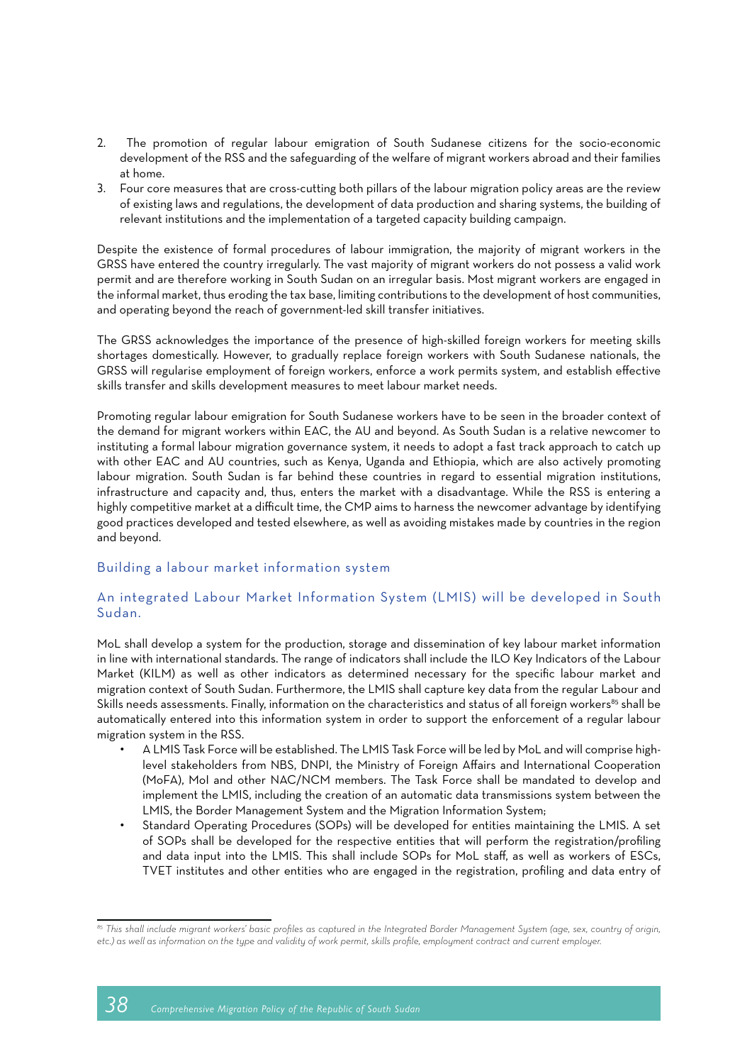2. The promotion of regular labour emigration of South Sudanese citizens for the socio-economic development of the RSS and the safeguarding of the welfare of migrant workers abroad and their families at home.
3. Four core measures that are cross-cutting both pillars of the labour migration policy areas are the review of existing laws and regulations, the development of data production and sharing systems, the building of relevant institutions and the implementation of a targeted capacity building campaign.

Despite the existence of formal procedures of labour immigration, the majority of migrant workers in the GRSS have entered the country irregularly. The vast majority of migrant workers do not possess a valid work permit and are therefore working in South Sudan on an irregular basis. Most migrant workers are engaged in the informal market, thus eroding the tax base, limiting contributions to the development of host communities, and operating beyond the reach of government-led skill transfer initiatives.

The GRSS acknowledges the importance of the presence of high-skilled foreign workers for meeting skills shortages domestically. However, to gradually replace foreign workers with South Sudanese nationals, the GRSS will regularise employment of foreign workers, enforce a work permits system, and establish effective skills transfer and skills development measures to meet labour market needs.

Promoting regular labour emigration for South Sudanese workers have to be seen in the broader context of the demand for migrant workers within EAC, the AU and beyond. As South Sudan is a relative newcomer to instituting a formal labour migration governance system, it needs to adopt a fast track approach to catch up with other EAC and AU countries, such as Kenya, Uganda and Ethiopia, which are also actively promoting labour migration. South Sudan is far behind these countries in regard to essential migration institutions, infrastructure and capacity and, thus, enters the market with a disadvantage. While the RSS is entering a highly competitive market at a difficult time, the CMP aims to harness the newcomer advantage by identifying good practices developed and tested elsewhere, as well as avoiding mistakes made by countries in the region and beyond.

## Building a labour market information system

### An integrated Labour Market Information System (LMIS) will be developed in South Sudan.

MoL shall develop a system for the production, storage and dissemination of key labour market information in line with international standards. The range of indicators shall include the ILO Key Indicators of the Labour Market (KILM) as well as other indicators as determined necessary for the specific labour market and migration context of South Sudan. Furthermore, the LMIS shall capture key data from the regular Labour and Skills needs assessments. Finally, information on the characteristics and status of all foreign workers[85] shall be automatically entered into this information system in order to support the enforcement of a regular labour migration system in the RSS.

- A LMIS Task Force will be established. The LMIS Task Force will be led by MoL and will comprise high-level stakeholders from NBS, DNPI, the Ministry of Foreign Affairs and International Cooperation (MoFA), MoI and other NAC/NCM members. The Task Force shall be mandated to develop and implement the LMIS, including the creation of an automatic data transmissions system between the LMIS, the Border Management System and the Migration Information System;
- Standard Operating Procedures (SOPs) will be developed for entities maintaining the LMIS. A set of SOPs shall be developed for the respective entities that will perform the registration/profiling and data input into the LMIS. This shall include SOPs for MoL staff, as well as workers of ESCs, TVET institutes and other entities who are engaged in the registration, profiling and data entry of

---

[85] *This shall include migrant workers' basic profiles as captured in the Integrated Border Management System (age, sex, country of origin, etc.) as well as information on the type and validity of work permit, skills profile, employment contract and current employer.*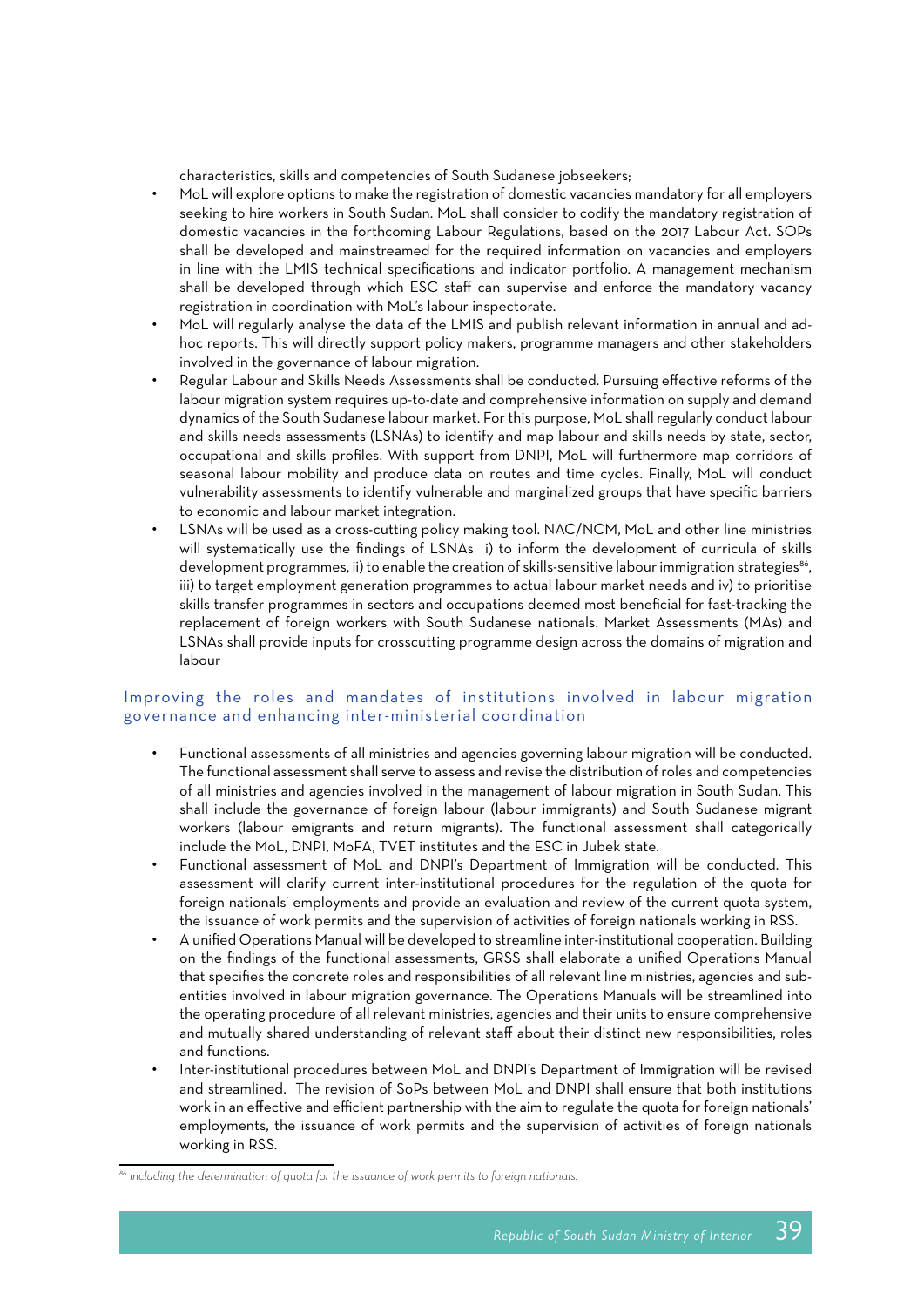characteristics, skills and competencies of South Sudanese jobseekers;

- MoL will explore options to make the registration of domestic vacancies mandatory for all employers seeking to hire workers in South Sudan. MoL shall consider to codify the mandatory registration of domestic vacancies in the forthcoming Labour Regulations, based on the 2017 Labour Act. SOPs shall be developed and mainstreamed for the required information on vacancies and employers in line with the LMIS technical specifications and indicator portfolio. A management mechanism shall be developed through which ESC staff can supervise and enforce the mandatory vacancy registration in coordination with MoL's labour inspectorate.
- MoL will regularly analyse the data of the LMIS and publish relevant information in annual and ad-hoc reports. This will directly support policy makers, programme managers and other stakeholders involved in the governance of labour migration.
- Regular Labour and Skills Needs Assessments shall be conducted. Pursuing effective reforms of the labour migration system requires up-to-date and comprehensive information on supply and demand dynamics of the South Sudanese labour market. For this purpose, MoL shall regularly conduct labour and skills needs assessments (LSNAs) to identify and map labour and skills needs by state, sector, occupational and skills profiles. With support from DNPI, MoL will furthermore map corridors of seasonal labour mobility and produce data on routes and time cycles. Finally, MoL will conduct vulnerability assessments to identify vulnerable and marginalized groups that have specific barriers to economic and labour market integration.
- LSNAs will be used as a cross-cutting policy making tool. NAC/NCM, MoL and other line ministries will systematically use the findings of LSNAs i) to inform the development of curricula of skills development programmes, ii) to enable the creation of skills-sensitive labour immigration strategies[86], iii) to target employment generation programmes to actual labour market needs and iv) to prioritise skills transfer programmes in sectors and occupations deemed most beneficial for fast-tracking the replacement of foreign workers with South Sudanese nationals. Market Assessments (MAs) and LSNAs shall provide inputs for crosscutting programme design across the domains of migration and labour

### Improving the roles and mandates of institutions involved in labour migration governance and enhancing inter-ministerial coordination

- Functional assessments of all ministries and agencies governing labour migration will be conducted. The functional assessment shall serve to assess and revise the distribution of roles and competencies of all ministries and agencies involved in the management of labour migration in South Sudan. This shall include the governance of foreign labour (labour immigrants) and South Sudanese migrant workers (labour emigrants and return migrants). The functional assessment shall categorically include the MoL, DNPI, MoFA, TVET institutes and the ESC in Jubek state.
- Functional assessment of MoL and DNPI's Department of Immigration will be conducted. This assessment will clarify current inter-institutional procedures for the regulation of the quota for foreign nationals' employments and provide an evaluation and review of the current quota system, the issuance of work permits and the supervision of activities of foreign nationals working in RSS.
- A unified Operations Manual will be developed to streamline inter-institutional cooperation. Building on the findings of the functional assessments, GRSS shall elaborate a unified Operations Manual that specifies the concrete roles and responsibilities of all relevant line ministries, agencies and sub-entities involved in labour migration governance. The Operations Manuals will be streamlined into the operating procedure of all relevant ministries, agencies and their units to ensure comprehensive and mutually shared understanding of relevant staff about their distinct new responsibilities, roles and functions.
- Inter-institutional procedures between MoL and DNPI's Department of Immigration will be revised and streamlined. The revision of SoPs between MoL and DNPI shall ensure that both institutions work in an effective and efficient partnership with the aim to regulate the quota for foreign nationals' employments, the issuance of work permits and the supervision of activities of foreign nationals working in RSS.

[86] *Including the determination of quota for the issuance of work permits to foreign nationals.*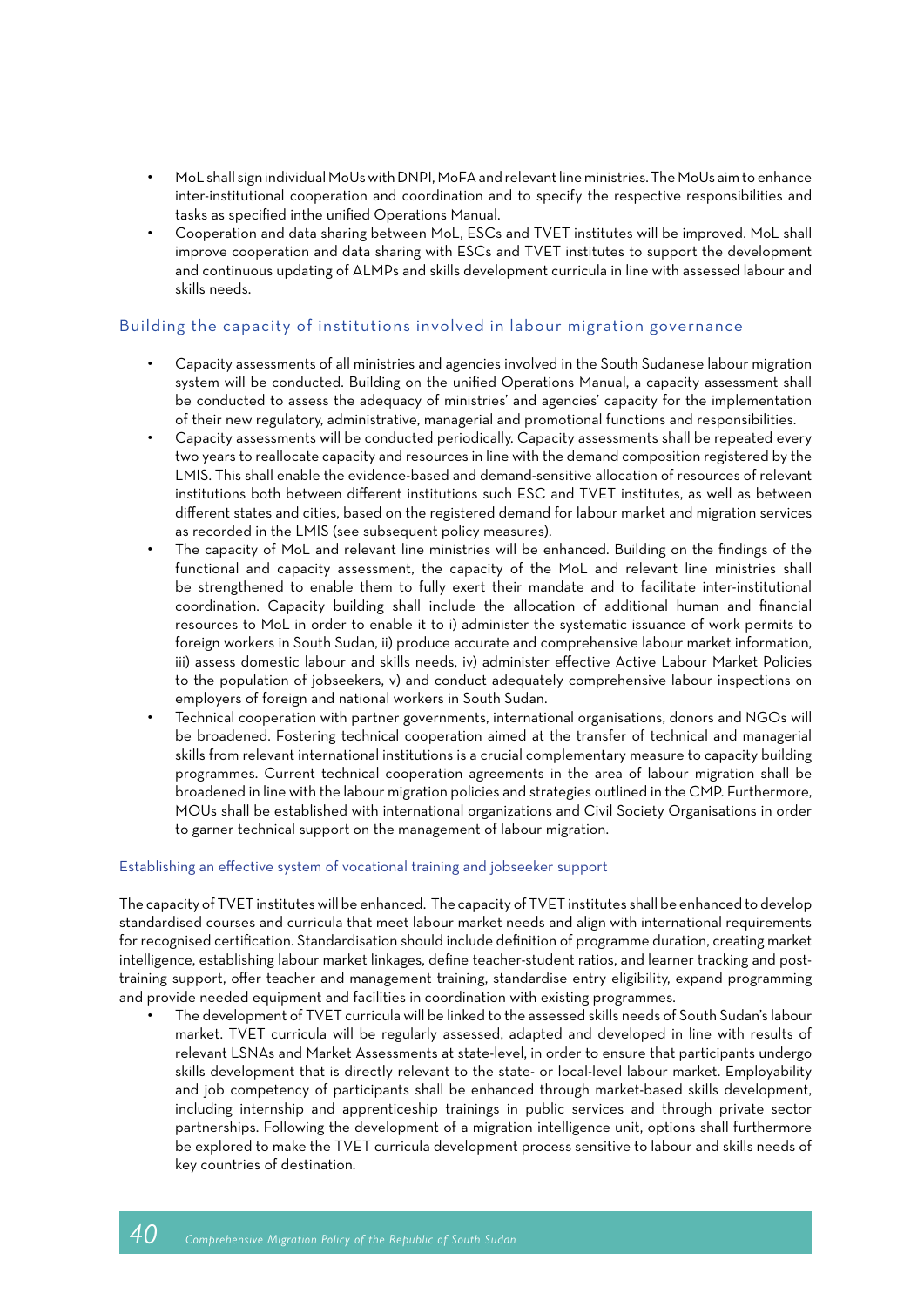- MoL shall sign individual MoUs with DNPI, MoFA and relevant line ministries. The MoUs aim to enhance inter-institutional cooperation and coordination and to specify the respective responsibilities and tasks as specified inthe unified Operations Manual.
- Cooperation and data sharing between MoL, ESCs and TVET institutes will be improved. MoL shall improve cooperation and data sharing with ESCs and TVET institutes to support the development and continuous updating of ALMPs and skills development curricula in line with assessed labour and skills needs.

## Building the capacity of institutions involved in labour migration governance

- Capacity assessments of all ministries and agencies involved in the South Sudanese labour migration system will be conducted. Building on the unified Operations Manual, a capacity assessment shall be conducted to assess the adequacy of ministries' and agencies' capacity for the implementation of their new regulatory, administrative, managerial and promotional functions and responsibilities.
- Capacity assessments will be conducted periodically. Capacity assessments shall be repeated every two years to reallocate capacity and resources in line with the demand composition registered by the LMIS. This shall enable the evidence-based and demand-sensitive allocation of resources of relevant institutions both between different institutions such ESC and TVET institutes, as well as between different states and cities, based on the registered demand for labour market and migration services as recorded in the LMIS (see subsequent policy measures).
- The capacity of MoL and relevant line ministries will be enhanced. Building on the findings of the functional and capacity assessment, the capacity of the MoL and relevant line ministries shall be strengthened to enable them to fully exert their mandate and to facilitate inter-institutional coordination. Capacity building shall include the allocation of additional human and financial resources to MoL in order to enable it to i) administer the systematic issuance of work permits to foreign workers in South Sudan, ii) produce accurate and comprehensive labour market information, iii) assess domestic labour and skills needs, iv) administer effective Active Labour Market Policies to the population of jobseekers, v) and conduct adequately comprehensive labour inspections on employers of foreign and national workers in South Sudan.
- Technical cooperation with partner governments, international organisations, donors and NGOs will be broadened. Fostering technical cooperation aimed at the transfer of technical and managerial skills from relevant international institutions is a crucial complementary measure to capacity building programmes. Current technical cooperation agreements in the area of labour migration shall be broadened in line with the labour migration policies and strategies outlined in the CMP. Furthermore, MOUs shall be established with international organizations and Civil Society Organisations in order to garner technical support on the management of labour migration.

### Establishing an effective system of vocational training and jobseeker support

The capacity of TVET institutes will be enhanced. The capacity of TVET institutes shall be enhanced to develop standardised courses and curricula that meet labour market needs and align with international requirements for recognised certification. Standardisation should include definition of programme duration, creating market intelligence, establishing labour market linkages, define teacher-student ratios, and learner tracking and post-training support, offer teacher and management training, standardise entry eligibility, expand programming and provide needed equipment and facilities in coordination with existing programmes.

- The development of TVET curricula will be linked to the assessed skills needs of South Sudan's labour market. TVET curricula will be regularly assessed, adapted and developed in line with results of relevant LSNAs and Market Assessments at state-level, in order to ensure that participants undergo skills development that is directly relevant to the state- or local-level labour market. Employability and job competency of participants shall be enhanced through market-based skills development, including internship and apprenticeship trainings in public services and through private sector partnerships. Following the development of a migration intelligence unit, options shall furthermore be explored to make the TVET curricula development process sensitive to labour and skills needs of key countries of destination.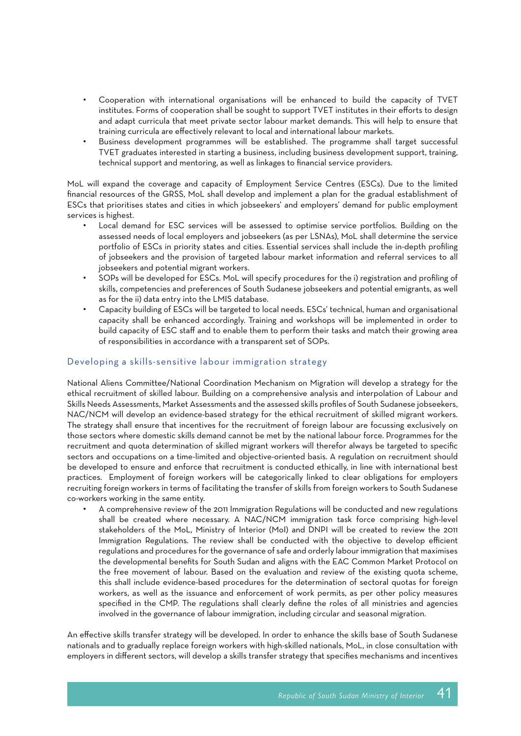- Cooperation with international organisations will be enhanced to build the capacity of TVET institutes. Forms of cooperation shall be sought to support TVET institutes in their efforts to design and adapt curricula that meet private sector labour market demands. This will help to ensure that training curricula are effectively relevant to local and international labour markets.
- Business development programmes will be established. The programme shall target successful TVET graduates interested in starting a business, including business development support, training, technical support and mentoring, as well as linkages to financial service providers.

MoL will expand the coverage and capacity of Employment Service Centres (ESCs). Due to the limited financial resources of the GRSS, MoL shall develop and implement a plan for the gradual establishment of ESCs that prioritises states and cities in which jobseekers' and employers' demand for public employment services is highest.

- Local demand for ESC services will be assessed to optimise service portfolios. Building on the assessed needs of local employers and jobseekers (as per LSNAs), MoL shall determine the service portfolio of ESCs in priority states and cities. Essential services shall include the in-depth profiling of jobseekers and the provision of targeted labour market information and referral services to all jobseekers and potential migrant workers.
- SOPs will be developed for ESCs. MoL will specify procedures for the i) registration and profiling of skills, competencies and preferences of South Sudanese jobseekers and potential emigrants, as well as for the ii) data entry into the LMIS database.
- Capacity building of ESCs will be targeted to local needs. ESCs' technical, human and organisational capacity shall be enhanced accordingly. Training and workshops will be implemented in order to build capacity of ESC staff and to enable them to perform their tasks and match their growing area of responsibilities in accordance with a transparent set of SOPs.

## Developing a skills-sensitive labour immigration strategy

National Aliens Committee/National Coordination Mechanism on Migration will develop a strategy for the ethical recruitment of skilled labour. Building on a comprehensive analysis and interpolation of Labour and Skills Needs Assessments, Market Assessments and the assessed skills profiles of South Sudanese jobseekers, NAC/NCM will develop an evidence-based strategy for the ethical recruitment of skilled migrant workers. The strategy shall ensure that incentives for the recruitment of foreign labour are focussing exclusively on those sectors where domestic skills demand cannot be met by the national labour force. Programmes for the recruitment and quota determination of skilled migrant workers will therefor always be targeted to specific sectors and occupations on a time-limited and objective-oriented basis. A regulation on recruitment should be developed to ensure and enforce that recruitment is conducted ethically, in line with international best practices. Employment of foreign workers will be categorically linked to clear obligations for employers recruiting foreign workers in terms of facilitating the transfer of skills from foreign workers to South Sudanese co-workers working in the same entity.

- A comprehensive review of the 2011 Immigration Regulations will be conducted and new regulations shall be created where necessary. A NAC/NCM immigration task force comprising high-level stakeholders of the MoL, Ministry of Interior (MoI) and DNPI will be created to review the 2011 Immigration Regulations. The review shall be conducted with the objective to develop efficient regulations and procedures for the governance of safe and orderly labour immigration that maximises the developmental benefits for South Sudan and aligns with the EAC Common Market Protocol on the free movement of labour. Based on the evaluation and review of the existing quota scheme, this shall include evidence-based procedures for the determination of sectoral quotas for foreign workers, as well as the issuance and enforcement of work permits, as per other policy measures specified in the CMP. The regulations shall clearly define the roles of all ministries and agencies involved in the governance of labour immigration, including circular and seasonal migration.

An effective skills transfer strategy will be developed. In order to enhance the skills base of South Sudanese nationals and to gradually replace foreign workers with high-skilled nationals, MoL, in close consultation with employers in different sectors, will develop a skills transfer strategy that specifies mechanisms and incentives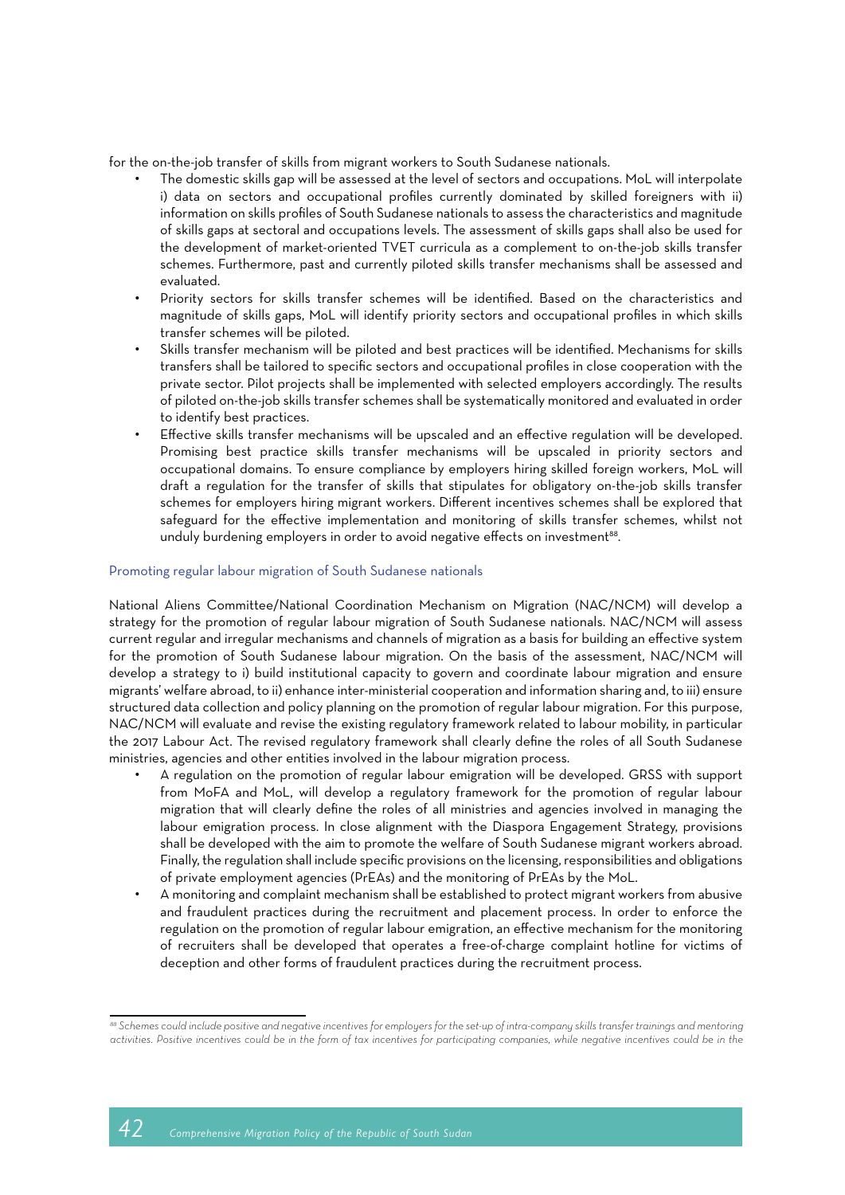for the on-the-job transfer of skills from migrant workers to South Sudanese nationals.

- The domestic skills gap will be assessed at the level of sectors and occupations. MoL will interpolate i) data on sectors and occupational profiles currently dominated by skilled foreigners with ii) information on skills profiles of South Sudanese nationals to assess the characteristics and magnitude of skills gaps at sectoral and occupations levels. The assessment of skills gaps shall also be used for the development of market-oriented TVET curricula as a complement to on-the-job skills transfer schemes. Furthermore, past and currently piloted skills transfer mechanisms shall be assessed and evaluated.
- Priority sectors for skills transfer schemes will be identified. Based on the characteristics and magnitude of skills gaps, MoL will identify priority sectors and occupational profiles in which skills transfer schemes will be piloted.
- Skills transfer mechanism will be piloted and best practices will be identified. Mechanisms for skills transfers shall be tailored to specific sectors and occupational profiles in close cooperation with the private sector. Pilot projects shall be implemented with selected employers accordingly. The results of piloted on-the-job skills transfer schemes shall be systematically monitored and evaluated in order to identify best practices.
- Effective skills transfer mechanisms will be upscaled and an effective regulation will be developed. Promising best practice skills transfer mechanisms will be upscaled in priority sectors and occupational domains. To ensure compliance by employers hiring skilled foreign workers, MoL will draft a regulation for the transfer of skills that stipulates for obligatory on-the-job skills transfer schemes for employers hiring migrant workers. Different incentives schemes shall be explored that safeguard for the effective implementation and monitoring of skills transfer schemes, whilst not unduly burdening employers in order to avoid negative effects on investment[88].

### Promoting regular labour migration of South Sudanese nationals

National Aliens Committee/National Coordination Mechanism on Migration (NAC/NCM) will develop a strategy for the promotion of regular labour migration of South Sudanese nationals. NAC/NCM will assess current regular and irregular mechanisms and channels of migration as a basis for building an effective system for the promotion of South Sudanese labour migration. On the basis of the assessment, NAC/NCM will develop a strategy to i) build institutional capacity to govern and coordinate labour migration and ensure migrants' welfare abroad, to ii) enhance inter-ministerial cooperation and information sharing and, to iii) ensure structured data collection and policy planning on the promotion of regular labour migration. For this purpose, NAC/NCM will evaluate and revise the existing regulatory framework related to labour mobility, in particular the 2017 Labour Act. The revised regulatory framework shall clearly define the roles of all South Sudanese ministries, agencies and other entities involved in the labour migration process.

- A regulation on the promotion of regular labour emigration will be developed. GRSS with support from MoFA and MoL, will develop a regulatory framework for the promotion of regular labour migration that will clearly define the roles of all ministries and agencies involved in managing the labour emigration process. In close alignment with the Diaspora Engagement Strategy, provisions shall be developed with the aim to promote the welfare of South Sudanese migrant workers abroad. Finally, the regulation shall include specific provisions on the licensing, responsibilities and obligations of private employment agencies (PrEAs) and the monitoring of PrEAs by the MoL.
- A monitoring and complaint mechanism shall be established to protect migrant workers from abusive and fraudulent practices during the recruitment and placement process. In order to enforce the regulation on the promotion of regular labour emigration, an effective mechanism for the monitoring of recruiters shall be developed that operates a free-of-charge complaint hotline for victims of deception and other forms of fraudulent practices during the recruitment process.

---

[88] *Schemes could include positive and negative incentives for employers for the set-up of intra-company skills transfer trainings and mentoring activities. Positive incentives could be in the form of tax incentives for participating companies, while negative incentives could be in the*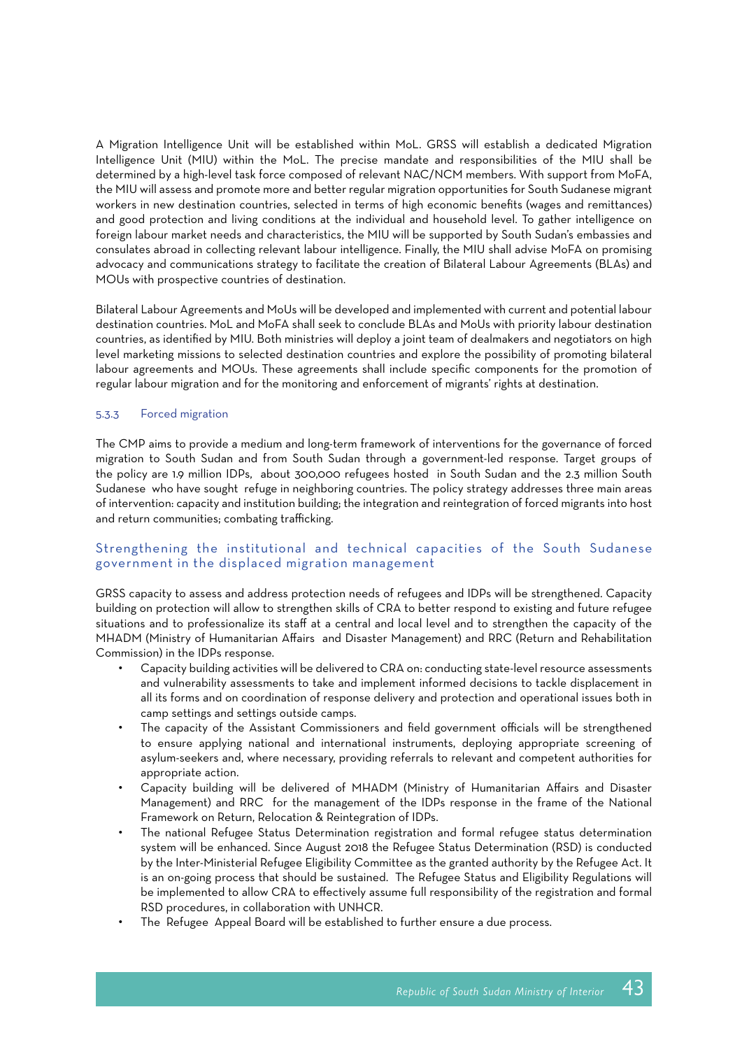A Migration Intelligence Unit will be established within MoL. GRSS will establish a dedicated Migration Intelligence Unit (MIU) within the MoL. The precise mandate and responsibilities of the MIU shall be determined by a high-level task force composed of relevant NAC/NCM members. With support from MoFA, the MIU will assess and promote more and better regular migration opportunities for South Sudanese migrant workers in new destination countries, selected in terms of high economic benefits (wages and remittances) and good protection and living conditions at the individual and household level. To gather intelligence on foreign labour market needs and characteristics, the MIU will be supported by South Sudan's embassies and consulates abroad in collecting relevant labour intelligence. Finally, the MIU shall advise MoFA on promising advocacy and communications strategy to facilitate the creation of Bilateral Labour Agreements (BLAs) and MOUs with prospective countries of destination.

Bilateral Labour Agreements and MoUs will be developed and implemented with current and potential labour destination countries. MoL and MoFA shall seek to conclude BLAs and MoUs with priority labour destination countries, as identified by MIU. Both ministries will deploy a joint team of dealmakers and negotiators on high level marketing missions to selected destination countries and explore the possibility of promoting bilateral labour agreements and MOUs. These agreements shall include specific components for the promotion of regular labour migration and for the monitoring and enforcement of migrants' rights at destination.

### 5.3.3 Forced migration

The CMP aims to provide a medium and long-term framework of interventions for the governance of forced migration to South Sudan and from South Sudan through a government-led response. Target groups of the policy are 1.9 million IDPs, about 300,000 refugees hosted in South Sudan and the 2.3 million South Sudanese who have sought refuge in neighboring countries. The policy strategy addresses three main areas of intervention: capacity and institution building; the integration and reintegration of forced migrants into host and return communities; combating trafficking.

#### Strengthening the institutional and technical capacities of the South Sudanese government in the displaced migration management

GRSS capacity to assess and address protection needs of refugees and IDPs will be strengthened. Capacity building on protection will allow to strengthen skills of CRA to better respond to existing and future refugee situations and to professionalize its staff at a central and local level and to strengthen the capacity of the MHADM (Ministry of Humanitarian Affairs and Disaster Management) and RRC (Return and Rehabilitation Commission) in the IDPs response.

- Capacity building activities will be delivered to CRA on: conducting state-level resource assessments and vulnerability assessments to take and implement informed decisions to tackle displacement in all its forms and on coordination of response delivery and protection and operational issues both in camp settings and settings outside camps.
- The capacity of the Assistant Commissioners and field government officials will be strengthened to ensure applying national and international instruments, deploying appropriate screening of asylum-seekers and, where necessary, providing referrals to relevant and competent authorities for appropriate action.
- Capacity building will be delivered of MHADM (Ministry of Humanitarian Affairs and Disaster Management) and RRC for the management of the IDPs response in the frame of the National Framework on Return, Relocation & Reintegration of IDPs.
- The national Refugee Status Determination registration and formal refugee status determination system will be enhanced. Since August 2018 the Refugee Status Determination (RSD) is conducted by the Inter-Ministerial Refugee Eligibility Committee as the granted authority by the Refugee Act. It is an on-going process that should be sustained. The Refugee Status and Eligibility Regulations will be implemented to allow CRA to effectively assume full responsibility of the registration and formal RSD procedures, in collaboration with UNHCR.
- The Refugee Appeal Board will be established to further ensure a due process.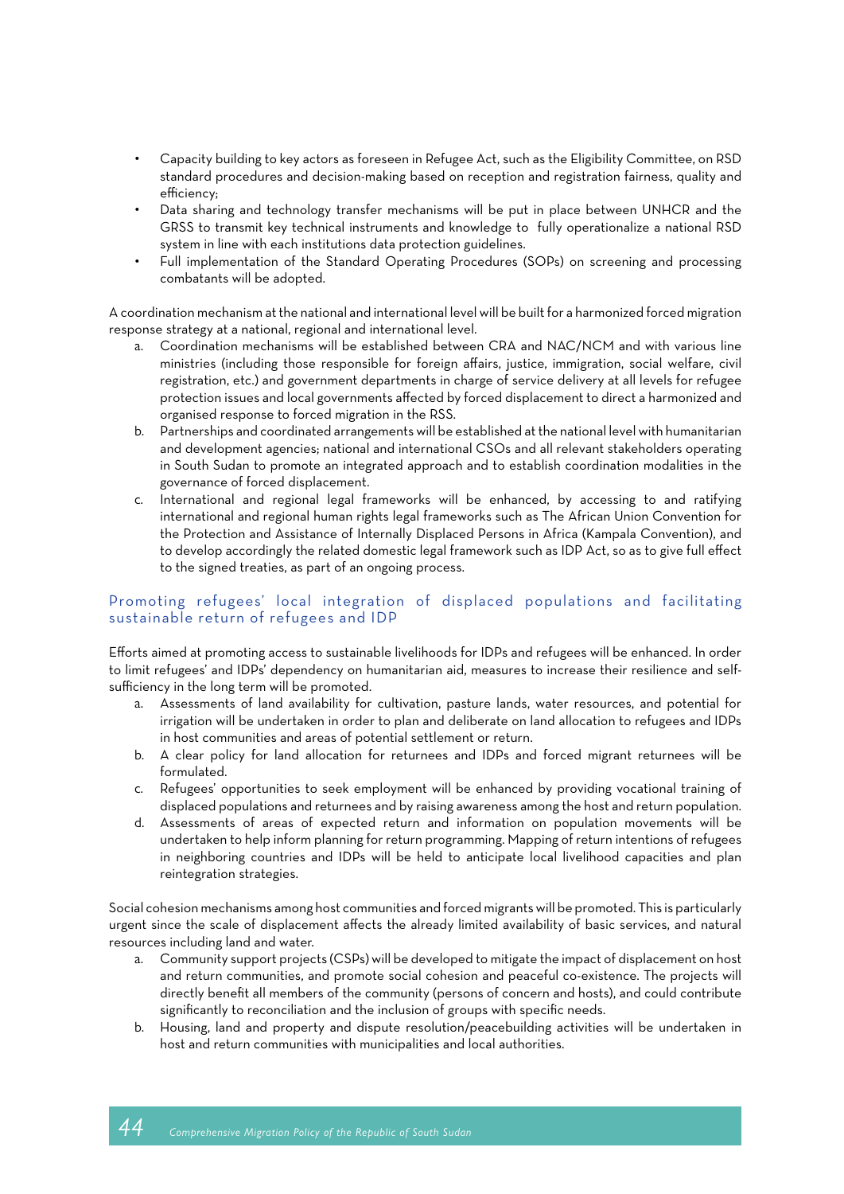- Capacity building to key actors as foreseen in Refugee Act, such as the Eligibility Committee, on RSD standard procedures and decision-making based on reception and registration fairness, quality and efficiency;
- Data sharing and technology transfer mechanisms will be put in place between UNHCR and the GRSS to transmit key technical instruments and knowledge to fully operationalize a national RSD system in line with each institutions data protection guidelines.
- Full implementation of the Standard Operating Procedures (SOPs) on screening and processing combatants will be adopted.

A coordination mechanism at the national and international level will be built for a harmonized forced migration response strategy at a national, regional and international level.

a. Coordination mechanisms will be established between CRA and NAC/NCM and with various line ministries (including those responsible for foreign affairs, justice, immigration, social welfare, civil registration, etc.) and government departments in charge of service delivery at all levels for refugee protection issues and local governments affected by forced displacement to direct a harmonized and organised response to forced migration in the RSS.
b. Partnerships and coordinated arrangements will be established at the national level with humanitarian and development agencies; national and international CSOs and all relevant stakeholders operating in South Sudan to promote an integrated approach and to establish coordination modalities in the governance of forced displacement.
c. International and regional legal frameworks will be enhanced, by accessing to and ratifying international and regional human rights legal frameworks such as The African Union Convention for the Protection and Assistance of Internally Displaced Persons in Africa (Kampala Convention), and to develop accordingly the related domestic legal framework such as IDP Act, so as to give full effect to the signed treaties, as part of an ongoing process.

### Promoting refugees' local integration of displaced populations and facilitating sustainable return of refugees and IDP

Efforts aimed at promoting access to sustainable livelihoods for IDPs and refugees will be enhanced. In order to limit refugees' and IDPs' dependency on humanitarian aid, measures to increase their resilience and self-sufficiency in the long term will be promoted.

a. Assessments of land availability for cultivation, pasture lands, water resources, and potential for irrigation will be undertaken in order to plan and deliberate on land allocation to refugees and IDPs in host communities and areas of potential settlement or return.
b. A clear policy for land allocation for returnees and IDPs and forced migrant returnees will be formulated.
c. Refugees' opportunities to seek employment will be enhanced by providing vocational training of displaced populations and returnees and by raising awareness among the host and return population.
d. Assessments of areas of expected return and information on population movements will be undertaken to help inform planning for return programming. Mapping of return intentions of refugees in neighboring countries and IDPs will be held to anticipate local livelihood capacities and plan reintegration strategies.

Social cohesion mechanisms among host communities and forced migrants will be promoted. This is particularly urgent since the scale of displacement affects the already limited availability of basic services, and natural resources including land and water.

a. Community support projects (CSPs) will be developed to mitigate the impact of displacement on host and return communities, and promote social cohesion and peaceful co-existence. The projects will directly benefit all members of the community (persons of concern and hosts), and could contribute significantly to reconciliation and the inclusion of groups with specific needs.
b. Housing, land and property and dispute resolution/peacebuilding activities will be undertaken in host and return communities with municipalities and local authorities.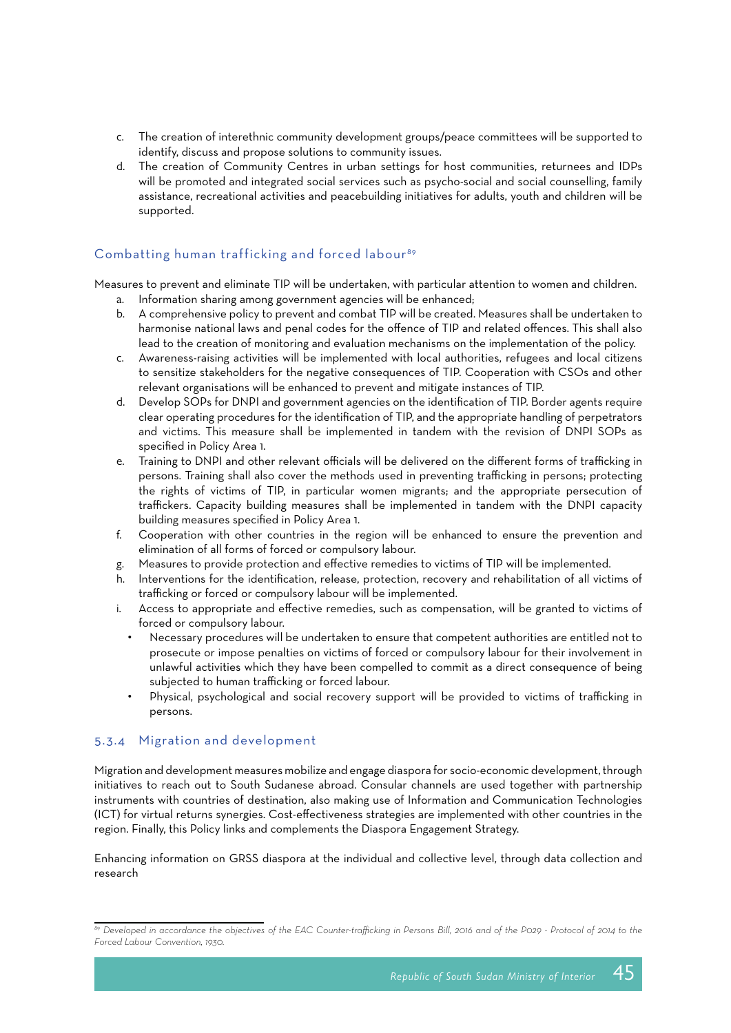c. The creation of interethnic community development groups/peace committees will be supported to identify, discuss and propose solutions to community issues.
d. The creation of Community Centres in urban settings for host communities, returnees and IDPs will be promoted and integrated social services such as psycho-social and social counselling, family assistance, recreational activities and peacebuilding initiatives for adults, youth and children will be supported.

### Combatting human trafficking and forced labour[89]

Measures to prevent and eliminate TIP will be undertaken, with particular attention to women and children.

a. Information sharing among government agencies will be enhanced;
b. A comprehensive policy to prevent and combat TIP will be created. Measures shall be undertaken to harmonise national laws and penal codes for the offence of TIP and related offences. This shall also lead to the creation of monitoring and evaluation mechanisms on the implementation of the policy.
c. Awareness-raising activities will be implemented with local authorities, refugees and local citizens to sensitize stakeholders for the negative consequences of TIP. Cooperation with CSOs and other relevant organisations will be enhanced to prevent and mitigate instances of TIP.
d. Develop SOPs for DNPI and government agencies on the identification of TIP. Border agents require clear operating procedures for the identification of TIP, and the appropriate handling of perpetrators and victims. This measure shall be implemented in tandem with the revision of DNPI SOPs as specified in Policy Area 1.
e. Training to DNPI and other relevant officials will be delivered on the different forms of trafficking in persons. Training shall also cover the methods used in preventing trafficking in persons; protecting the rights of victims of TIP, in particular women migrants; and the appropriate persecution of traffickers. Capacity building measures shall be implemented in tandem with the DNPI capacity building measures specified in Policy Area 1.
f. Cooperation with other countries in the region will be enhanced to ensure the prevention and elimination of all forms of forced or compulsory labour.
g. Measures to provide protection and effective remedies to victims of TIP will be implemented.
h. Interventions for the identification, release, protection, recovery and rehabilitation of all victims of trafficking or forced or compulsory labour will be implemented.
i. Access to appropriate and effective remedies, such as compensation, will be granted to victims of forced or compulsory labour.
   - Necessary procedures will be undertaken to ensure that competent authorities are entitled not to prosecute or impose penalties on victims of forced or compulsory labour for their involvement in unlawful activities which they have been compelled to commit as a direct consequence of being subjected to human trafficking or forced labour.
   - Physical, psychological and social recovery support will be provided to victims of trafficking in persons.

### 5.3.4 Migration and development

Migration and development measures mobilize and engage diaspora for socio-economic development, through initiatives to reach out to South Sudanese abroad. Consular channels are used together with partnership instruments with countries of destination, also making use of Information and Communication Technologies (ICT) for virtual returns synergies. Cost-effectiveness strategies are implemented with other countries in the region. Finally, this Policy links and complements the Diaspora Engagement Strategy.

Enhancing information on GRSS diaspora at the individual and collective level, through data collection and research

---

[89] *Developed in accordance the objectives of the EAC Counter-trafficking in Persons Bill, 2016 and of the P029 - Protocol of 2014 to the Forced Labour Convention, 1930.*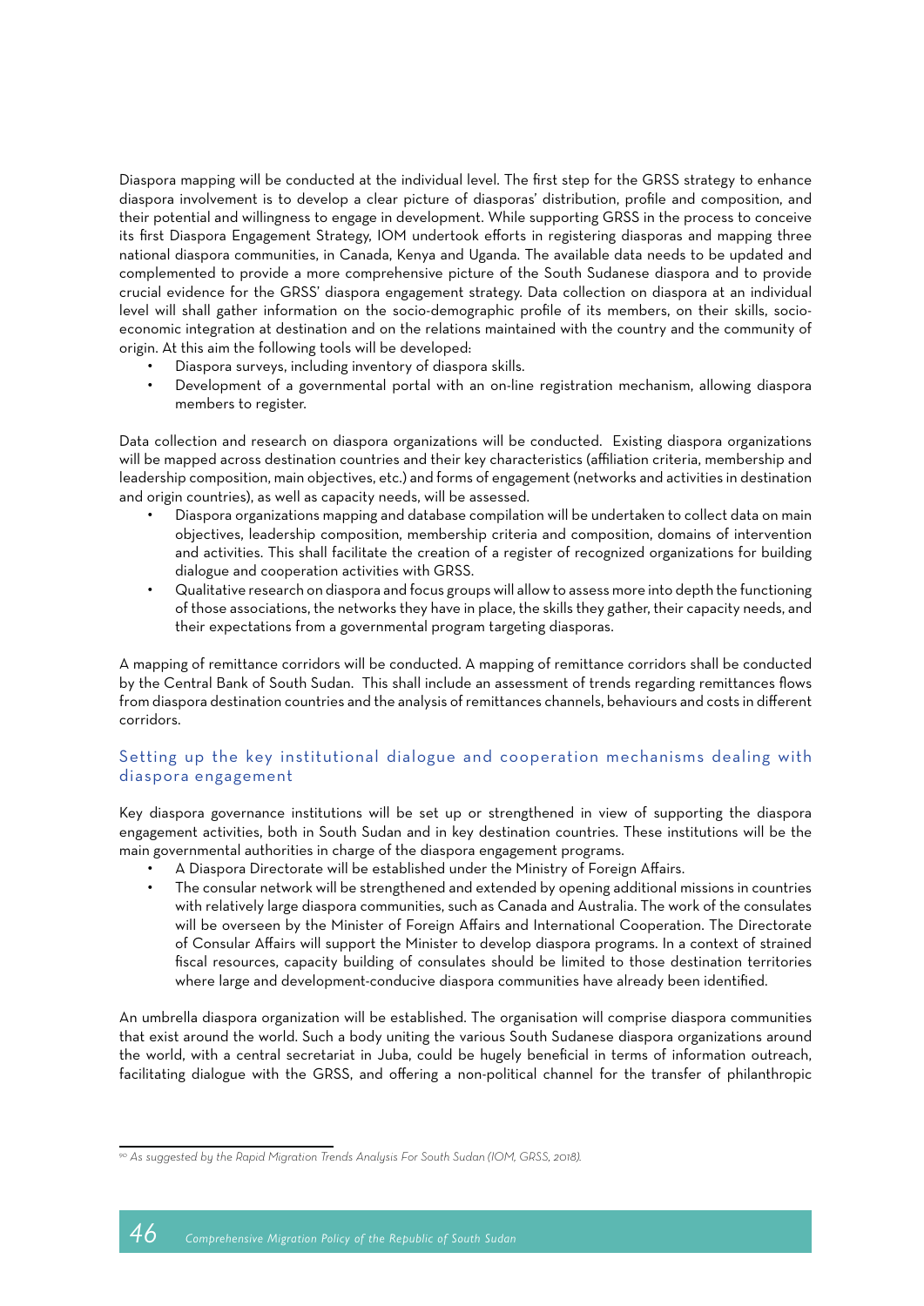Diaspora mapping will be conducted at the individual level. The first step for the GRSS strategy to enhance diaspora involvement is to develop a clear picture of diasporas' distribution, profile and composition, and their potential and willingness to engage in development. While supporting GRSS in the process to conceive its first Diaspora Engagement Strategy, IOM undertook efforts in registering diasporas and mapping three national diaspora communities, in Canada, Kenya and Uganda. The available data needs to be updated and complemented to provide a more comprehensive picture of the South Sudanese diaspora and to provide crucial evidence for the GRSS' diaspora engagement strategy. Data collection on diaspora at an individual level will shall gather information on the socio-demographic profile of its members, on their skills, socio-economic integration at destination and on the relations maintained with the country and the community of origin. At this aim the following tools will be developed:

- Diaspora surveys, including inventory of diaspora skills.
- Development of a governmental portal with an on-line registration mechanism, allowing diaspora members to register.

Data collection and research on diaspora organizations will be conducted. Existing diaspora organizations will be mapped across destination countries and their key characteristics (affiliation criteria, membership and leadership composition, main objectives, etc.) and forms of engagement (networks and activities in destination and origin countries), as well as capacity needs, will be assessed.

- Diaspora organizations mapping and database compilation will be undertaken to collect data on main objectives, leadership composition, membership criteria and composition, domains of intervention and activities. This shall facilitate the creation of a register of recognized organizations for building dialogue and cooperation activities with GRSS.
- Qualitative research on diaspora and focus groups will allow to assess more into depth the functioning of those associations, the networks they have in place, the skills they gather, their capacity needs, and their expectations from a governmental program targeting diasporas.

A mapping of remittance corridors will be conducted. A mapping of remittance corridors shall be conducted by the Central Bank of South Sudan. This shall include an assessment of trends regarding remittances flows from diaspora destination countries and the analysis of remittances channels, behaviours and costs in different corridors.

## Setting up the key institutional dialogue and cooperation mechanisms dealing with diaspora engagement

Key diaspora governance institutions will be set up or strengthened in view of supporting the diaspora engagement activities, both in South Sudan and in key destination countries. These institutions will be the main governmental authorities in charge of the diaspora engagement programs.

- A Diaspora Directorate will be established under the Ministry of Foreign Affairs.
- The consular network will be strengthened and extended by opening additional missions in countries with relatively large diaspora communities, such as Canada and Australia. The work of the consulates will be overseen by the Minister of Foreign Affairs and International Cooperation. The Directorate of Consular Affairs will support the Minister to develop diaspora programs. In a context of strained fiscal resources, capacity building of consulates should be limited to those destination territories where large and development-conducive diaspora communities have already been identified.

An umbrella diaspora organization will be established. The organisation will comprise diaspora communities that exist around the world. Such a body uniting the various South Sudanese diaspora organizations around the world, with a central secretariat in Juba, could be hugely beneficial in terms of information outreach, facilitating dialogue with the GRSS, and offering a non-political channel for the transfer of philanthropic

---

[90] *As suggested by the Rapid Migration Trends Analysis For South Sudan (IOM, GRSS, 2018).*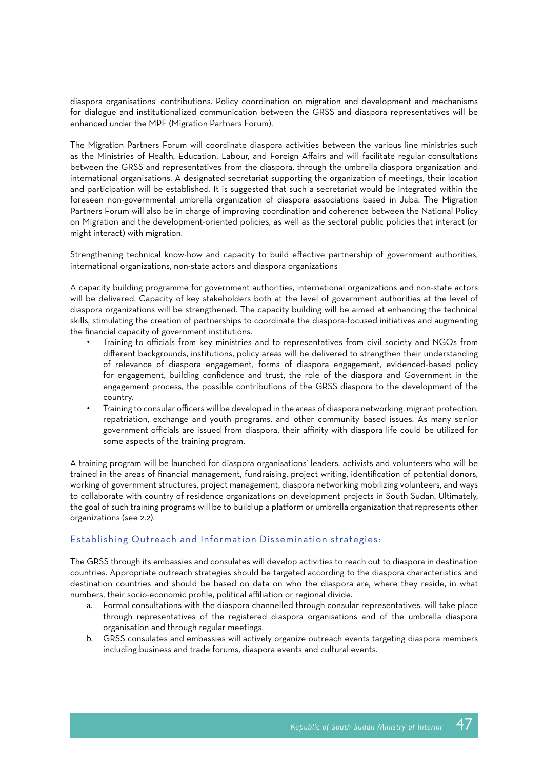diaspora organisations' contributions. Policy coordination on migration and development and mechanisms for dialogue and institutionalized communication between the GRSS and diaspora representatives will be enhanced under the MPF (Migration Partners Forum).

The Migration Partners Forum will coordinate diaspora activities between the various line ministries such as the Ministries of Health, Education, Labour, and Foreign Affairs and will facilitate regular consultations between the GRSS and representatives from the diaspora, through the umbrella diaspora organization and international organisations. A designated secretariat supporting the organization of meetings, their location and participation will be established. It is suggested that such a secretariat would be integrated within the foreseen non-governmental umbrella organization of diaspora associations based in Juba. The Migration Partners Forum will also be in charge of improving coordination and coherence between the National Policy on Migration and the development-oriented policies, as well as the sectoral public policies that interact (or might interact) with migration.

Strengthening technical know-how and capacity to build effective partnership of government authorities, international organizations, non-state actors and diaspora organizations

A capacity building programme for government authorities, international organizations and non-state actors will be delivered. Capacity of key stakeholders both at the level of government authorities at the level of diaspora organizations will be strengthened. The capacity building will be aimed at enhancing the technical skills, stimulating the creation of partnerships to coordinate the diaspora-focused initiatives and augmenting the financial capacity of government institutions.

- Training to officials from key ministries and to representatives from civil society and NGOs from different backgrounds, institutions, policy areas will be delivered to strengthen their understanding of relevance of diaspora engagement, forms of diaspora engagement, evidenced-based policy for engagement, building confidence and trust, the role of the diaspora and Government in the engagement process, the possible contributions of the GRSS diaspora to the development of the country.
- Training to consular officers will be developed in the areas of diaspora networking, migrant protection, repatriation, exchange and youth programs, and other community based issues. As many senior government officials are issued from diaspora, their affinity with diaspora life could be utilized for some aspects of the training program.

A training program will be launched for diaspora organisations' leaders, activists and volunteers who will be trained in the areas of financial management, fundraising, project writing, identification of potential donors, working of government structures, project management, diaspora networking mobilizing volunteers, and ways to collaborate with country of residence organizations on development projects in South Sudan. Ultimately, the goal of such training programs will be to build up a platform or umbrella organization that represents other organizations (see 2.2).

### Establishing Outreach and Information Dissemination strategies:

The GRSS through its embassies and consulates will develop activities to reach out to diaspora in destination countries. Appropriate outreach strategies should be targeted according to the diaspora characteristics and destination countries and should be based on data on who the diaspora are, where they reside, in what numbers, their socio-economic profile, political affiliation or regional divide.

a. Formal consultations with the diaspora channelled through consular representatives, will take place through representatives of the registered diaspora organisations and of the umbrella diaspora organisation and through regular meetings.
b. GRSS consulates and embassies will actively organize outreach events targeting diaspora members including business and trade forums, diaspora events and cultural events.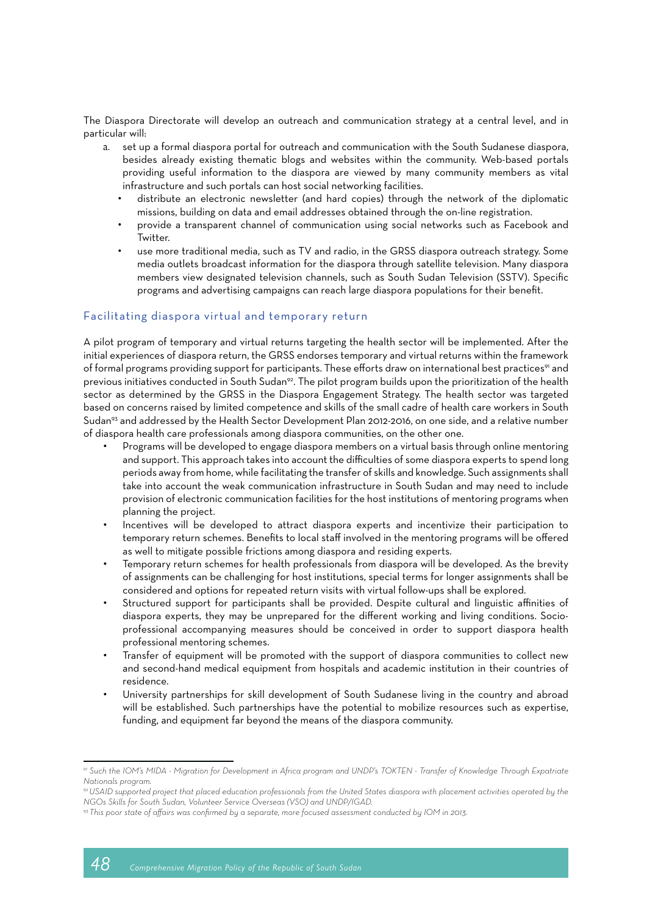The Diaspora Directorate will develop an outreach and communication strategy at a central level, and in particular will:

a. set up a formal diaspora portal for outreach and communication with the South Sudanese diaspora, besides already existing thematic blogs and websites within the community. Web-based portals providing useful information to the diaspora are viewed by many community members as vital infrastructure and such portals can host social networking facilities.
   - distribute an electronic newsletter (and hard copies) through the network of the diplomatic missions, building on data and email addresses obtained through the on-line registration.
   - provide a transparent channel of communication using social networks such as Facebook and Twitter.
   - use more traditional media, such as TV and radio, in the GRSS diaspora outreach strategy. Some media outlets broadcast information for the diaspora through satellite television. Many diaspora members view designated television channels, such as South Sudan Television (SSTV). Specific programs and advertising campaigns can reach large diaspora populations for their benefit.

## Facilitating diaspora virtual and temporary return

A pilot program of temporary and virtual returns targeting the health sector will be implemented. After the initial experiences of diaspora return, the GRSS endorses temporary and virtual returns within the framework of formal programs providing support for participants. These efforts draw on international best practices[91] and previous initiatives conducted in South Sudan[92]. The pilot program builds upon the prioritization of the health sector as determined by the GRSS in the Diaspora Engagement Strategy. The health sector was targeted based on concerns raised by limited competence and skills of the small cadre of health care workers in South Sudan[93] and addressed by the Health Sector Development Plan 2012-2016, on one side, and a relative number of diaspora health care professionals among diaspora communities, on the other one.

- Programs will be developed to engage diaspora members on a virtual basis through online mentoring and support. This approach takes into account the difficulties of some diaspora experts to spend long periods away from home, while facilitating the transfer of skills and knowledge. Such assignments shall take into account the weak communication infrastructure in South Sudan and may need to include provision of electronic communication facilities for the host institutions of mentoring programs when planning the project.
- Incentives will be developed to attract diaspora experts and incentivize their participation to temporary return schemes. Benefits to local staff involved in the mentoring programs will be offered as well to mitigate possible frictions among diaspora and residing experts.
- Temporary return schemes for health professionals from diaspora will be developed. As the brevity of assignments can be challenging for host institutions, special terms for longer assignments shall be considered and options for repeated return visits with virtual follow-ups shall be explored.
- Structured support for participants shall be provided. Despite cultural and linguistic affinities of diaspora experts, they may be unprepared for the different working and living conditions. Socio-professional accompanying measures should be conceived in order to support diaspora health professional mentoring schemes.
- Transfer of equipment will be promoted with the support of diaspora communities to collect new and second-hand medical equipment from hospitals and academic institution in their countries of residence.
- University partnerships for skill development of South Sudanese living in the country and abroad will be established. Such partnerships have the potential to mobilize resources such as expertise, funding, and equipment far beyond the means of the diaspora community.

---

[91] *Such the IOM's MIDA - Migration for Development in Africa program and UNDP's TOKTEN - Transfer of Knowledge Through Expatriate Nationals program.*

[92] *USAID supported project that placed education professionals from the United States diaspora with placement activities operated by the NGOs Skills for South Sudan, Volunteer Service Overseas (VSO) and UNDP/IGAD.*

[93] *This poor state of affairs was confirmed by a separate, more focused assessment conducted by IOM in 2013.*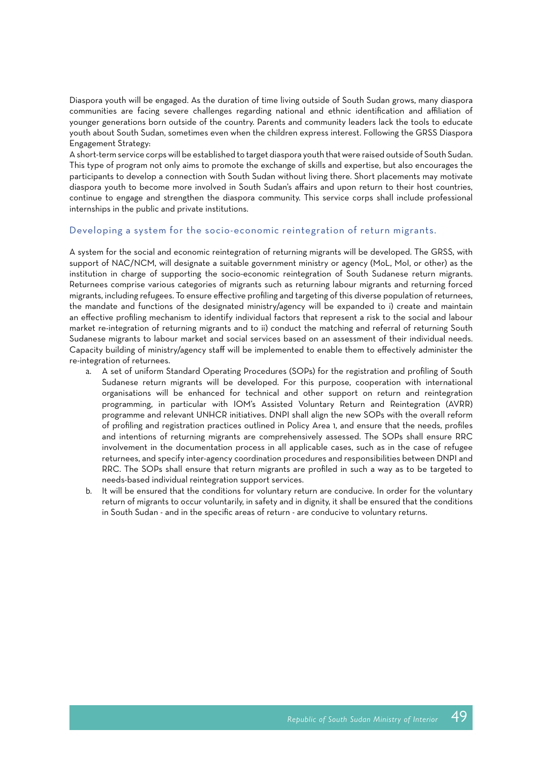Diaspora youth will be engaged. As the duration of time living outside of South Sudan grows, many diaspora communities are facing severe challenges regarding national and ethnic identification and affiliation of younger generations born outside of the country. Parents and community leaders lack the tools to educate youth about South Sudan, sometimes even when the children express interest. Following the GRSS Diaspora Engagement Strategy:

A short-term service corps will be established to target diaspora youth that were raised outside of South Sudan. This type of program not only aims to promote the exchange of skills and expertise, but also encourages the participants to develop a connection with South Sudan without living there. Short placements may motivate diaspora youth to become more involved in South Sudan's affairs and upon return to their host countries, continue to engage and strengthen the diaspora community. This service corps shall include professional internships in the public and private institutions.

### Developing a system for the socio-economic reintegration of return migrants.

A system for the social and economic reintegration of returning migrants will be developed. The GRSS, with support of NAC/NCM, will designate a suitable government ministry or agency (MoL, MoI, or other) as the institution in charge of supporting the socio-economic reintegration of South Sudanese return migrants. Returnees comprise various categories of migrants such as returning labour migrants and returning forced migrants, including refugees. To ensure effective profiling and targeting of this diverse population of returnees, the mandate and functions of the designated ministry/agency will be expanded to i) create and maintain an effective profiling mechanism to identify individual factors that represent a risk to the social and labour market re-integration of returning migrants and to ii) conduct the matching and referral of returning South Sudanese migrants to labour market and social services based on an assessment of their individual needs. Capacity building of ministry/agency staff will be implemented to enable them to effectively administer the re-integration of returnees.

a. A set of uniform Standard Operating Procedures (SOPs) for the registration and profiling of South Sudanese return migrants will be developed. For this purpose, cooperation with international organisations will be enhanced for technical and other support on return and reintegration programming, in particular with IOM's Assisted Voluntary Return and Reintegration (AVRR) programme and relevant UNHCR initiatives. DNPI shall align the new SOPs with the overall reform of profiling and registration practices outlined in Policy Area 1, and ensure that the needs, profiles and intentions of returning migrants are comprehensively assessed. The SOPs shall ensure RRC involvement in the documentation process in all applicable cases, such as in the case of refugee returnees, and specify inter-agency coordination procedures and responsibilities between DNPI and RRC. The SOPs shall ensure that return migrants are profiled in such a way as to be targeted to needs-based individual reintegration support services.

b. It will be ensured that the conditions for voluntary return are conducive. In order for the voluntary return of migrants to occur voluntarily, in safety and in dignity, it shall be ensured that the conditions in South Sudan - and in the specific areas of return - are conducive to voluntary returns.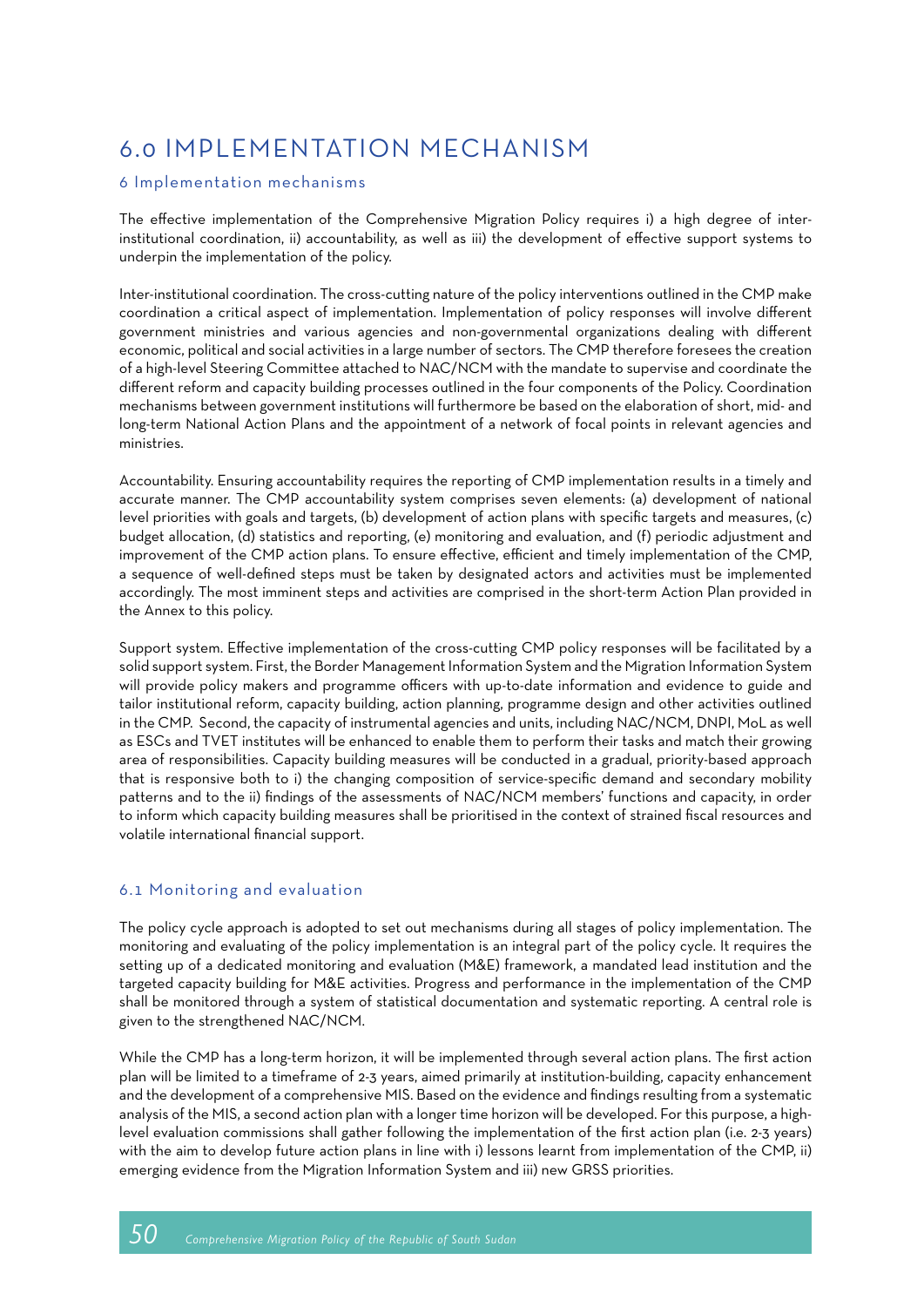# 6.0 IMPLEMENTATION MECHANISM

## 6 Implementation mechanisms

The effective implementation of the Comprehensive Migration Policy requires i) a high degree of inter-institutional coordination, ii) accountability, as well as iii) the development of effective support systems to underpin the implementation of the policy.

Inter-institutional coordination. The cross-cutting nature of the policy interventions outlined in the CMP make coordination a critical aspect of implementation. Implementation of policy responses will involve different government ministries and various agencies and non-governmental organizations dealing with different economic, political and social activities in a large number of sectors. The CMP therefore foresees the creation of a high-level Steering Committee attached to NAC/NCM with the mandate to supervise and coordinate the different reform and capacity building processes outlined in the four components of the Policy. Coordination mechanisms between government institutions will furthermore be based on the elaboration of short, mid- and long-term National Action Plans and the appointment of a network of focal points in relevant agencies and ministries.

Accountability. Ensuring accountability requires the reporting of CMP implementation results in a timely and accurate manner. The CMP accountability system comprises seven elements: (a) development of national level priorities with goals and targets, (b) development of action plans with specific targets and measures, (c) budget allocation, (d) statistics and reporting, (e) monitoring and evaluation, and (f) periodic adjustment and improvement of the CMP action plans. To ensure effective, efficient and timely implementation of the CMP, a sequence of well-defined steps must be taken by designated actors and activities must be implemented accordingly. The most imminent steps and activities are comprised in the short-term Action Plan provided in the Annex to this policy.

Support system. Effective implementation of the cross-cutting CMP policy responses will be facilitated by a solid support system. First, the Border Management Information System and the Migration Information System will provide policy makers and programme officers with up-to-date information and evidence to guide and tailor institutional reform, capacity building, action planning, programme design and other activities outlined in the CMP. Second, the capacity of instrumental agencies and units, including NAC/NCM, DNPI, MoL as well as ESCs and TVET institutes will be enhanced to enable them to perform their tasks and match their growing area of responsibilities. Capacity building measures will be conducted in a gradual, priority-based approach that is responsive both to i) the changing composition of service-specific demand and secondary mobility patterns and to the ii) findings of the assessments of NAC/NCM members' functions and capacity, in order to inform which capacity building measures shall be prioritised in the context of strained fiscal resources and volatile international financial support.

## 6.1 Monitoring and evaluation

The policy cycle approach is adopted to set out mechanisms during all stages of policy implementation. The monitoring and evaluating of the policy implementation is an integral part of the policy cycle. It requires the setting up of a dedicated monitoring and evaluation (M&E) framework, a mandated lead institution and the targeted capacity building for M&E activities. Progress and performance in the implementation of the CMP shall be monitored through a system of statistical documentation and systematic reporting. A central role is given to the strengthened NAC/NCM.

While the CMP has a long-term horizon, it will be implemented through several action plans. The first action plan will be limited to a timeframe of 2-3 years, aimed primarily at institution-building, capacity enhancement and the development of a comprehensive MIS. Based on the evidence and findings resulting from a systematic analysis of the MIS, a second action plan with a longer time horizon will be developed. For this purpose, a high-level evaluation commissions shall gather following the implementation of the first action plan (i.e. 2-3 years) with the aim to develop future action plans in line with i) lessons learnt from implementation of the CMP, ii) emerging evidence from the Migration Information System and iii) new GRSS priorities.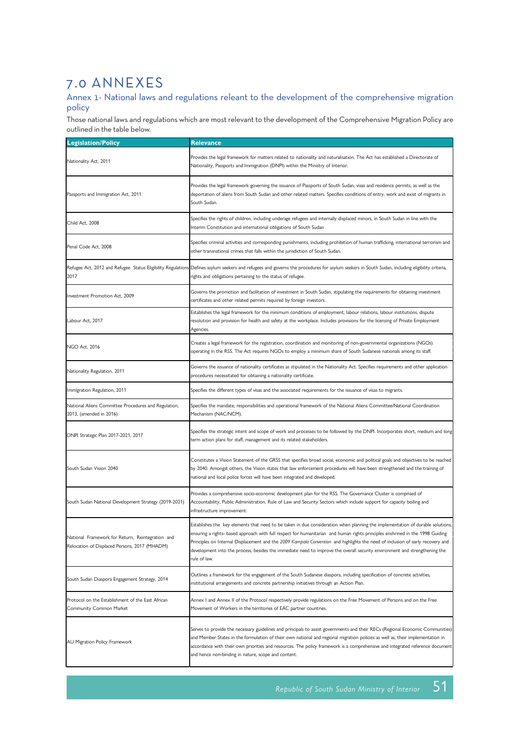# 7.0 ANNEXES

## Annex 1- National laws and regulations releant to the development of the comprehensive migration policy

Those national laws and regulations which are most relevant to the development of the Comprehensive Migration Policy are outlined in the table below.

| Legislation/Policy | Relevance |
|---|---|
| Nationality Act, 2011 | Provides the legal framework for matters related to nationality and naturalisation. The Act has established a Directorate of Nationality, Passports and Immigration (DNPI) within the Ministry of Interior. |
| Passports and Immigration Act, 2011 | Provides the legal framework governing the issuance of Passports of South Sudan, visas and residence permits, as well as the deportation of aliens from South Sudan and other related matters. Specifies conditions of entry, work and exist of migrants in South Sudan. |
| Child Act, 2008 | Specifies the rights of children, including underage refugees and internally displaced minors, in South Sudan in line with the Interim Constitution and international obligations of South Sudan |
| Penal Code Act, 2008 | Specifies criminal activities and corresponding punishments, including prohibition of human trafficking, international terrorism and other transnational crimes that falls within the jurisdiction of South Sudan. |
| Refugee Act, 2012 and Refugee Status Eligibility Regulations 2017 | Defines asylum seekers and refugees and governs the procedures for asylum seekers in South Sudan, including eligibility criteria, rights and obligations pertaining to the status of refugee. |
| Investment Promotion Act, 2009 | Governs the promotion and facilitation of investment in South Sudan, stipulating the requirements for obtaining investment certificates and other related permits required by foreign investors. |
| Labour Act, 2017 | Establishes the legal framework for the minimum conditions of employment, labour relations, labour institutions, dispute resolution and provision for health and safety at the workplace. Includes provisions for the licensing of Private Employment Agencies. |
| NGO Act, 2016 | Creates a legal framework for the registration, coordination and monitoring of non-governmental organizations (NGOs) operating in the RSS. The Act requires NGOs to employ a minimum share of South Sudanese nationals among its staff. |
| Nationality Regulation, 2011 | Governs the issuance of nationality certificates as stipulated in the Nationality Act. Specifies requirements and other application procedures necessitated for obtaining a nationality certificate. |
| Immigration Regulation, 2011 | Specifies the different types of visas and the associated requirements for the issuance of visas to migrants. |
| National Aliens Committee Procedures and Regulation, 2013, (amended in 2016) | Specifies the mandate, responsibilities and operational framework of the National Aliens Committee/National Coordination Mechanism (NAC/NCM). |
| DNPI Strategic Plan 2017-2021, 2017 | Specifies the strategic intent and scope of work and processes to be followed by the DNPI. Incorporates short, medium and long term action plans for staff, management and its related stakeholders. |
| South Sudan Vision 2040 | Constitutes a Vision Statement of the GRSS that specifies broad social, economic and political goals and objectives to be reached by 2040. Amongst others, the Vision states that law enforcement procedures will have been strengthened and the training of national and local police forces will have been integrated and developed. |
| South Sudan National Development Strategy (2019-2021) | Provides a comprehensive socio-economic development plan for the RSS. The Governance Cluster is comprised of Accountability, Public Administration, Rule of Law and Security Sectors which include support for capacity boiling and infrastructure improvement. |
| National Framework for Return, Reintegration and Relocation of Displaced Persons, 2017 (MHADM) | Establishes the key elements that need to be taken in due consideration when planning the implementation of durable solutions, ensuring a rights- based approach with full respect for humanitarian and human rights principles enshrined in the 1998 Guiding Principles on Internal Displacement and the 2009 *Kampala Convention* and highlights the need of inclusion of early recovery and development into the process, besides the immediate need to improve the overall security environment and strengthening the rule of law. |
| South Sudan Diaspora Engagement Strategy, 2014 | Outlines a framework for the engagement of the South Sudanese diaspora, including specification of concrete activities, institutional arrangements and concrete partnership initiatives through an Action Plan. |
| Protocol on the Establishment of the East African Community Common Market | Annex I and Annex II of the Protocol respectively provide regulations on the Free Movement of Persons and on the Free Movement of Workers in the territories of EAC partner countries. |
| AU Migration Policy Framework | Serves to provide the necessary guidelines and principals to assist governments and their RECs (Regional Economic Communities) and Member States in the formulation of their own national and regional migration policies as well as, their implementation in accordance with their own priorities and resources. The policy framework is a comprehensive and integrated reference document and hence non-binding in nature, scope and content. |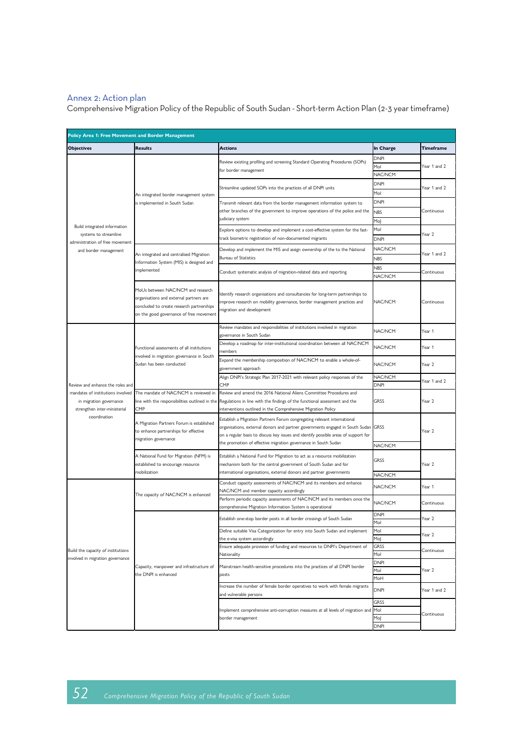## Annex 2: Action plan

Comprehensive Migration Policy of the Republic of South Sudan - Short-term Action Plan (2-3 year timeframe)

| **Policy Area 1: Free Movement and Border Management** | | | | |
|---|---|---|---|---|
| **Objectives** | **Results** | **Actions** | **In Charge** | **Timeframe** |
| Build integrated information systems to streamline administration of free movement and border management | An integrated border management system is implemented in South Sudan | Review existing profiling and screening Standard Operating Procedures (SOPs) for border management | DNPI<br>MoI<br>NAC/NCM | Year 1 and 2 |
| | | Streamline updated SOPs into the practices of all DNPI units | DNPI<br>MoI | Year 1 and 2 |
| | | Transmit relevant data from the border management information system to other branches of the government to improve operations of the police and the judiciary system | DNPI<br>NBS<br>MoJ | Continuous |
| | | Explore options to develop and implement a cost-effective system for the fast-track biometric registration of non-documented migrants | MoI<br>DNPI | Year 2 |
| | An integrated and centralised Migration Information System (MIS) is designed and implemented | Develop and implement the MIS and assign ownership of the to the National Bureau of Statistics | NAC/NCM<br>NBS | Year 1 and 2 |
| | | Conduct systematic analysis of migration-related data and reporting | NBS<br>NAC/NCM | Continuous |
| | MoUs between NAC/NCM and research organisations and external partners are concluded to create research partnerships on the good governance of free movement | Identify research organisations and consultancies for long-term partnerships to improve research on mobility governance, border management practices and migration and development | NAC/NCM | Continuous |
| Review and enhance the roles and mandates of institutions involved in migration governance strengthen inter-ministerial coordination | Functional assessments of all institutions involved in migration governance in South Sudan has been conducted | Review mandates and responsibilities of institutions involved in migration governance in South Sudan | NAC/NCM | Year 1 |
| | | Develop a roadmap for inter-institutional coordination between all NAC/NCM members | NAC/NCM | Year 1 |
| | | Expand the membership composition of NAC/NCM to enable a whole-of-government approach | NAC/NCM | Year 2 |
| | | Align DNPI's Strategic Plan 2017-2021 with relevant policy responses of the CMP | NAC/NCM<br>DNPI | Year 1 and 2 |
| | The mandate of NAC/NCM is reviewed in line with the responsibilities outlined in the CMP | Review and amend the 2016 National Aliens Committee Procedures and Regulations in line with the findings of the functional assessment and the interventions outlined in the Comprehensive Migration Policy | GRSS | Year 2 |
| | A Migration Partners Forum is established to enhance partnerships for effective migration governance | Establish a Migration Partners Forum congregating relevant international organisations, external donors and partner governments engaged in South Sudan on a regular basis to discuss key issues and identify possible areas of support for the promotion of effective migration governance in South Sudan | GRSS<br>NAC/NCM | Year 2 |
| | A National Fund for Migration (NFM) is established to encourage resource mobilization | Establish a National Fund for Migration to act as a resource mobilization mechanism both for the central government of South Sudan and for international organisations, external donors and partner governments | GRSS<br>NAC/NCM | Year 2 |
| Build the capacity of institutions involved in migration governance | The capacity of NAC/NCM is enhanced | Conduct capacity assessments of NAC/NCM and its members and enhance NAC/NCM and member capacity accordingly | NAC/NCM | Year 1 |
| | | Perform periodic capacity assessments of NAC/NCM and its members once the comprehensive Migration Information System is operational | NAC/NCM | Continuous |
| | Capacity, manpower and infrastructure of the DNPI is enhanced | Establish one-stop border posts in all border crossings of South Sudan | DNPI<br>MoI | Year 2 |
| | | Define suitable Visa Categorization for entry into South Sudan and implement the e-visa system accordingly | MoI<br>MoJ | Year 2 |
| | | Ensure adequate provision of funding and resources to DNPI's Department of Nationality | GRSS<br>MoI | Continuous |
| | | Mainstream health-sensitive procedures into the practices of all DNPI border posts | DNPI<br>MoI<br>MoH | Year 2 |
| | | Increase the number of female border operatives to work with female migrants and vulnerable persons | DNPI | Year 1 and 2 |
| | | Implement comprehensive anti-corruption measures at all levels of migration and border management | GRSS<br>MoI<br>MoJ<br>DNPI | Continuous |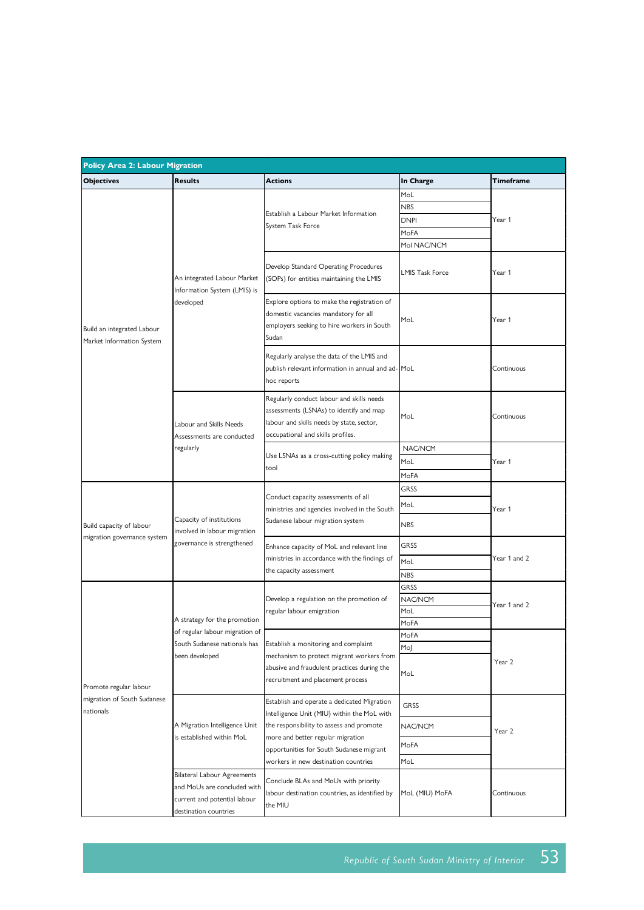| Policy Area 2: Labour Migration | | | | |
|---|---|---|---|---|
| **Objectives** | **Results** | **Actions** | **In Charge** | **Timeframe** |
| Build an integrated Labour Market Information System | An integrated Labour Market Information System (LMIS) is developed | Establish a Labour Market Information System Task Force | MoL<br>NBS<br>DNPI<br>MoFA<br>MoI NAC/NCM | Year 1 |
| | | Develop Standard Operating Procedures (SOPs) for entities maintaining the LMIS | LMIS Task Force | Year 1 |
| | | Explore options to make the registration of domestic vacancies mandatory for all employers seeking to hire workers in South Sudan | MoL | Year 1 |
| | | Regularly analyse the data of the LMIS and publish relevant information in annual and ad-hoc reports | MoL | Continuous |
| | Labour and Skills Needs Assessments are conducted regularly | Regularly conduct labour and skills needs assessments (LSNAs) to identify and map labour and skills needs by state, sector, occupational and skills profiles. | MoL | Continuous |
| | | Use LSNAs as a cross-cutting policy making tool | NAC/NCM<br>MoL<br>MoFA | Year 1 |
| Build capacity of labour migration governance system | Capacity of institutions involved in labour migration governance is strengthened | Conduct capacity assessments of all ministries and agencies involved in the South Sudanese labour migration system | GRSS<br>MoL<br>NBS | Year 1 |
| | | Enhance capacity of MoL and relevant line ministries in accordance with the findings of the capacity assessment | GRSS<br>MoL<br>NBS | Year 1 and 2 |
| Promote regular labour migration of South Sudanese nationals | A strategy for the promotion of regular labour migration of South Sudanese nationals has been developed | Develop a regulation on the promotion of regular labour emigration | GRSS<br>NAC/NCM<br>MoL<br>MoFA | Year 1 and 2 |
| | | Establish a monitoring and complaint mechanism to protect migrant workers from abusive and fraudulent practices during the recruitment and placement process | MoFA<br>MoJ<br>MoL | Year 2 |
| | A Migration Intelligence Unit is established within MoL | Establish and operate a dedicated Migration Intelligence Unit (MIU) within the MoL with the responsibility to assess and promote more and better regular migration opportunities for South Sudanese migrant workers in new destination countries | GRSS<br>NAC/NCM<br>MoFA<br>MoL | Year 2 |
| | Bilateral Labour Agreements and MoUs are concluded with current and potential labour destination countries | Conclude BLAs and MoUs with priority labour destination countries, as identified by the MIU | MoL (MIU) MoFA | Continuous |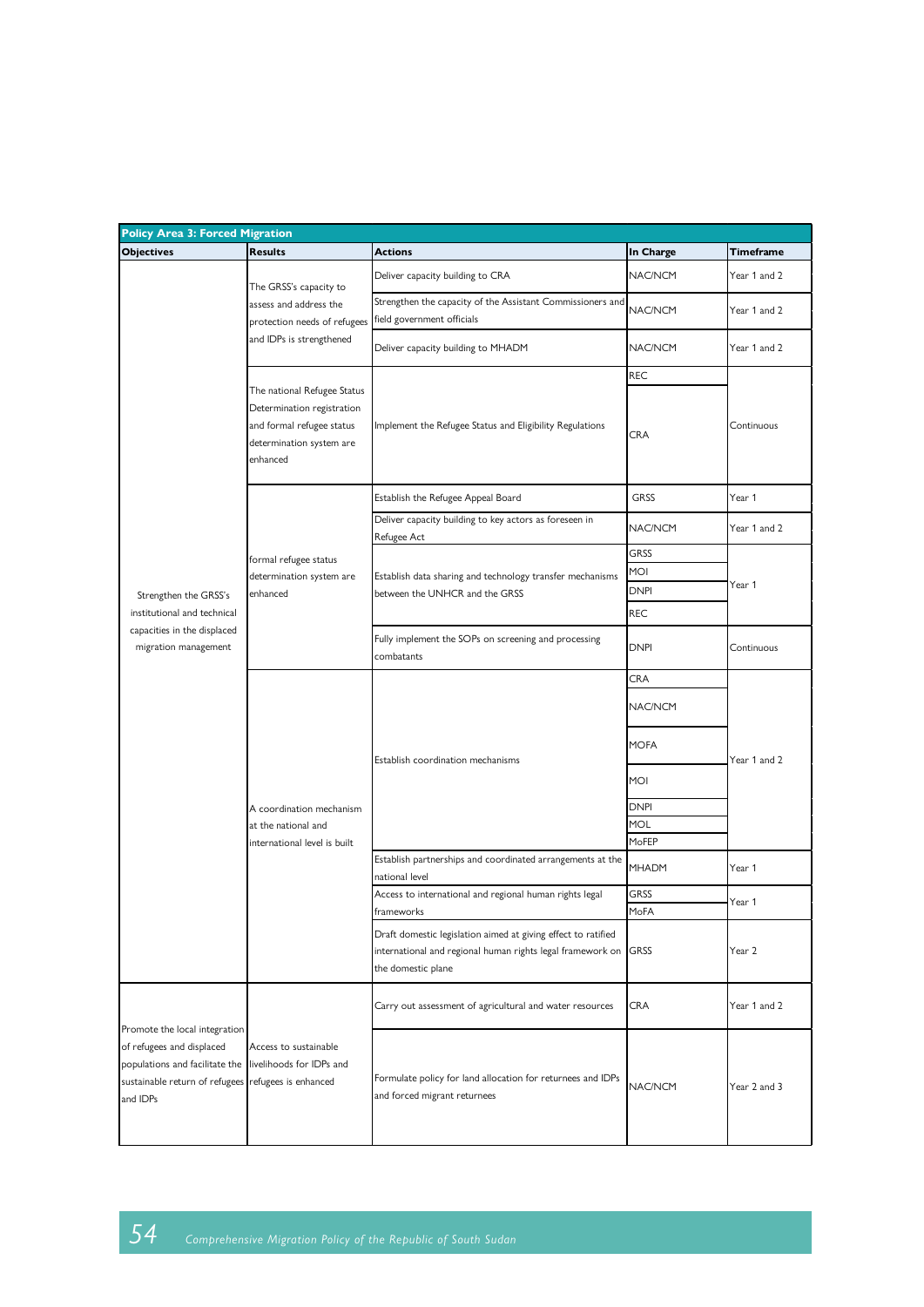| Policy Area 3: Forced Migration | | | | |
|---|---|---|---|---|
| **Objectives** | **Results** | **Actions** | **In Charge** | **Timeframe** |
| Strengthen the GRSS's institutional and technical capacities in the displaced migration management | The GRSS's capacity to assess and address the protection needs of refugees and IDPs is strengthened | Deliver capacity building to CRA | NAC/NCM | Year 1 and 2 |
| | | Strengthen the capacity of the Assistant Commissioners and field government officials | NAC/NCM | Year 1 and 2 |
| | | Deliver capacity building to MHADM | NAC/NCM | Year 1 and 2 |
| | The national Refugee Status Determination registration and formal refugee status determination system are enhanced | Implement the Refugee Status and Eligibility Regulations | REC<br>CRA | Continuous |
| | formal refugee status determination system are enhanced | Establish the Refugee Appeal Board | GRSS | Year 1 |
| | | Deliver capacity building to key actors as foreseen in Refugee Act | NAC/NCM | Year 1 and 2 |
| | | Establish data sharing and technology transfer mechanisms between the UNHCR and the GRSS | GRSS<br>MOI<br>DNPI<br>REC | Year 1 |
| | | Fully implement the SOPs on screening and processing combatants | DNPI | Continuous |
| | A coordination mechanism at the national and international level is built | Establish coordination mechanisms | CRA<br>NAC/NCM<br>MOFA<br>MOI<br>DNPI<br>MOL<br>MoFEP | Year 1 and 2 |
| | | Establish partnerships and coordinated arrangements at the national level | MHADM | Year 1 |
| | | Access to international and regional human rights legal frameworks | GRSS<br>MoFA | Year 1 |
| | | Draft domestic legislation aimed at giving effect to ratified international and regional human rights legal framework on the domestic plane | GRSS | Year 2 |
| Promote the local integration of refugees and displaced populations and facilitate the sustainable return of refugees and IDPs | Access to sustainable livelihoods for IDPs and refugees is enhanced | Carry out assessment of agricultural and water resources | CRA | Year 1 and 2 |
| | | Formulate policy for land allocation for returnees and IDPs and forced migrant returnees | NAC/NCM | Year 2 and 3 |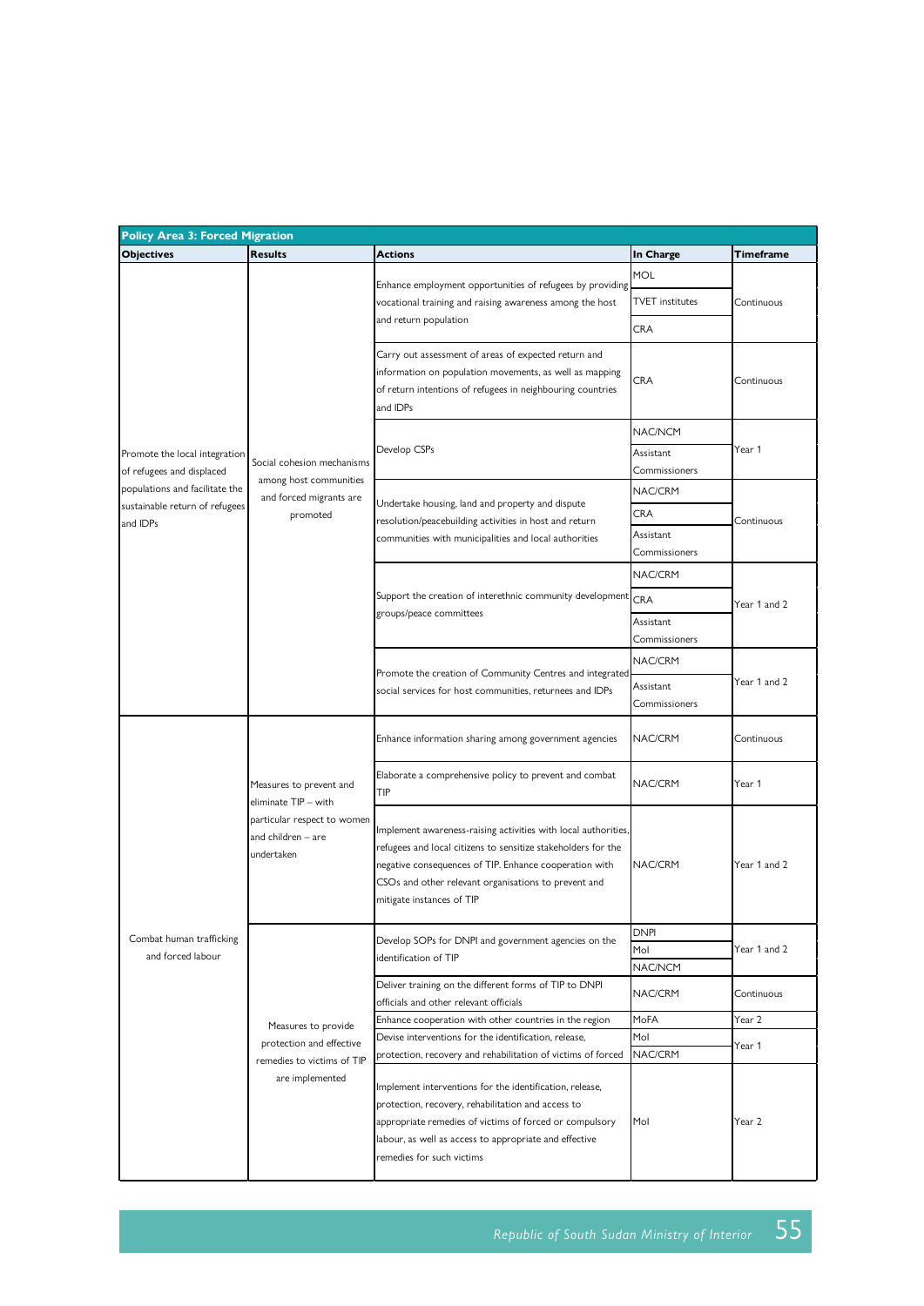| Policy Area 3: Forced Migration | | | | |
|---|---|---|---|---|
| **Objectives** | **Results** | **Actions** | **In Charge** | **Timeframe** |
| Promote the local integration of refugees and displaced populations and facilitate the sustainable return of refugees and IDPs | Social cohesion mechanisms among host communities and forced migrants are promoted | Enhance employment opportunities of refugees by providing vocational training and raising awareness among the host and return population | MOL<br>TVET institutes<br>CRA | Continuous |
| | | Carry out assessment of areas of expected return and information on population movements, as well as mapping of return intentions of refugees in neighbouring countries and IDPs | CRA | Continuous |
| | | Develop CSPs | NAC/NCM<br>Assistant Commissioners | Year 1 |
| | | Undertake housing, land and property and dispute resolution/peacebuilding activities in host and return communities with municipalities and local authorities | NAC/CRM<br>CRA<br>Assistant Commissioners | Continuous |
| | | Support the creation of interethnic community development groups/peace committees | NAC/CRM<br>CRA<br>Assistant Commissioners | Year 1 and 2 |
| | | Promote the creation of Community Centres and integrated social services for host communities, returnees and IDPs | NAC/CRM<br>Assistant Commissioners | Year 1 and 2 |
| Combat human trafficking and forced labour | Measures to prevent and eliminate TIP – with particular respect to women and children – are undertaken | Enhance information sharing among government agencies | NAC/CRM | Continuous |
| | | Elaborate a comprehensive policy to prevent and combat TIP | NAC/CRM | Year 1 |
| | | Implement awareness-raising activities with local authorities, refugees and local citizens to sensitize stakeholders for the negative consequences of TIP. Enhance cooperation with CSOs and other relevant organisations to prevent and mitigate instances of TIP | NAC/CRM | Year 1 and 2 |
| | Measures to provide protection and effective remedies to victims of TIP are implemented | Develop SOPs for DNPI and government agencies on the identification of TIP | DNPI<br>MoI<br>NAC/NCM | Year 1 and 2 |
| | | Deliver training on the different forms of TIP to DNPI officials and other relevant officials | NAC/CRM | Continuous |
| | | Enhance cooperation with other countries in the region | MoFA | Year 2 |
| | | Devise interventions for the identification, release, protection, recovery and rehabilitation of victims of forced | MoI<br>NAC/CRM | Year 1 |
| | | Implement interventions for the identification, release, protection, recovery, rehabilitation and access to appropriate remedies of victims of forced or compulsory labour, as well as access to appropriate and effective remedies for such victims | MoI | Year 2 |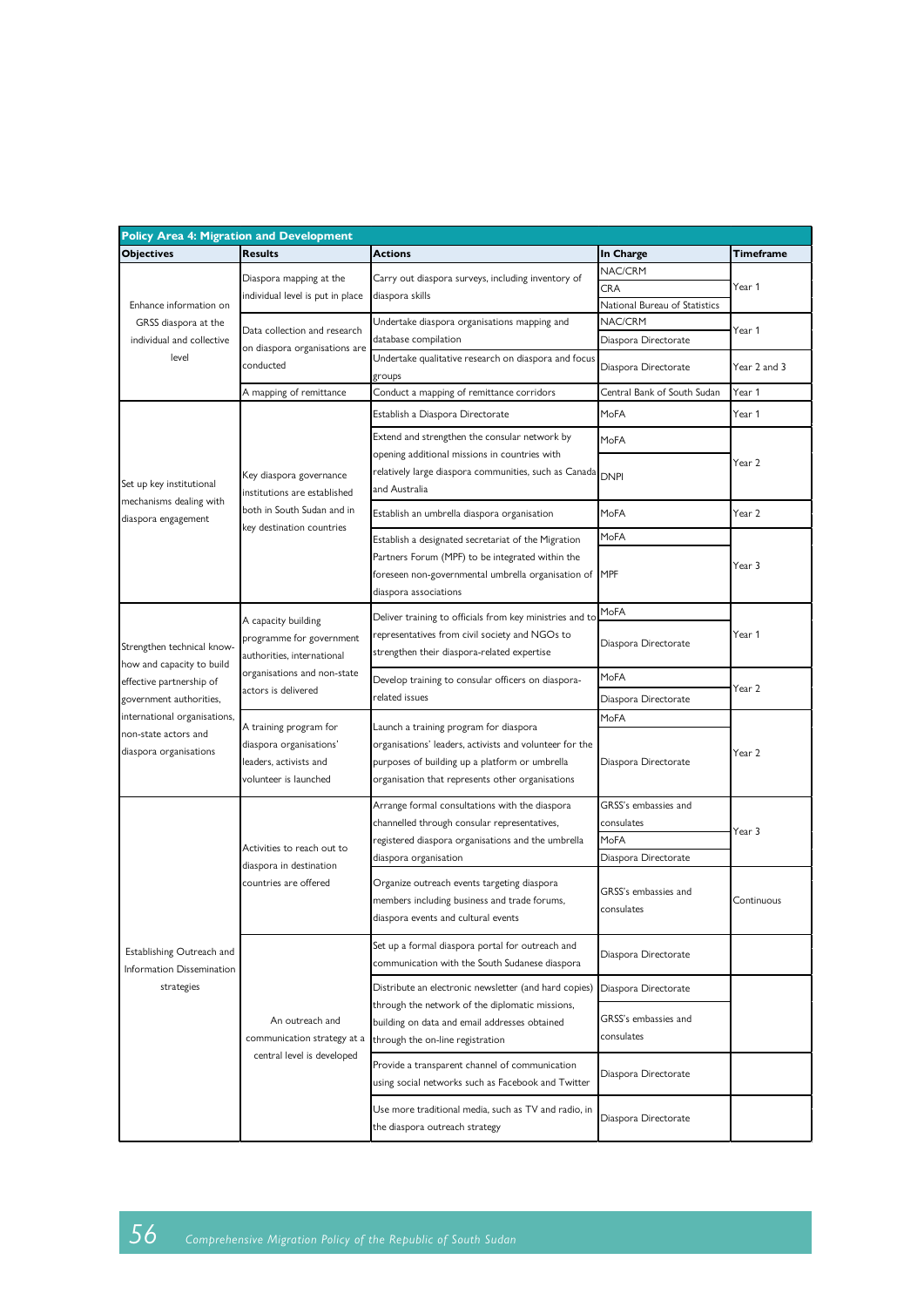| Policy Area 4: Migration and Development | | | | |
|---|---|---|---|---|
| **Objectives** | **Results** | **Actions** | **In Charge** | **Timeframe** |
| Enhance information on GRSS diaspora at the individual and collective level | Diaspora mapping at the individual level is put in place | Carry out diaspora surveys, including inventory of diaspora skills | NAC/CRM | Year 1 |
| | | | CRA | |
| | | | National Bureau of Statistics | |
| | Data collection and research on diaspora organisations are conducted | Undertake diaspora organisations mapping and database compilation | NAC/CRM | Year 1 |
| | | | Diaspora Directorate | |
| | | Undertake qualitative research on diaspora and focus groups | Diaspora Directorate | Year 2 and 3 |
| | A mapping of remittance | Conduct a mapping of remittance corridors | Central Bank of South Sudan | Year 1 |
| Set up key institutional mechanisms dealing with diaspora engagement | Key diaspora governance institutions are established both in South Sudan and in key destination countries | Establish a Diaspora Directorate | MoFA | Year 1 |
| | | Extend and strengthen the consular network by opening additional missions in countries with relatively large diaspora communities, such as Canada and Australia | MoFA | Year 2 |
| | | | DNPI | |
| | | Establish an umbrella diaspora organisation | MoFA | Year 2 |
| | | Establish a designated secretariat of the Migration Partners Forum (MPF) to be integrated within the foreseen non-governmental umbrella organisation of diaspora associations | MoFA | Year 3 |
| | | | MPF | |
| Strengthen technical know-how and capacity to build effective partnership of government authorities, international organisations, non-state actors and diaspora organisations | A capacity building programme for government authorities, international organisations and non-state actors is delivered | Deliver training to officials from key ministries and to representatives from civil society and NGOs to strengthen their diaspora-related expertise | MoFA | Year 1 |
| | | | Diaspora Directorate | |
| | | Develop training to consular officers on diaspora-related issues | MoFA | Year 2 |
| | | | Diaspora Directorate | |
| | A training program for diaspora organisations' leaders, activists and volunteer is launched | Launch a training program for diaspora organisations' leaders, activists and volunteer for the purposes of building up a platform or umbrella organisation that represents other organisations | MoFA | Year 2 |
| | | | Diaspora Directorate | |
| Establishing Outreach and Information Dissemination strategies | Activities to reach out to diaspora in destination countries are offered | Arrange formal consultations with the diaspora channelled through consular representatives, registered diaspora organisations and the umbrella diaspora organisation | GRSS's embassies and consulates | Year 3 |
| | | | MoFA | |
| | | | Diaspora Directorate | |
| | | Organize outreach events targeting diaspora members including business and trade forums, diaspora events and cultural events | GRSS's embassies and consulates | Continuous |
| | An outreach and communication strategy at a central level is developed | Set up a formal diaspora portal for outreach and communication with the South Sudanese diaspora | Diaspora Directorate | |
| | | Distribute an electronic newsletter (and hard copies) through the network of the diplomatic missions, building on data and email addresses obtained through the on-line registration | Diaspora Directorate | |
| | | | GRSS's embassies and consulates | |
| | | Provide a transparent channel of communication using social networks such as Facebook and Twitter | Diaspora Directorate | |
| | | Use more traditional media, such as TV and radio, in the diaspora outreach strategy | Diaspora Directorate | |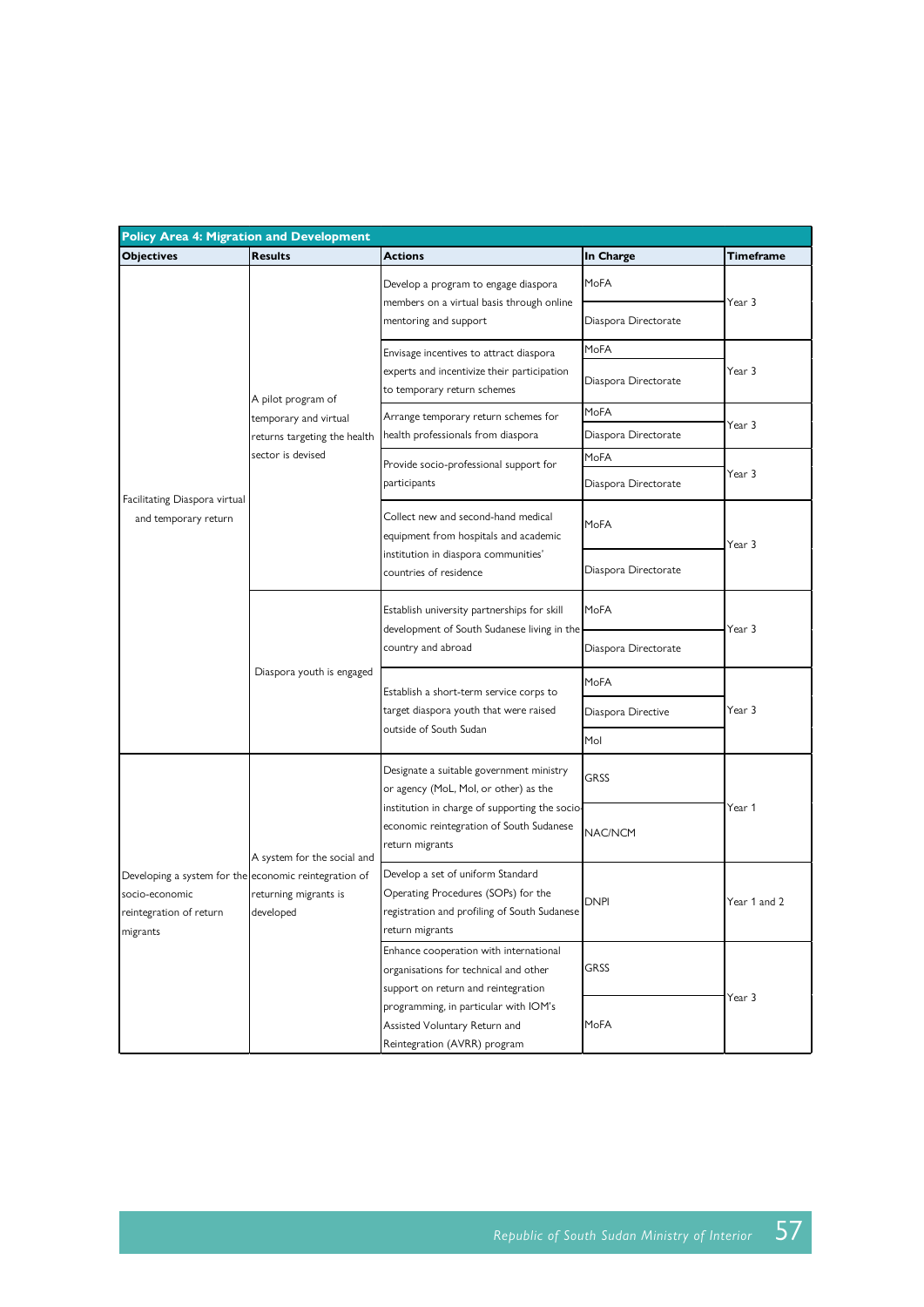| Policy Area 4: Migration and Development | | | | |
|---|---|---|---|---|
| **Objectives** | **Results** | **Actions** | **In Charge** | **Timeframe** |
| Facilitating Diaspora virtual and temporary return | A pilot program of temporary and virtual returns targeting the health sector is devised | Develop a program to engage diaspora members on a virtual basis through online mentoring and support | MoFA | Year 3 |
| | | | Diaspora Directorate | |
| | | Envisage incentives to attract diaspora experts and incentivize their participation to temporary return schemes | MoFA | Year 3 |
| | | | Diaspora Directorate | |
| | | Arrange temporary return schemes for health professionals from diaspora | MoFA | Year 3 |
| | | | Diaspora Directorate | |
| | | Provide socio-professional support for participants | MoFA | Year 3 |
| | | | Diaspora Directorate | |
| | | Collect new and second-hand medical equipment from hospitals and academic institution in diaspora communities' countries of residence | MoFA | Year 3 |
| | | | Diaspora Directorate | |
| | Diaspora youth is engaged | Establish university partnerships for skill development of South Sudanese living in the country and abroad | MoFA | Year 3 |
| | | | Diaspora Directorate | |
| | | Establish a short-term service corps to target diaspora youth that were raised outside of South Sudan | MoFA | Year 3 |
| | | | Diaspora Directive | |
| | | | MoI | |
| Developing a system for the socio-economic reintegration of return migrants | A system for the social and economic reintegration of returning migrants is developed | Designate a suitable government ministry or agency (MoL, MoI, or other) as the institution in charge of supporting the socio-economic reintegration of South Sudanese return migrants | GRSS | Year 1 |
| | | | NAC/NCM | |
| | | Develop a set of uniform Standard Operating Procedures (SOPs) for the registration and profiling of South Sudanese return migrants | DNPI | Year 1 and 2 |
| | | Enhance cooperation with international organisations for technical and other support on return and reintegration programming, in particular with IOM's Assisted Voluntary Return and Reintegration (AVRR) program | GRSS | Year 3 |
| | | | MoFA | |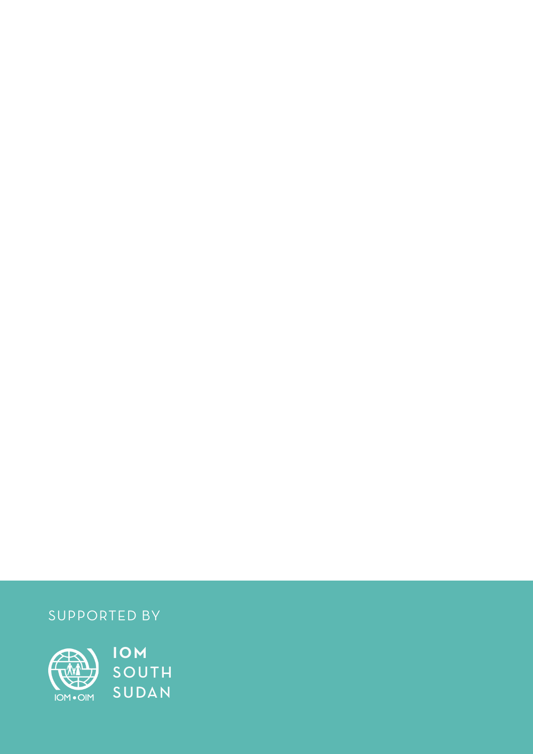SUPPORTED BY

IOM • OIM

IOM
SOUTH
SUDAN